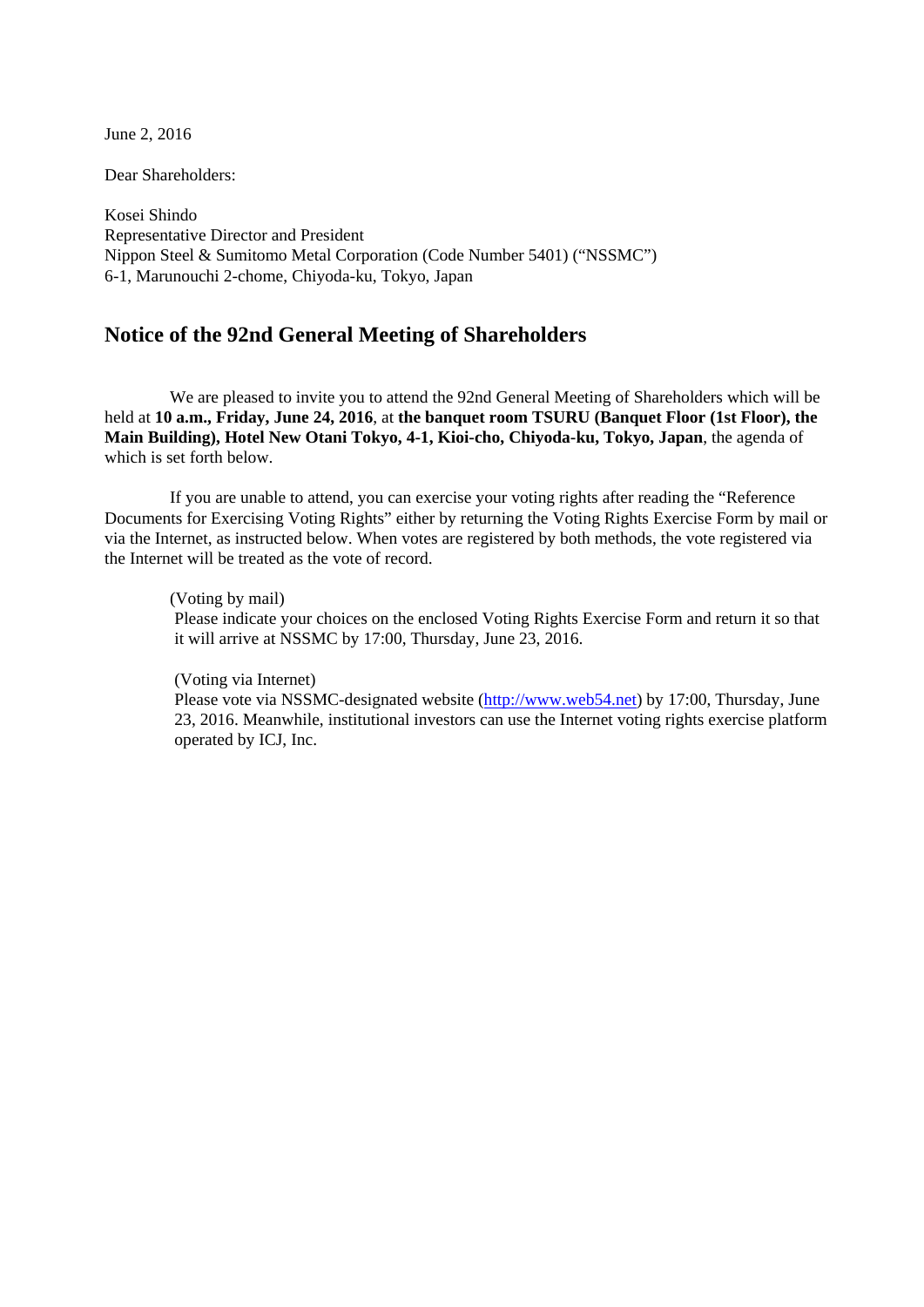June 2, 2016

Dear Shareholders:

Kosei Shindo
Representative Director and President
Nippon Steel & Sumitomo Metal Corporation (Code Number 5401) ("NSSMC")
6-1, Marunouchi 2-chome, Chiyoda-ku, Tokyo, Japan

## Notice of the 92nd General Meeting of Shareholders

We are pleased to invite you to attend the 92nd General Meeting of Shareholders which will be held at **10 a.m., Friday, June 24, 2016**, at **the banquet room TSURU (Banquet Floor (1st Floor), the Main Building), Hotel New Otani Tokyo, 4-1, Kioi-cho, Chiyoda-ku, Tokyo, Japan**, the agenda of which is set forth below.

If you are unable to attend, you can exercise your voting rights after reading the "Reference Documents for Exercising Voting Rights" either by returning the Voting Rights Exercise Form by mail or via the Internet, as instructed below. When votes are registered by both methods, the vote registered via the Internet will be treated as the vote of record.

(Voting by mail)
Please indicate your choices on the enclosed Voting Rights Exercise Form and return it so that it will arrive at NSSMC by 17:00, Thursday, June 23, 2016.

(Voting via Internet)
Please vote via NSSMC-designated website (http://www.web54.net) by 17:00, Thursday, June 23, 2016. Meanwhile, institutional investors can use the Internet voting rights exercise platform operated by ICJ, Inc.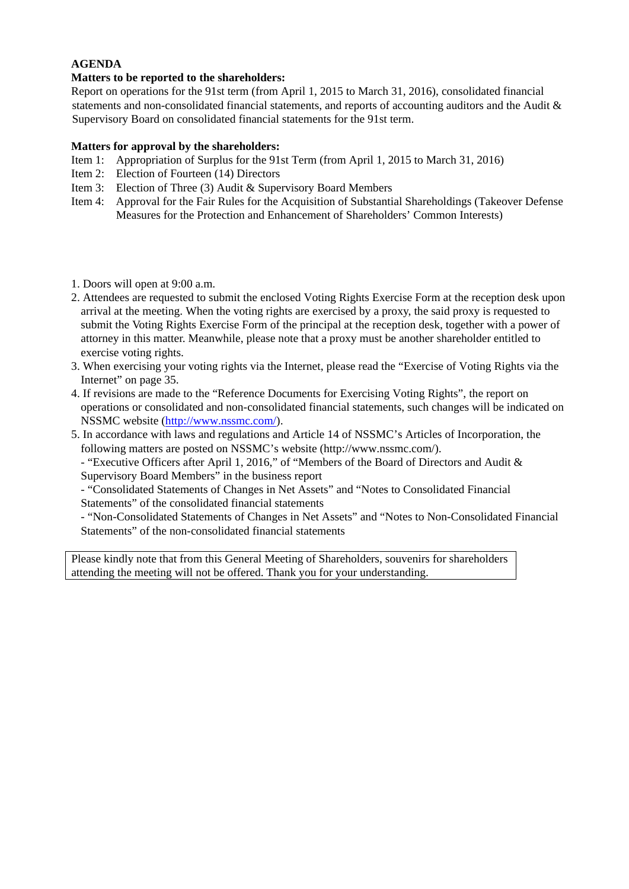**AGENDA**

**Matters to be reported to the shareholders:**

Report on operations for the 91st term (from April 1, 2015 to March 31, 2016), consolidated financial statements and non-consolidated financial statements, and reports of accounting auditors and the Audit & Supervisory Board on consolidated financial statements for the 91st term.

**Matters for approval by the shareholders:**

Item 1: Appropriation of Surplus for the 91st Term (from April 1, 2015 to March 31, 2016)

Item 2: Election of Fourteen (14) Directors

Item 3: Election of Three (3) Audit & Supervisory Board Members

Item 4: Approval for the Fair Rules for the Acquisition of Substantial Shareholdings (Takeover Defense Measures for the Protection and Enhancement of Shareholders' Common Interests)

1. Doors will open at 9:00 a.m.
2. Attendees are requested to submit the enclosed Voting Rights Exercise Form at the reception desk upon arrival at the meeting. When the voting rights are exercised by a proxy, the said proxy is requested to submit the Voting Rights Exercise Form of the principal at the reception desk, together with a power of attorney in this matter. Meanwhile, please note that a proxy must be another shareholder entitled to exercise voting rights.
3. When exercising your voting rights via the Internet, please read the "Exercise of Voting Rights via the Internet" on page 35.
4. If revisions are made to the "Reference Documents for Exercising Voting Rights", the report on operations or consolidated and non-consolidated financial statements, such changes will be indicated on NSSMC website (http://www.nssmc.com/).
5. In accordance with laws and regulations and Article 14 of NSSMC's Articles of Incorporation, the following matters are posted on NSSMC's website (http://www.nssmc.com/).
   - "Executive Officers after April 1, 2016," of "Members of the Board of Directors and Audit & Supervisory Board Members" in the business report
   - "Consolidated Statements of Changes in Net Assets" and "Notes to Consolidated Financial Statements" of the consolidated financial statements
   - "Non-Consolidated Statements of Changes in Net Assets" and "Notes to Non-Consolidated Financial Statements" of the non-consolidated financial statements

Please kindly note that from this General Meeting of Shareholders, souvenirs for shareholders attending the meeting will not be offered. Thank you for your understanding.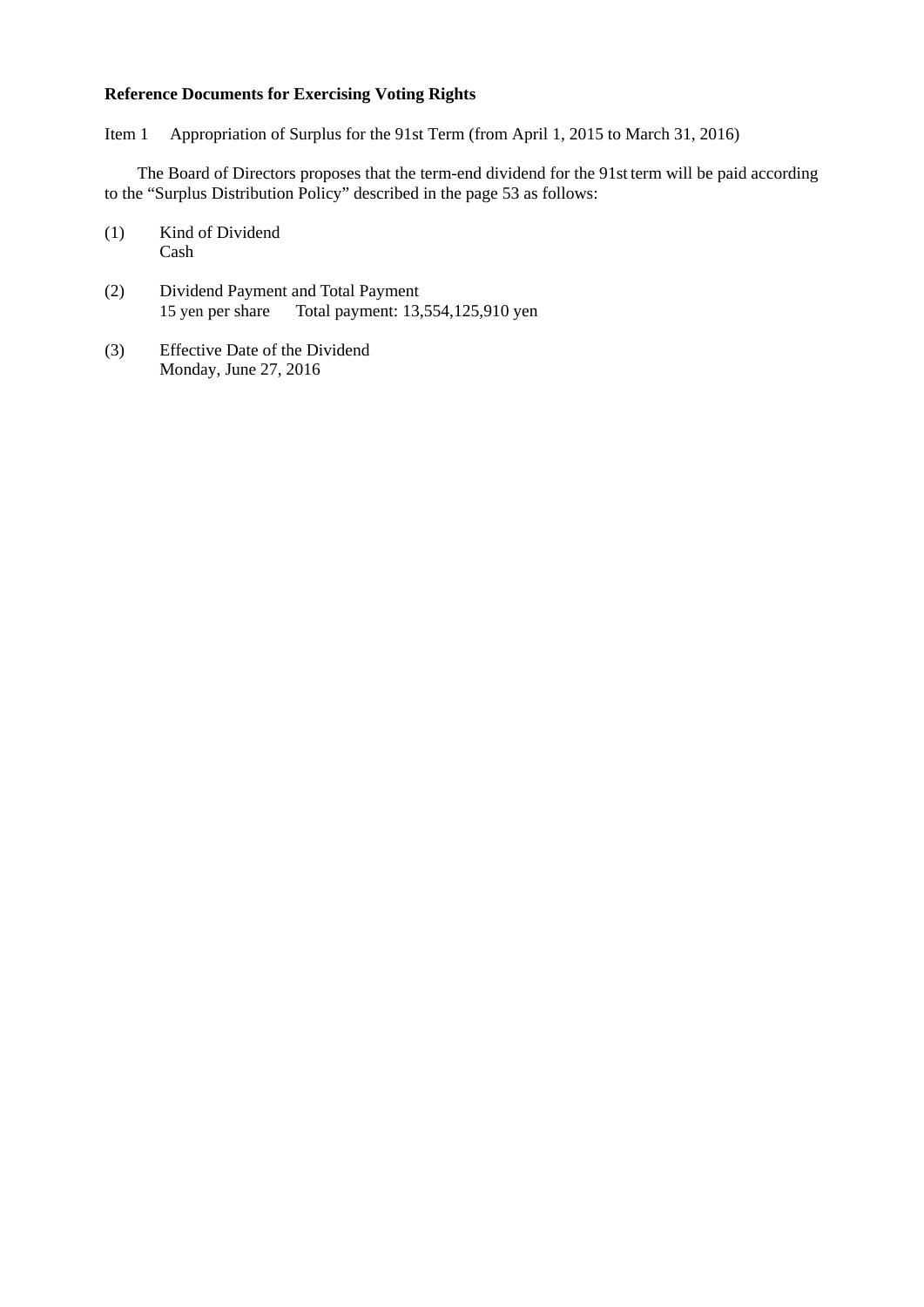**Reference Documents for Exercising Voting Rights**

Item 1 Appropriation of Surplus for the 91st Term (from April 1, 2015 to March 31, 2016)

The Board of Directors proposes that the term-end dividend for the 91st term will be paid according to the "Surplus Distribution Policy" described in the page 53 as follows:

(1) Kind of Dividend
Cash

(2) Dividend Payment and Total Payment
15 yen per share Total payment: 13,554,125,910 yen

(3) Effective Date of the Dividend
Monday, June 27, 2016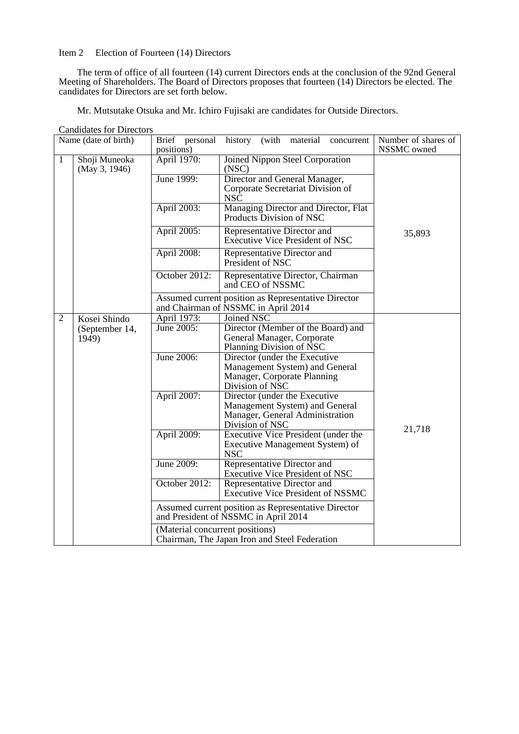Item 2 Election of Fourteen (14) Directors

The term of office of all fourteen (14) current Directors ends at the conclusion of the 92nd General Meeting of Shareholders. The Board of Directors proposes that fourteen (14) Directors be elected. The candidates for Directors are set forth below.

Mr. Mutsutake Otsuka and Mr. Ichiro Fujisaki are candidates for Outside Directors.

Candidates for Directors

| Name (date of birth) | | Brief personal history (with material concurrent positions) | | Number of shares of NSSMC owned |
|---|---|---|---|---|
| 1 | Shoji Muneoka (May 3, 1946) | April 1970: | Joined Nippon Steel Corporation (NSC) | 35,893 |
| | | June 1999: | Director and General Manager, Corporate Secretariat Division of NSC | |
| | | April 2003: | Managing Director and Director, Flat Products Division of NSC | |
| | | April 2005: | Representative Director and Executive Vice President of NSC | |
| | | April 2008: | Representative Director and President of NSC | |
| | | October 2012: | Representative Director, Chairman and CEO of NSSMC | |
| | | Assumed current position as Representative Director and Chairman of NSSMC in April 2014 | | |
| 2 | Kosei Shindo (September 14, 1949) | April 1973: | Joined NSC | 21,718 |
| | | June 2005: | Director (Member of the Board) and General Manager, Corporate Planning Division of NSC | |
| | | June 2006: | Director (under the Executive Management System) and General Manager, Corporate Planning Division of NSC | |
| | | April 2007: | Director (under the Executive Management System) and General Manager, General Administration Division of NSC | |
| | | April 2009: | Executive Vice President (under the Executive Management System) of NSC | |
| | | June 2009: | Representative Director and Executive Vice President of NSC | |
| | | October 2012: | Representative Director and Executive Vice President of NSSMC | |
| | | Assumed current position as Representative Director and President of NSSMC in April 2014 | | |
| | | (Material concurrent positions) Chairman, The Japan Iron and Steel Federation | | |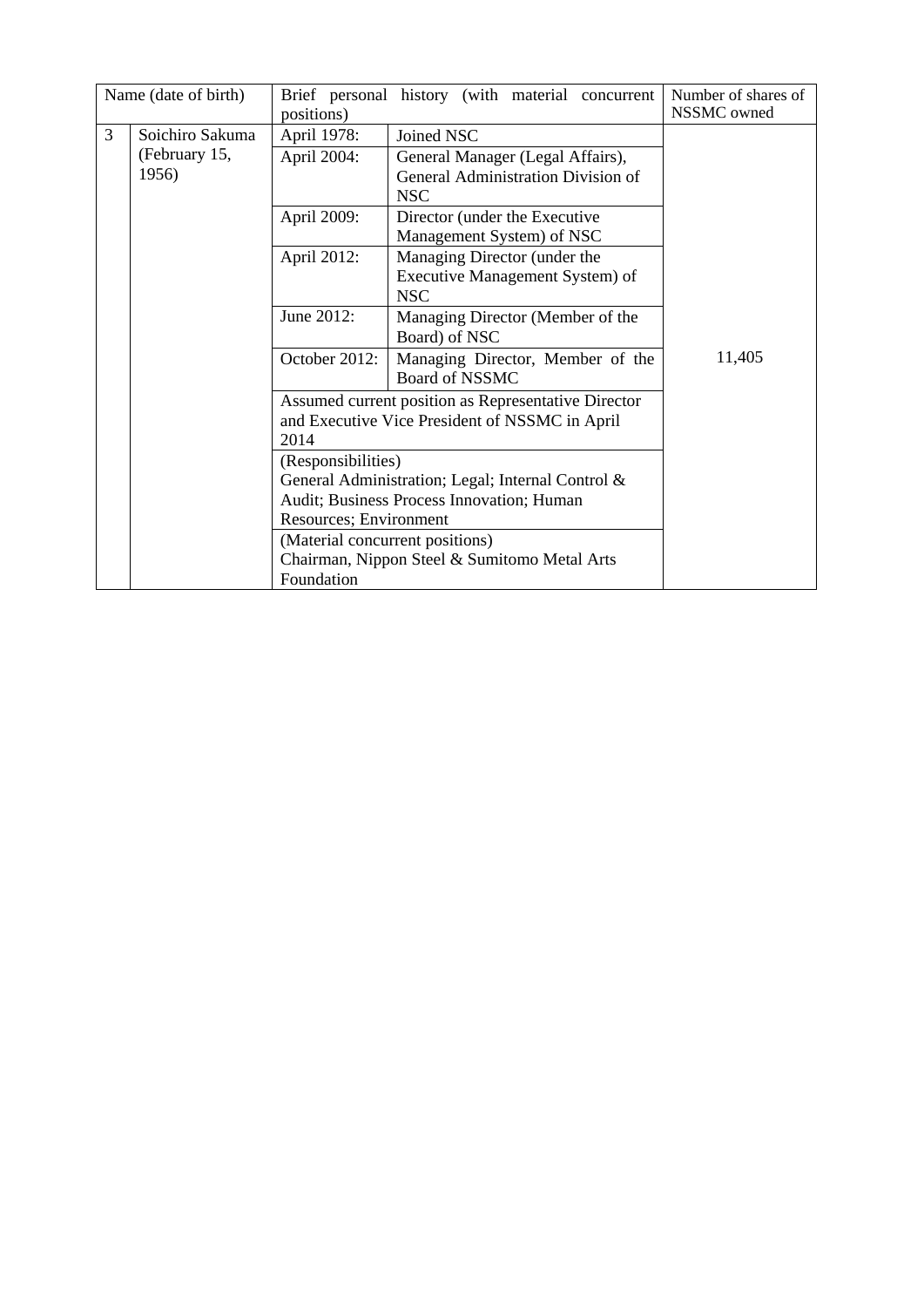| Name (date of birth) | | Brief personal history (with material concurrent positions) | | Number of shares of NSSMC owned |
|---|---|---|---|---|
| 3 | Soichiro Sakuma (February 15, 1956) | April 1978: | Joined NSC | 11,405 |
| | | April 2004: | General Manager (Legal Affairs), General Administration Division of NSC | |
| | | April 2009: | Director (under the Executive Management System) of NSC | |
| | | April 2012: | Managing Director (under the Executive Management System) of NSC | |
| | | June 2012: | Managing Director (Member of the Board) of NSC | |
| | | October 2012: | Managing Director, Member of the Board of NSSMC | |
| | | Assumed current position as Representative Director and Executive Vice President of NSSMC in April 2014 | | |
| | | (Responsibilities) General Administration; Legal; Internal Control & Audit; Business Process Innovation; Human Resources; Environment | | |
| | | (Material concurrent positions) Chairman, Nippon Steel & Sumitomo Metal Arts Foundation | | |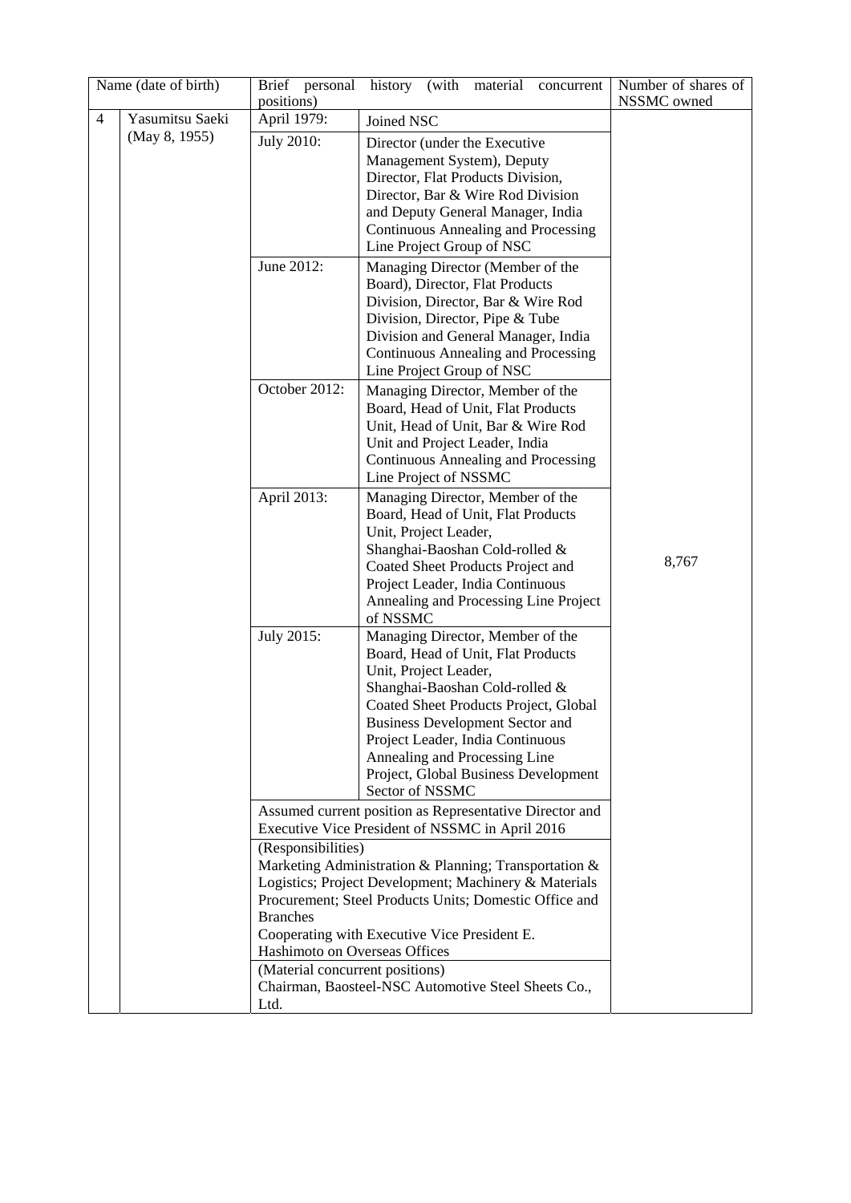| | Name (date of birth) | Brief personal history (with material concurrent positions) | | Number of shares of NSSMC owned |
|---|---|---|---|---|
| 4 | Yasumitsu Saeki (May 8, 1955) | April 1979: | Joined NSC | 8,767 |
| | | July 2010: | Director (under the Executive Management System), Deputy Director, Flat Products Division, Director, Bar & Wire Rod Division and Deputy General Manager, India Continuous Annealing and Processing Line Project Group of NSC | |
| | | June 2012: | Managing Director (Member of the Board), Director, Flat Products Division, Director, Bar & Wire Rod Division, Director, Pipe & Tube Division and General Manager, India Continuous Annealing and Processing Line Project Group of NSC | |
| | | October 2012: | Managing Director, Member of the Board, Head of Unit, Flat Products Unit, Head of Unit, Bar & Wire Rod Unit and Project Leader, India Continuous Annealing and Processing Line Project of NSSMC | |
| | | April 2013: | Managing Director, Member of the Board, Head of Unit, Flat Products Unit, Project Leader, Shanghai-Baoshan Cold-rolled & Coated Sheet Products Project and Project Leader, India Continuous Annealing and Processing Line Project of NSSMC | |
| | | July 2015: | Managing Director, Member of the Board, Head of Unit, Flat Products Unit, Project Leader, Shanghai-Baoshan Cold-rolled & Coated Sheet Products Project, Global Business Development Sector and Project Leader, India Continuous Annealing and Processing Line Project, Global Business Development Sector of NSSMC | |
| | | Assumed current position as Representative Director and Executive Vice President of NSSMC in April 2016 | | |
| | | (Responsibilities) Marketing Administration & Planning; Transportation & Logistics; Project Development; Machinery & Materials Procurement; Steel Products Units; Domestic Office and Branches<br>Cooperating with Executive Vice President E. Hashimoto on Overseas Offices | | |
| | | (Material concurrent positions) Chairman, Baosteel-NSC Automotive Steel Sheets Co., Ltd. | | |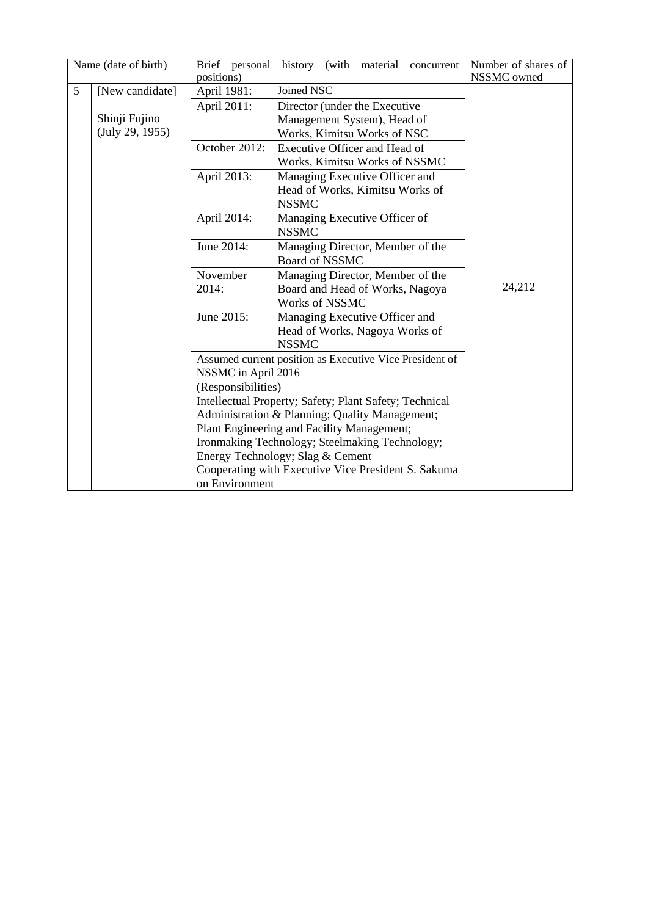| Name (date of birth) | | Brief personal history (with material concurrent positions) | | Number of shares of NSSMC owned |
|---|---|---|---|---|
| 5 | [New candidate]<br><br>Shinji Fujino<br>(July 29, 1955) | April 1981: | Joined NSC | 24,212 |
| | | April 2011: | Director (under the Executive Management System), Head of Works, Kimitsu Works of NSC | |
| | | October 2012: | Executive Officer and Head of Works, Kimitsu Works of NSSMC | |
| | | April 2013: | Managing Executive Officer and Head of Works, Kimitsu Works of NSSMC | |
| | | April 2014: | Managing Executive Officer of NSSMC | |
| | | June 2014: | Managing Director, Member of the Board of NSSMC | |
| | | November 2014: | Managing Director, Member of the Board and Head of Works, Nagoya Works of NSSMC | |
| | | June 2015: | Managing Executive Officer and Head of Works, Nagoya Works of NSSMC | |
| | | Assumed current position as Executive Vice President of NSSMC in April 2016 | | |
| | | (Responsibilities)<br>Intellectual Property; Safety; Plant Safety; Technical Administration & Planning; Quality Management; Plant Engineering and Facility Management; Ironmaking Technology; Steelmaking Technology; Energy Technology; Slag & Cement<br>Cooperating with Executive Vice President S. Sakuma on Environment | | |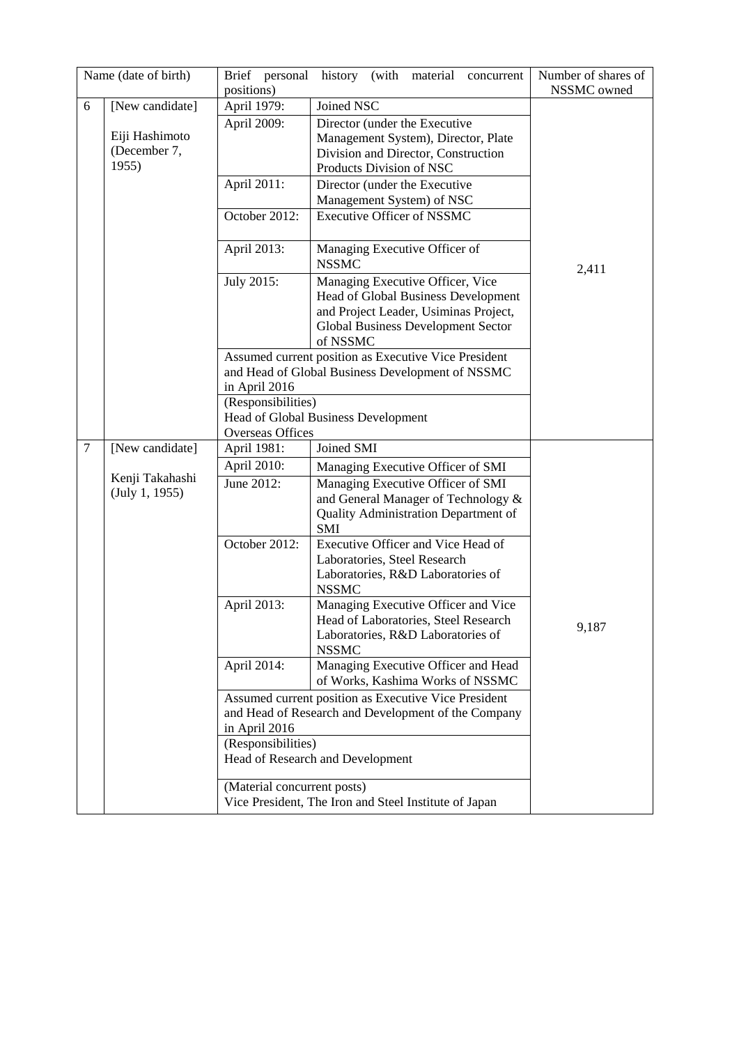| | Name (date of birth) | Brief personal history (with material concurrent positions) | | Number of shares of NSSMC owned |
|---|---|---|---|---|
| 6 | [New candidate]<br><br>Eiji Hashimoto<br>(December 7, 1955) | April 1979: | Joined NSC | 2,411 |
| | | April 2009: | Director (under the Executive Management System), Director, Plate Division and Director, Construction Products Division of NSC | |
| | | April 2011: | Director (under the Executive Management System) of NSC | |
| | | October 2012: | Executive Officer of NSSMC | |
| | | April 2013: | Managing Executive Officer of NSSMC | |
| | | July 2015: | Managing Executive Officer, Vice Head of Global Business Development and Project Leader, Usiminas Project, Global Business Development Sector of NSSMC | |
| | | Assumed current position as Executive Vice President and Head of Global Business Development of NSSMC in April 2016 | | |
| | | (Responsibilities)<br>Head of Global Business Development<br>Overseas Offices | | |
| 7 | [New candidate]<br><br>Kenji Takahashi<br>(July 1, 1955) | April 1981: | Joined SMI | 9,187 |
| | | April 2010: | Managing Executive Officer of SMI | |
| | | June 2012: | Managing Executive Officer of SMI and General Manager of Technology & Quality Administration Department of SMI | |
| | | October 2012: | Executive Officer and Vice Head of Laboratories, Steel Research Laboratories, R&D Laboratories of NSSMC | |
| | | April 2013: | Managing Executive Officer and Vice Head of Laboratories, Steel Research Laboratories, R&D Laboratories of NSSMC | |
| | | April 2014: | Managing Executive Officer and Head of Works, Kashima Works of NSSMC | |
| | | Assumed current position as Executive Vice President and Head of Research and Development of the Company in April 2016 | | |
| | | (Responsibilities)<br>Head of Research and Development | | |
| | | (Material concurrent posts)<br>Vice President, The Iron and Steel Institute of Japan | | |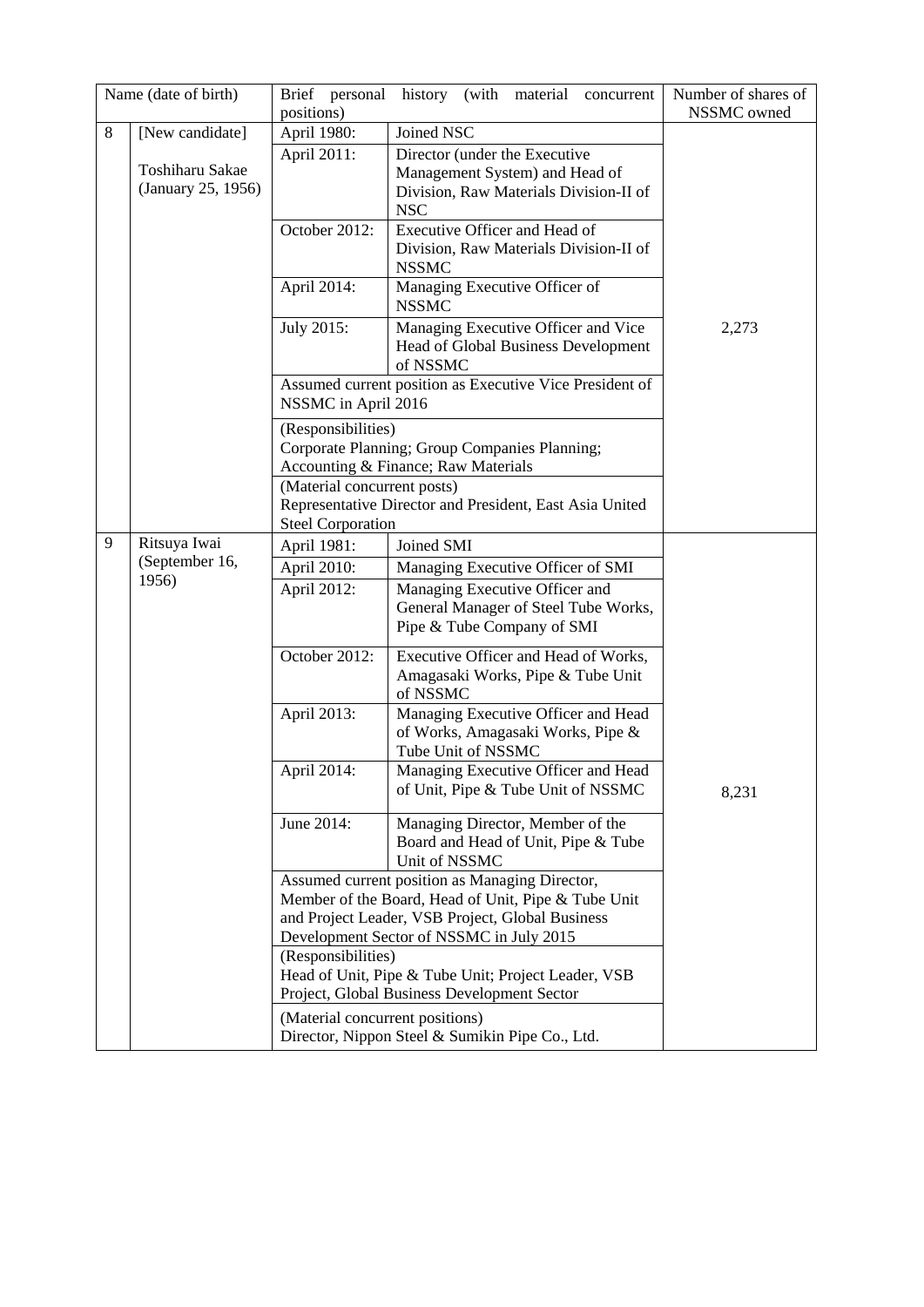| | Name (date of birth) | Brief personal history (with material concurrent positions) | | Number of shares of NSSMC owned |
|---|---|---|---|---|
| 8 | [New candidate]<br><br>Toshiharu Sakae<br>(January 25, 1956) | April 1980: | Joined NSC | 2,273 |
| | | April 2011: | Director (under the Executive Management System) and Head of Division, Raw Materials Division-II of NSC | |
| | | October 2012: | Executive Officer and Head of Division, Raw Materials Division-II of NSSMC | |
| | | April 2014: | Managing Executive Officer of NSSMC | |
| | | July 2015: | Managing Executive Officer and Vice Head of Global Business Development of NSSMC | |
| | | Assumed current position as Executive Vice President of NSSMC in April 2016 | | |
| | | (Responsibilities)<br>Corporate Planning; Group Companies Planning; Accounting & Finance; Raw Materials | | |
| | | (Material concurrent posts)<br>Representative Director and President, East Asia United Steel Corporation | | |
| 9 | Ritsuya Iwai<br>(September 16, 1956) | April 1981: | Joined SMI | 8,231 |
| | | April 2010: | Managing Executive Officer of SMI | |
| | | April 2012: | Managing Executive Officer and General Manager of Steel Tube Works, Pipe & Tube Company of SMI | |
| | | October 2012: | Executive Officer and Head of Works, Amagasaki Works, Pipe & Tube Unit of NSSMC | |
| | | April 2013: | Managing Executive Officer and Head of Works, Amagasaki Works, Pipe & Tube Unit of NSSMC | |
| | | April 2014: | Managing Executive Officer and Head of Unit, Pipe & Tube Unit of NSSMC | |
| | | June 2014: | Managing Director, Member of the Board and Head of Unit, Pipe & Tube Unit of NSSMC | |
| | | Assumed current position as Managing Director, Member of the Board, Head of Unit, Pipe & Tube Unit and Project Leader, VSB Project, Global Business Development Sector of NSSMC in July 2015 | | |
| | | (Responsibilities)<br>Head of Unit, Pipe & Tube Unit; Project Leader, VSB Project, Global Business Development Sector | | |
| | | (Material concurrent positions)<br>Director, Nippon Steel & Sumikin Pipe Co., Ltd. | | |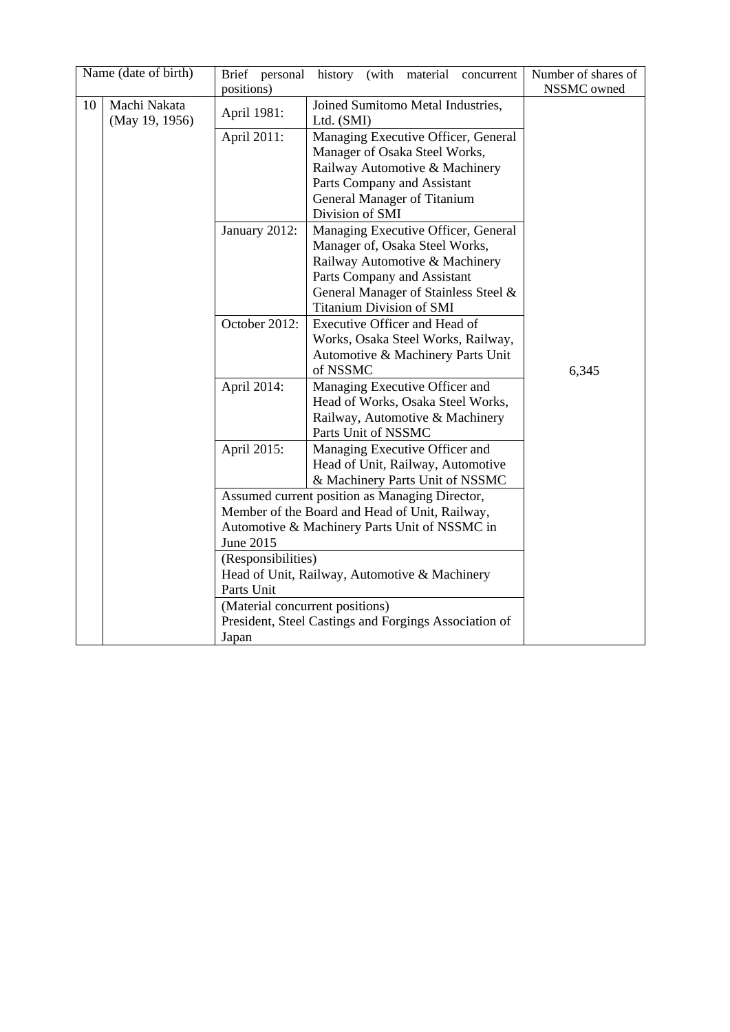| | Name (date of birth) | Brief personal history (with material concurrent positions) | | Number of shares of NSSMC owned |
|---|---|---|---|---|
| 10 | Machi Nakata (May 19, 1956) | April 1981: | Joined Sumitomo Metal Industries, Ltd. (SMI) | 6,345 |
| | | April 2011: | Managing Executive Officer, General Manager of Osaka Steel Works, Railway Automotive & Machinery Parts Company and Assistant General Manager of Titanium Division of SMI | |
| | | January 2012: | Managing Executive Officer, General Manager of, Osaka Steel Works, Railway Automotive & Machinery Parts Company and Assistant General Manager of Stainless Steel & Titanium Division of SMI | |
| | | October 2012: | Executive Officer and Head of Works, Osaka Steel Works, Railway, Automotive & Machinery Parts Unit of NSSMC | |
| | | April 2014: | Managing Executive Officer and Head of Works, Osaka Steel Works, Railway, Automotive & Machinery Parts Unit of NSSMC | |
| | | April 2015: | Managing Executive Officer and Head of Unit, Railway, Automotive & Machinery Parts Unit of NSSMC | |
| | | Assumed current position as Managing Director, Member of the Board and Head of Unit, Railway, Automotive & Machinery Parts Unit of NSSMC in June 2015 | | |
| | | (Responsibilities) Head of Unit, Railway, Automotive & Machinery Parts Unit | | |
| | | (Material concurrent positions) President, Steel Castings and Forgings Association of Japan | | |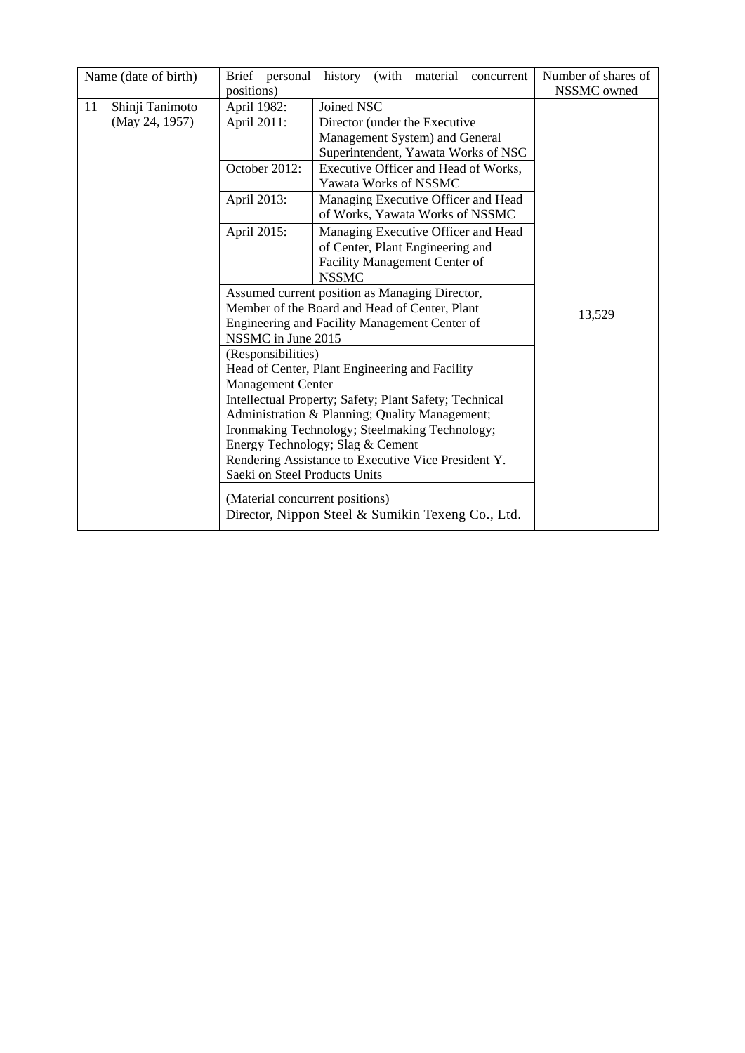| Name (date of birth) | | Brief personal history (with material concurrent positions) | | Number of shares of NSSMC owned |
|---|---|---|---|---|
| 11 | Shinji Tanimoto (May 24, 1957) | April 1982: | Joined NSC | 13,529 |
| | | April 2011: | Director (under the Executive Management System) and General Superintendent, Yawata Works of NSC | |
| | | October 2012: | Executive Officer and Head of Works, Yawata Works of NSSMC | |
| | | April 2013: | Managing Executive Officer and Head of Works, Yawata Works of NSSMC | |
| | | April 2015: | Managing Executive Officer and Head of Center, Plant Engineering and Facility Management Center of NSSMC | |
| | | Assumed current position as Managing Director, Member of the Board and Head of Center, Plant Engineering and Facility Management Center of NSSMC in June 2015 | | |
| | | (Responsibilities)<br>Head of Center, Plant Engineering and Facility Management Center<br>Intellectual Property; Safety; Plant Safety; Technical Administration & Planning; Quality Management; Ironmaking Technology; Steelmaking Technology; Energy Technology; Slag & Cement<br>Rendering Assistance to Executive Vice President Y. Saeki on Steel Products Units | | |
| | | (Material concurrent positions)<br>Director, Nippon Steel & Sumikin Texeng Co., Ltd. | | |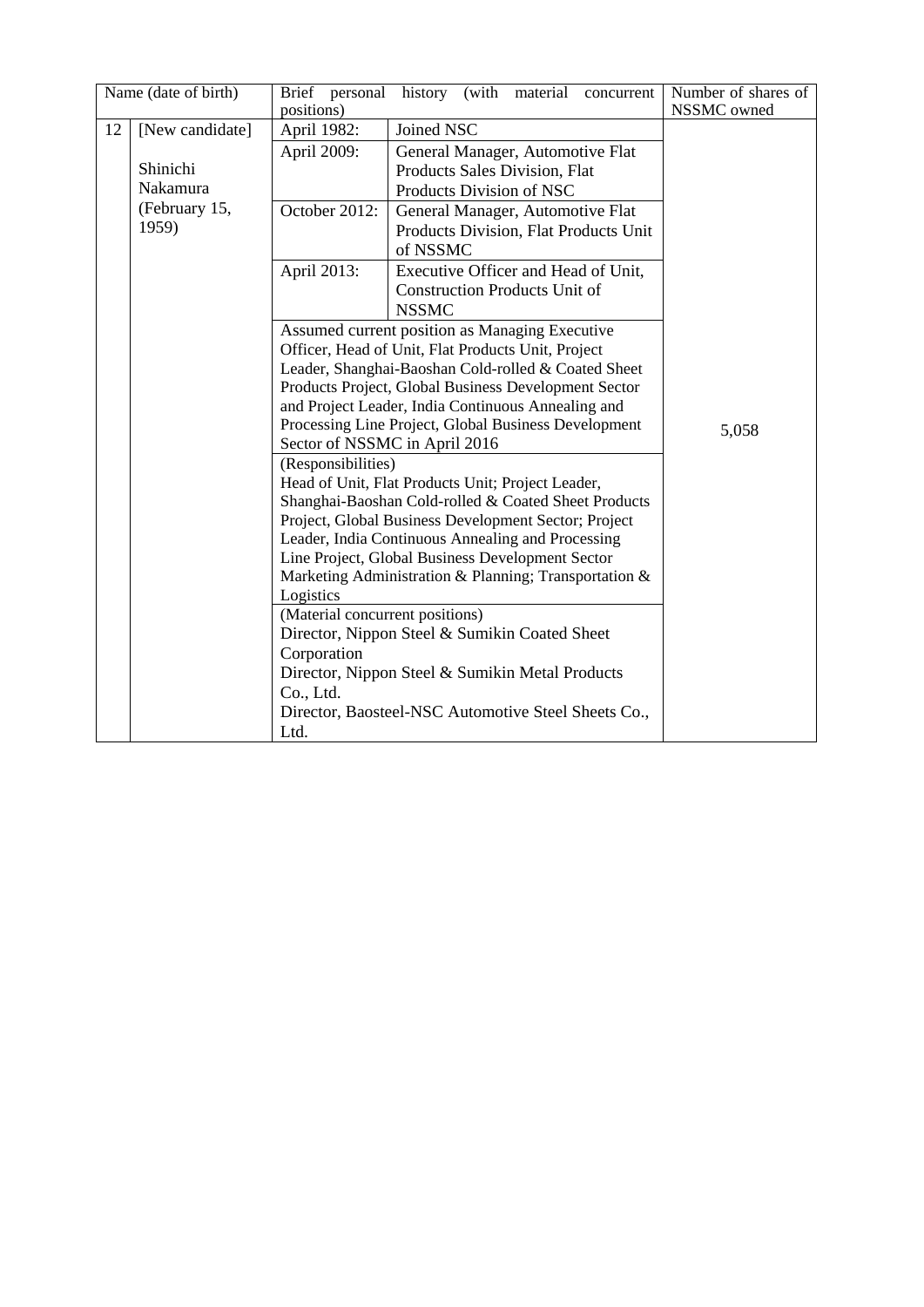| Name (date of birth) | | Brief personal history (with material concurrent positions) | | Number of shares of NSSMC owned |
|---|---|---|---|---|
| 12 | [New candidate]<br><br>Shinichi Nakamura<br>(February 15, 1959) | April 1982: | Joined NSC | 5,058 |
| | | April 2009: | General Manager, Automotive Flat Products Sales Division, Flat Products Division of NSC | |
| | | October 2012: | General Manager, Automotive Flat Products Division, Flat Products Unit of NSSMC | |
| | | April 2013: | Executive Officer and Head of Unit, Construction Products Unit of NSSMC | |
| | | Assumed current position as Managing Executive Officer, Head of Unit, Flat Products Unit, Project Leader, Shanghai-Baoshan Cold-rolled & Coated Sheet Products Project, Global Business Development Sector and Project Leader, India Continuous Annealing and Processing Line Project, Global Business Development Sector of NSSMC in April 2016 | | |
| | | (Responsibilities)<br>Head of Unit, Flat Products Unit; Project Leader, Shanghai-Baoshan Cold-rolled & Coated Sheet Products Project, Global Business Development Sector; Project Leader, India Continuous Annealing and Processing Line Project, Global Business Development Sector<br>Marketing Administration & Planning; Transportation & Logistics | | |
| | | (Material concurrent positions)<br>Director, Nippon Steel & Sumikin Coated Sheet Corporation<br>Director, Nippon Steel & Sumikin Metal Products Co., Ltd.<br>Director, Baosteel-NSC Automotive Steel Sheets Co., Ltd. | | |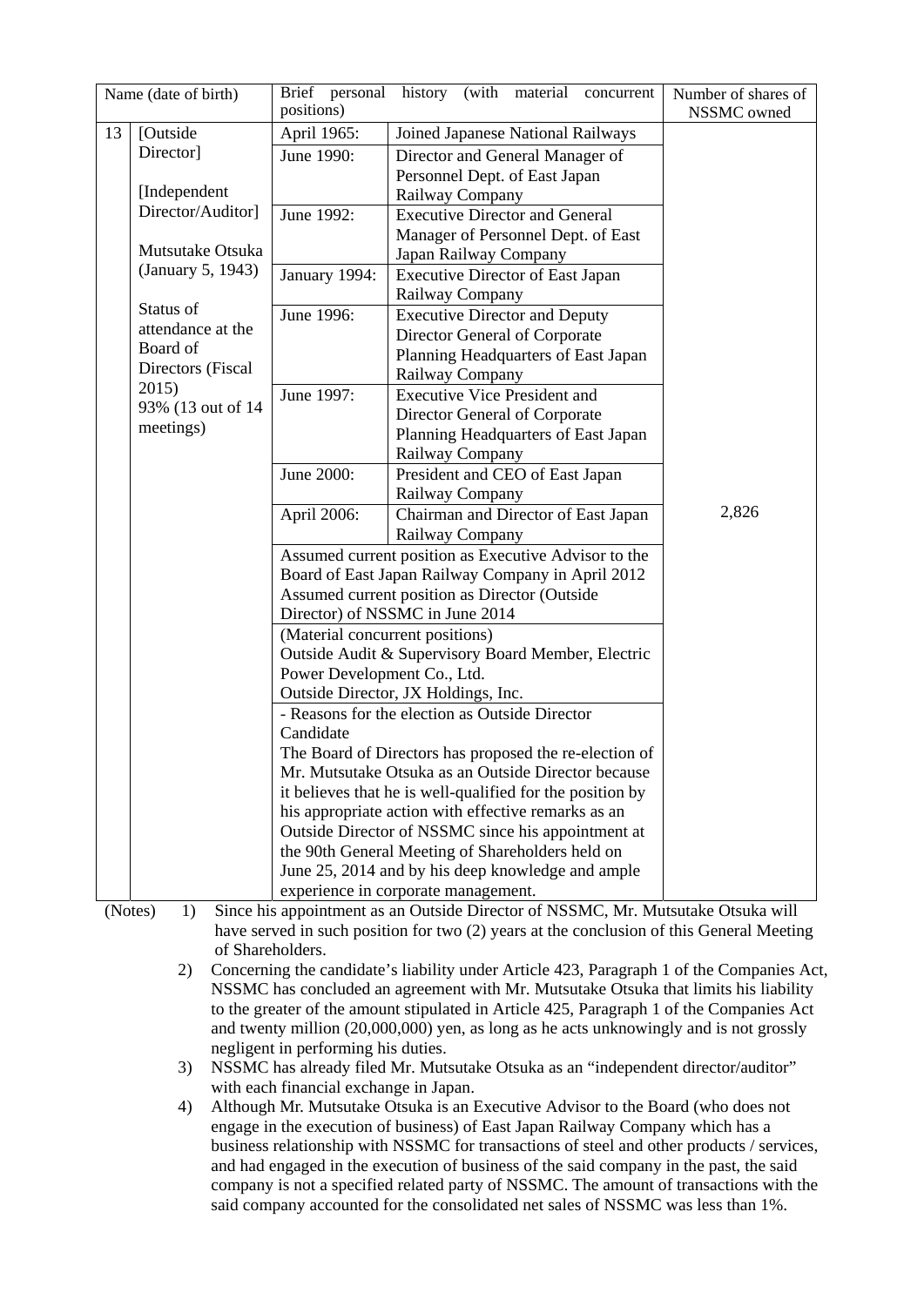| | Name (date of birth) | Brief personal history (with material concurrent positions) | | Number of shares of NSSMC owned |
|---|---|---|---|---|
| 13 | [Outside Director]<br><br>[Independent Director/Auditor]<br><br>Mutsutake Otsuka (January 5, 1943)<br><br>Status of attendance at the Board of Directors (Fiscal 2015)<br>93% (13 out of 14 meetings) | April 1965: | Joined Japanese National Railways | 2,826 |
| | | June 1990: | Director and General Manager of Personnel Dept. of East Japan Railway Company | |
| | | June 1992: | Executive Director and General Manager of Personnel Dept. of East Japan Railway Company | |
| | | January 1994: | Executive Director of East Japan Railway Company | |
| | | June 1996: | Executive Director and Deputy Director General of Corporate Planning Headquarters of East Japan Railway Company | |
| | | June 1997: | Executive Vice President and Director General of Corporate Planning Headquarters of East Japan Railway Company | |
| | | June 2000: | President and CEO of East Japan Railway Company | |
| | | April 2006: | Chairman and Director of East Japan Railway Company | |
| | | Assumed current position as Executive Advisor to the Board of East Japan Railway Company in April 2012<br>Assumed current position as Director (Outside Director) of NSSMC in June 2014 | | |
| | | (Material concurrent positions)<br>Outside Audit & Supervisory Board Member, Electric Power Development Co., Ltd.<br>Outside Director, JX Holdings, Inc. | | |
| | | - Reasons for the election as Outside Director Candidate<br>The Board of Directors has proposed the re-election of Mr. Mutsutake Otsuka as an Outside Director because it believes that he is well-qualified for the position by his appropriate action with effective remarks as an Outside Director of NSSMC since his appointment at the 90th General Meeting of Shareholders held on June 25, 2014 and by his deep knowledge and ample experience in corporate management. | | |

(Notes)

1) Since his appointment as an Outside Director of NSSMC, Mr. Mutsutake Otsuka will have served in such position for two (2) years at the conclusion of this General Meeting of Shareholders.
2) Concerning the candidate's liability under Article 423, Paragraph 1 of the Companies Act, NSSMC has concluded an agreement with Mr. Mutsutake Otsuka that limits his liability to the greater of the amount stipulated in Article 425, Paragraph 1 of the Companies Act and twenty million (20,000,000) yen, as long as he acts unknowingly and is not grossly negligent in performing his duties.
3) NSSMC has already filed Mr. Mutsutake Otsuka as an "independent director/auditor" with each financial exchange in Japan.
4) Although Mr. Mutsutake Otsuka is an Executive Advisor to the Board (who does not engage in the execution of business) of East Japan Railway Company which has a business relationship with NSSMC for transactions of steel and other products / services, and had engaged in the execution of business of the said company in the past, the said company is not a specified related party of NSSMC. The amount of transactions with the said company accounted for the consolidated net sales of NSSMC was less than 1%.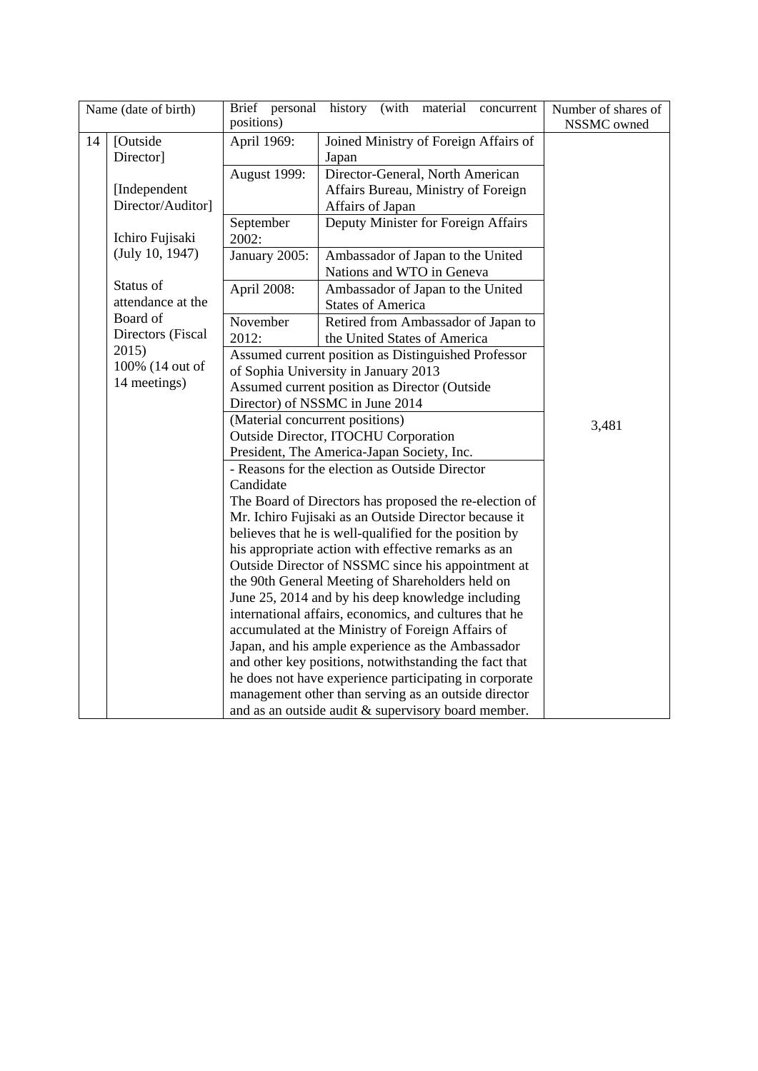| Name (date of birth) | | Brief personal history (with material concurrent positions) | | Number of shares of NSSMC owned |
|---|---|---|---|---|
| 14 | [Outside Director]<br><br>[Independent Director/Auditor]<br><br>Ichiro Fujisaki (July 10, 1947)<br><br>Status of attendance at the Board of Directors (Fiscal 2015) 100% (14 out of 14 meetings) | April 1969: | Joined Ministry of Foreign Affairs of Japan | 3,481 |
| | | August 1999: | Director-General, North American Affairs Bureau, Ministry of Foreign Affairs of Japan | |
| | | September 2002: | Deputy Minister for Foreign Affairs | |
| | | January 2005: | Ambassador of Japan to the United Nations and WTO in Geneva | |
| | | April 2008: | Ambassador of Japan to the United States of America | |
| | | November 2012: | Retired from Ambassador of Japan to the United States of America | |
| | | Assumed current position as Distinguished Professor of Sophia University in January 2013<br>Assumed current position as Director (Outside Director) of NSSMC in June 2014 | | |
| | | (Material concurrent positions)<br>Outside Director, ITOCHU Corporation<br>President, The America-Japan Society, Inc. | | |
| | | - Reasons for the election as Outside Director Candidate<br>The Board of Directors has proposed the re-election of Mr. Ichiro Fujisaki as an Outside Director because it believes that he is well-qualified for the position by his appropriate action with effective remarks as an Outside Director of NSSMC since his appointment at the 90th General Meeting of Shareholders held on June 25, 2014 and by his deep knowledge including international affairs, economics, and cultures that he accumulated at the Ministry of Foreign Affairs of Japan, and his ample experience as the Ambassador and other key positions, notwithstanding the fact that he does not have experience participating in corporate management other than serving as an outside director and as an outside audit & supervisory board member. | | |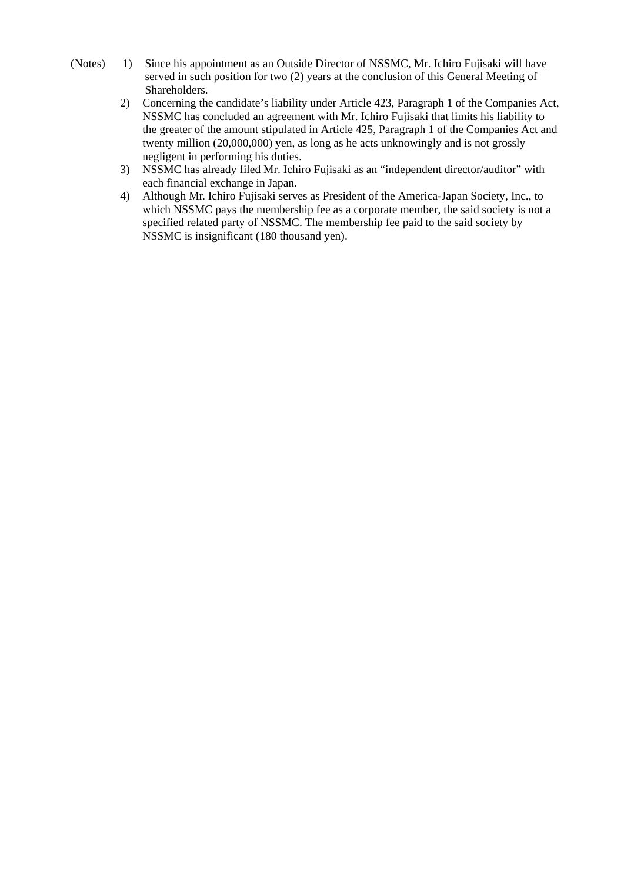(Notes)

1) Since his appointment as an Outside Director of NSSMC, Mr. Ichiro Fujisaki will have served in such position for two (2) years at the conclusion of this General Meeting of Shareholders.
2) Concerning the candidate's liability under Article 423, Paragraph 1 of the Companies Act, NSSMC has concluded an agreement with Mr. Ichiro Fujisaki that limits his liability to the greater of the amount stipulated in Article 425, Paragraph 1 of the Companies Act and twenty million (20,000,000) yen, as long as he acts unknowingly and is not grossly negligent in performing his duties.
3) NSSMC has already filed Mr. Ichiro Fujisaki as an "independent director/auditor" with each financial exchange in Japan.
4) Although Mr. Ichiro Fujisaki serves as President of the America-Japan Society, Inc., to which NSSMC pays the membership fee as a corporate member, the said society is not a specified related party of NSSMC. The membership fee paid to the said society by NSSMC is insignificant (180 thousand yen).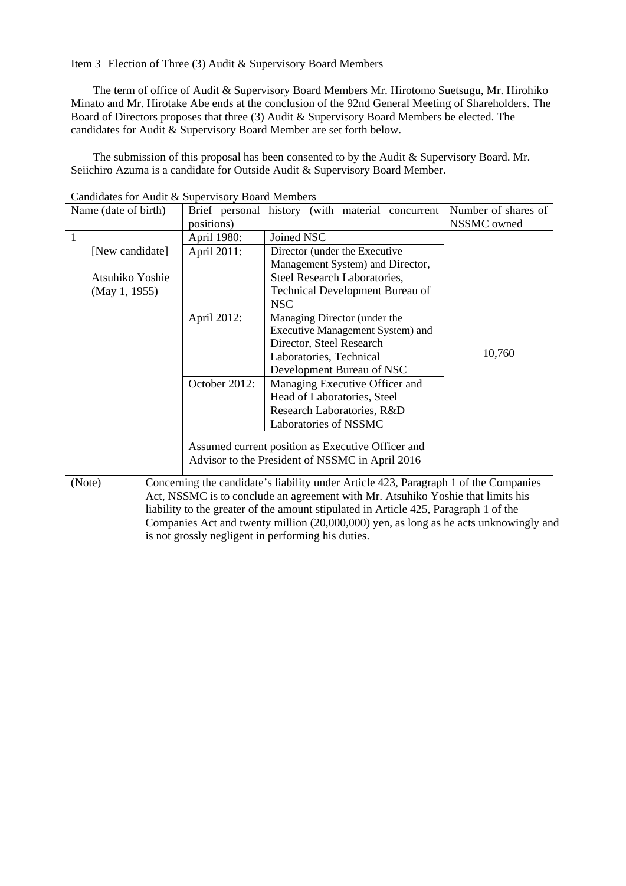Item 3 Election of Three (3) Audit & Supervisory Board Members

The term of office of Audit & Supervisory Board Members Mr. Hirotomo Suetsugu, Mr. Hirohiko Minato and Mr. Hirotake Abe ends at the conclusion of the 92nd General Meeting of Shareholders. The Board of Directors proposes that three (3) Audit & Supervisory Board Members be elected. The candidates for Audit & Supervisory Board Member are set forth below.

The submission of this proposal has been consented to by the Audit & Supervisory Board. Mr. Seiichiro Azuma is a candidate for Outside Audit & Supervisory Board Member.

Candidates for Audit & Supervisory Board Members

| | Name (date of birth) | Brief personal history (with material concurrent positions) | | Number of shares of NSSMC owned |
|---|---|---|---|---|
| 1 | [New candidate] Atsuhiko Yoshie (May 1, 1955) | April 1980: | Joined NSC | 10,760 |
| | | April 2011: | Director (under the Executive Management System) and Director, Steel Research Laboratories, Technical Development Bureau of NSC | |
| | | April 2012: | Managing Director (under the Executive Management System) and Director, Steel Research Laboratories, Technical Development Bureau of NSC | |
| | | October 2012: | Managing Executive Officer and Head of Laboratories, Steel Research Laboratories, R&D Laboratories of NSSMC | |
| | | Assumed current position as Executive Officer and Advisor to the President of NSSMC in April 2016 | | |

(Note) Concerning the candidate's liability under Article 423, Paragraph 1 of the Companies Act, NSSMC is to conclude an agreement with Mr. Atsuhiko Yoshie that limits his liability to the greater of the amount stipulated in Article 425, Paragraph 1 of the Companies Act and twenty million (20,000,000) yen, as long as he acts unknowingly and is not grossly negligent in performing his duties.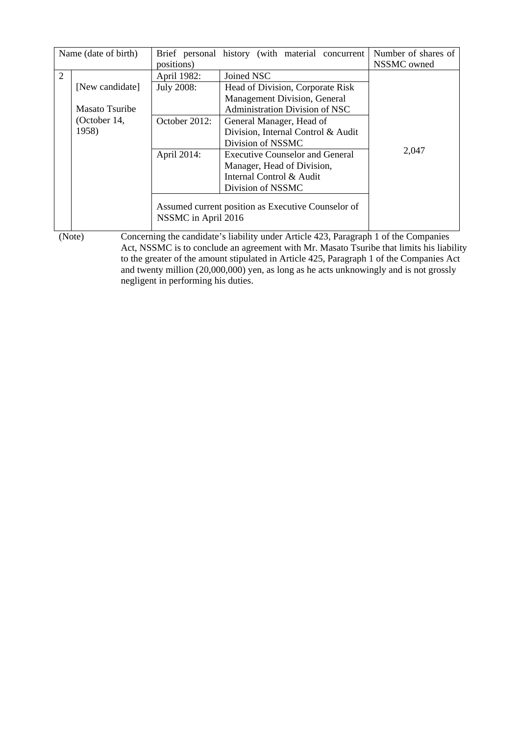| Name (date of birth) | | Brief personal history (with material concurrent positions) | | Number of shares of NSSMC owned |
|---|---|---|---|---|
| 2 | [New candidate]<br><br>Masato Tsuribe<br>(October 14, 1958) | April 1982: | Joined NSC | 2,047 |
| | | July 2008: | Head of Division, Corporate Risk Management Division, General Administration Division of NSC | |
| | | October 2012: | General Manager, Head of Division, Internal Control & Audit Division of NSSMC | |
| | | April 2014: | Executive Counselor and General Manager, Head of Division, Internal Control & Audit Division of NSSMC | |
| | | Assumed current position as Executive Counselor of NSSMC in April 2016 | | |

(Note) Concerning the candidate's liability under Article 423, Paragraph 1 of the Companies Act, NSSMC is to conclude an agreement with Mr. Masato Tsuribe that limits his liability to the greater of the amount stipulated in Article 425, Paragraph 1 of the Companies Act and twenty million (20,000,000) yen, as long as he acts unknowingly and is not grossly negligent in performing his duties.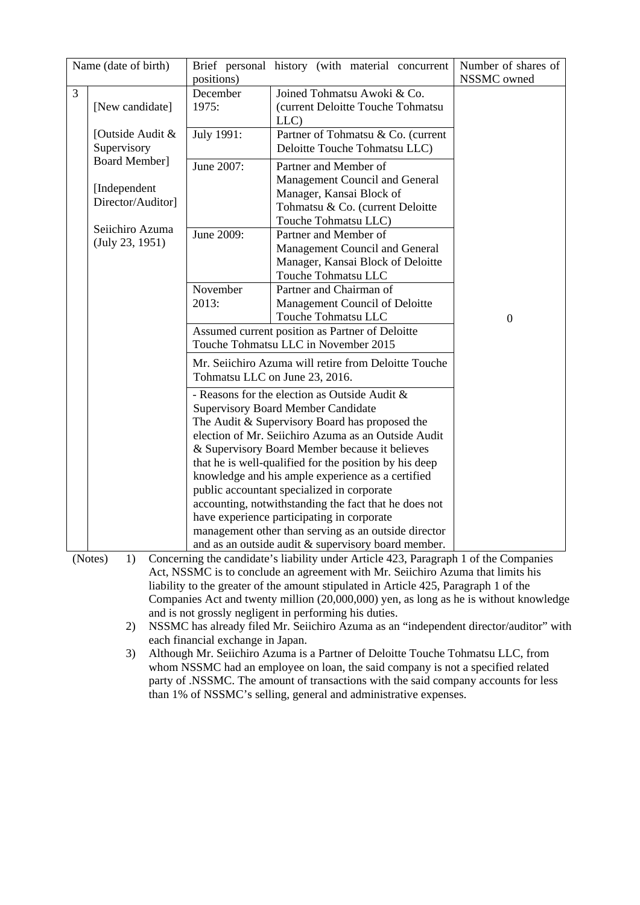| Name (date of birth) | | Brief personal history (with material concurrent positions) | | Number of shares of NSSMC owned |
|---|---|---|---|---|
| 3 | [New candidate]<br><br>[Outside Audit & Supervisory Board Member]<br><br>[Independent Director/Auditor]<br><br>Seiichiro Azuma<br>(July 23, 1951) | December 1975: | Joined Tohmatsu Awoki & Co. (current Deloitte Touche Tohmatsu LLC) | 0 |
| | | July 1991: | Partner of Tohmatsu & Co. (current Deloitte Touche Tohmatsu LLC) | |
| | | June 2007: | Partner and Member of Management Council and General Manager, Kansai Block of Tohmatsu & Co. (current Deloitte Touche Tohmatsu LLC) | |
| | | June 2009: | Partner and Member of Management Council and General Manager, Kansai Block of Deloitte Touche Tohmatsu LLC | |
| | | November 2013: | Partner and Chairman of Management Council of Deloitte Touche Tohmatsu LLC | |
| | | Assumed current position as Partner of Deloitte Touche Tohmatsu LLC in November 2015 | | |
| | | Mr. Seiichiro Azuma will retire from Deloitte Touche Tohmatsu LLC on June 23, 2016. | | |
| | | - Reasons for the election as Outside Audit & Supervisory Board Member Candidate<br>The Audit & Supervisory Board has proposed the election of Mr. Seiichiro Azuma as an Outside Audit & Supervisory Board Member because it believes that he is well-qualified for the position by his deep knowledge and his ample experience as a certified public accountant specialized in corporate accounting, notwithstanding the fact that he does not have experience participating in corporate management other than serving as an outside director and as an outside audit & supervisory board member. | | |

(Notes)
1) Concerning the candidate's liability under Article 423, Paragraph 1 of the Companies Act, NSSMC is to conclude an agreement with Mr. Seiichiro Azuma that limits his liability to the greater of the amount stipulated in Article 425, Paragraph 1 of the Companies Act and twenty million (20,000,000) yen, as long as he is without knowledge and is not grossly negligent in performing his duties.
2) NSSMC has already filed Mr. Seiichiro Azuma as an "independent director/auditor" with each financial exchange in Japan.
3) Although Mr. Seiichiro Azuma is a Partner of Deloitte Touche Tohmatsu LLC, from whom NSSMC had an employee on loan, the said company is not a specified related party of .NSSMC. The amount of transactions with the said company accounts for less than 1% of NSSMC's selling, general and administrative expenses.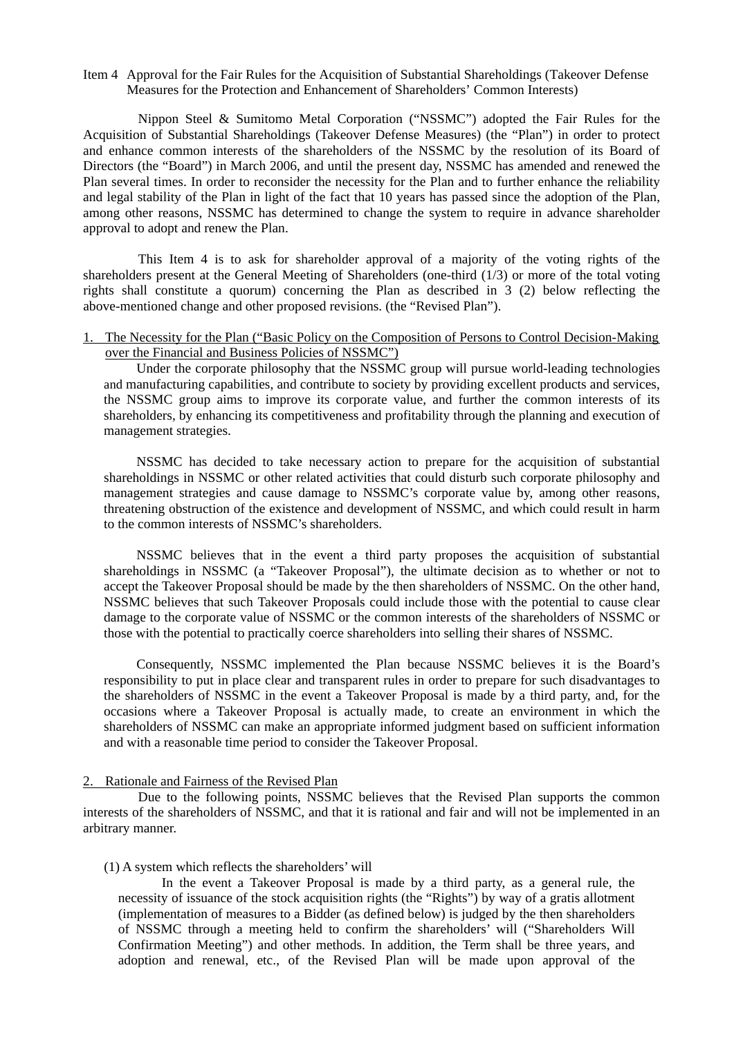Item 4 Approval for the Fair Rules for the Acquisition of Substantial Shareholdings (Takeover Defense Measures for the Protection and Enhancement of Shareholders' Common Interests)

Nippon Steel & Sumitomo Metal Corporation ("NSSMC") adopted the Fair Rules for the Acquisition of Substantial Shareholdings (Takeover Defense Measures) (the "Plan") in order to protect and enhance common interests of the shareholders of the NSSMC by the resolution of its Board of Directors (the "Board") in March 2006, and until the present day, NSSMC has amended and renewed the Plan several times. In order to reconsider the necessity for the Plan and to further enhance the reliability and legal stability of the Plan in light of the fact that 10 years has passed since the adoption of the Plan, among other reasons, NSSMC has determined to change the system to require in advance shareholder approval to adopt and renew the Plan.

This Item 4 is to ask for shareholder approval of a majority of the voting rights of the shareholders present at the General Meeting of Shareholders (one-third (1/3) or more of the total voting rights shall constitute a quorum) concerning the Plan as described in 3 (2) below reflecting the above-mentioned change and other proposed revisions. (the "Revised Plan").

1. The Necessity for the Plan ("Basic Policy on the Composition of Persons to Control Decision-Making over the Financial and Business Policies of NSSMC")

Under the corporate philosophy that the NSSMC group will pursue world-leading technologies and manufacturing capabilities, and contribute to society by providing excellent products and services, the NSSMC group aims to improve its corporate value, and further the common interests of its shareholders, by enhancing its competitiveness and profitability through the planning and execution of management strategies.

NSSMC has decided to take necessary action to prepare for the acquisition of substantial shareholdings in NSSMC or other related activities that could disturb such corporate philosophy and management strategies and cause damage to NSSMC's corporate value by, among other reasons, threatening obstruction of the existence and development of NSSMC, and which could result in harm to the common interests of NSSMC's shareholders.

NSSMC believes that in the event a third party proposes the acquisition of substantial shareholdings in NSSMC (a "Takeover Proposal"), the ultimate decision as to whether or not to accept the Takeover Proposal should be made by the then shareholders of NSSMC. On the other hand, NSSMC believes that such Takeover Proposals could include those with the potential to cause clear damage to the corporate value of NSSMC or the common interests of the shareholders of NSSMC or those with the potential to practically coerce shareholders into selling their shares of NSSMC.

Consequently, NSSMC implemented the Plan because NSSMC believes it is the Board's responsibility to put in place clear and transparent rules in order to prepare for such disadvantages to the shareholders of NSSMC in the event a Takeover Proposal is made by a third party, and, for the occasions where a Takeover Proposal is actually made, to create an environment in which the shareholders of NSSMC can make an appropriate informed judgment based on sufficient information and with a reasonable time period to consider the Takeover Proposal.

2. Rationale and Fairness of the Revised Plan

Due to the following points, NSSMC believes that the Revised Plan supports the common interests of the shareholders of NSSMC, and that it is rational and fair and will not be implemented in an arbitrary manner.

(1) A system which reflects the shareholders' will

In the event a Takeover Proposal is made by a third party, as a general rule, the necessity of issuance of the stock acquisition rights (the "Rights") by way of a gratis allotment (implementation of measures to a Bidder (as defined below) is judged by the then shareholders of NSSMC through a meeting held to confirm the shareholders' will ("Shareholders Will Confirmation Meeting") and other methods. In addition, the Term shall be three years, and adoption and renewal, etc., of the Revised Plan will be made upon approval of the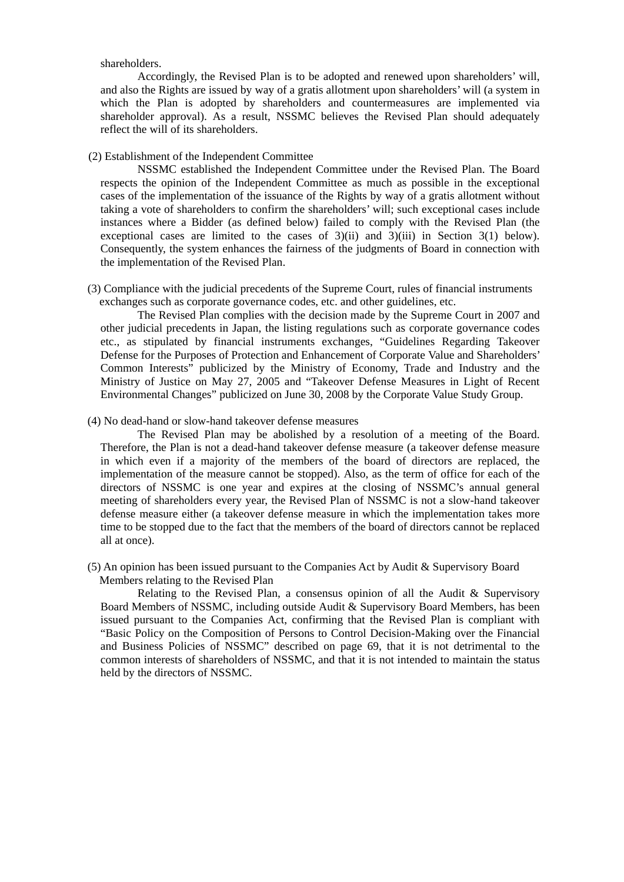shareholders.

Accordingly, the Revised Plan is to be adopted and renewed upon shareholders' will, and also the Rights are issued by way of a gratis allotment upon shareholders' will (a system in which the Plan is adopted by shareholders and countermeasures are implemented via shareholder approval). As a result, NSSMC believes the Revised Plan should adequately reflect the will of its shareholders.

(2) Establishment of the Independent Committee

NSSMC established the Independent Committee under the Revised Plan. The Board respects the opinion of the Independent Committee as much as possible in the exceptional cases of the implementation of the issuance of the Rights by way of a gratis allotment without taking a vote of shareholders to confirm the shareholders' will; such exceptional cases include instances where a Bidder (as defined below) failed to comply with the Revised Plan (the exceptional cases are limited to the cases of 3)(ii) and 3)(iii) in Section 3(1) below). Consequently, the system enhances the fairness of the judgments of Board in connection with the implementation of the Revised Plan.

(3) Compliance with the judicial precedents of the Supreme Court, rules of financial instruments exchanges such as corporate governance codes, etc. and other guidelines, etc.

The Revised Plan complies with the decision made by the Supreme Court in 2007 and other judicial precedents in Japan, the listing regulations such as corporate governance codes etc., as stipulated by financial instruments exchanges, "Guidelines Regarding Takeover Defense for the Purposes of Protection and Enhancement of Corporate Value and Shareholders' Common Interests" publicized by the Ministry of Economy, Trade and Industry and the Ministry of Justice on May 27, 2005 and "Takeover Defense Measures in Light of Recent Environmental Changes" publicized on June 30, 2008 by the Corporate Value Study Group.

(4) No dead-hand or slow-hand takeover defense measures

The Revised Plan may be abolished by a resolution of a meeting of the Board. Therefore, the Plan is not a dead-hand takeover defense measure (a takeover defense measure in which even if a majority of the members of the board of directors are replaced, the implementation of the measure cannot be stopped). Also, as the term of office for each of the directors of NSSMC is one year and expires at the closing of NSSMC's annual general meeting of shareholders every year, the Revised Plan of NSSMC is not a slow-hand takeover defense measure either (a takeover defense measure in which the implementation takes more time to be stopped due to the fact that the members of the board of directors cannot be replaced all at once).

(5) An opinion has been issued pursuant to the Companies Act by Audit & Supervisory Board Members relating to the Revised Plan

Relating to the Revised Plan, a consensus opinion of all the Audit & Supervisory Board Members of NSSMC, including outside Audit & Supervisory Board Members, has been issued pursuant to the Companies Act, confirming that the Revised Plan is compliant with "Basic Policy on the Composition of Persons to Control Decision-Making over the Financial and Business Policies of NSSMC" described on page 69, that it is not detrimental to the common interests of shareholders of NSSMC, and that it is not intended to maintain the status held by the directors of NSSMC.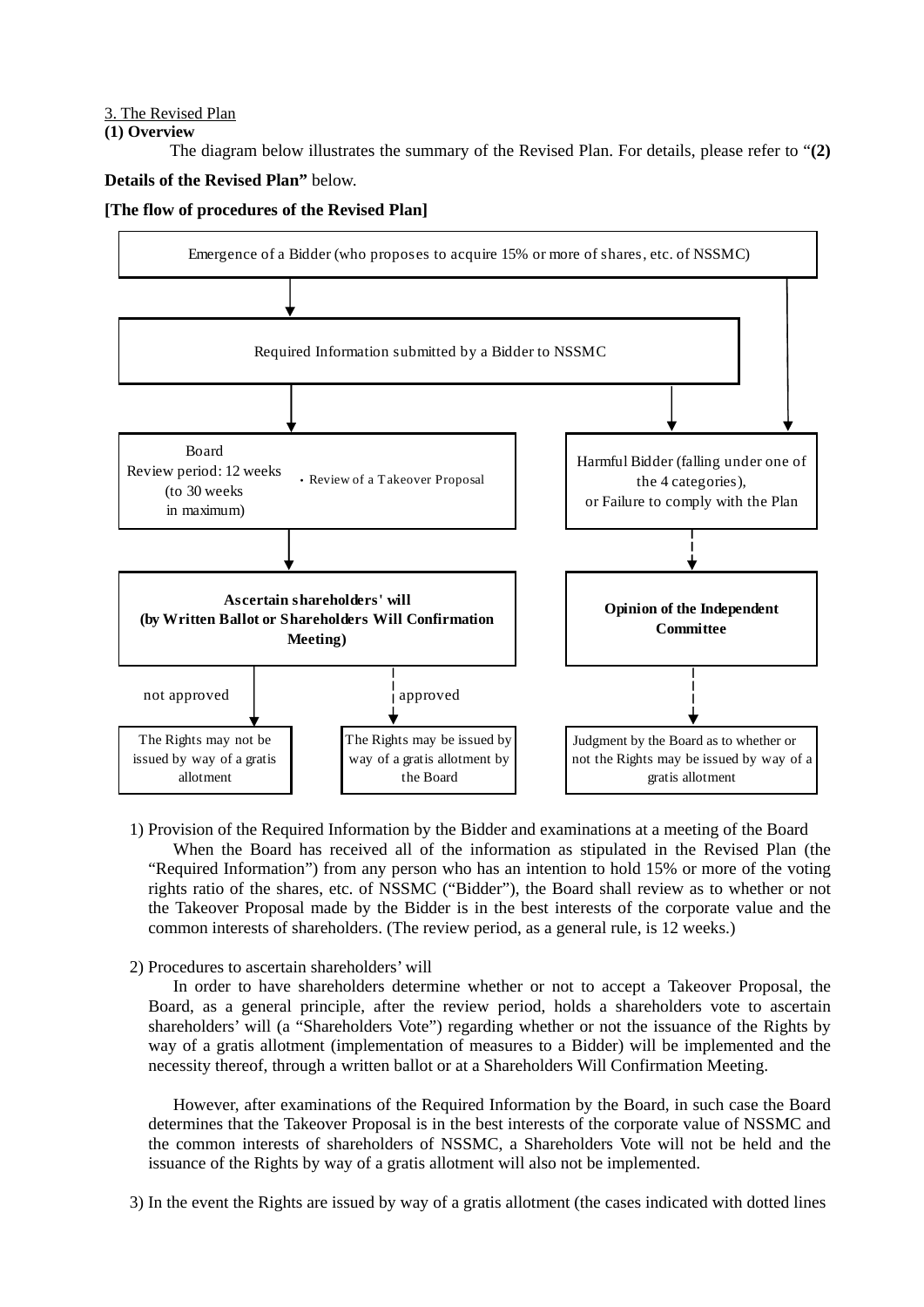3. The Revised Plan

**(1) Overview**

The diagram below illustrates the summary of the Revised Plan. For details, please refer to "**(2) Details of the Revised Plan"** below.

**[The flow of procedures of the Revised Plan]**

Emergence of a Bidder (who proposes to acquire 15% or more of shares, etc. of NSSMC)

Required Information submitted by a Bidder to NSSMC

Board
Review period: 12 weeks (to 30 weeks in maximum)
・Review of a Takeover Proposal

Harmful Bidder (falling under one of the 4 categories), or Failure to comply with the Plan

**Ascertain shareholders' will (by Written Ballot or Shareholders Will Confirmation Meeting)**

**Opinion of the Independent Committee**

not approved — The Rights may not be issued by way of a gratis allotment

approved — The Rights may be issued by way of a gratis allotment by the Board

Judgment by the Board as to whether or not the Rights may be issued by way of a gratis allotment

1) Provision of the Required Information by the Bidder and examinations at a meeting of the Board

When the Board has received all of the information as stipulated in the Revised Plan (the "Required Information") from any person who has an intention to hold 15% or more of the voting rights ratio of the shares, etc. of NSSMC ("Bidder"), the Board shall review as to whether or not the Takeover Proposal made by the Bidder is in the best interests of the corporate value and the common interests of shareholders. (The review period, as a general rule, is 12 weeks.)

2) Procedures to ascertain shareholders' will

In order to have shareholders determine whether or not to accept a Takeover Proposal, the Board, as a general principle, after the review period, holds a shareholders vote to ascertain shareholders' will (a "Shareholders Vote") regarding whether or not the issuance of the Rights by way of a gratis allotment (implementation of measures to a Bidder) will be implemented and the necessity thereof, through a written ballot or at a Shareholders Will Confirmation Meeting.

However, after examinations of the Required Information by the Board, in such case the Board determines that the Takeover Proposal is in the best interests of the corporate value of NSSMC and the common interests of shareholders of NSSMC, a Shareholders Vote will not be held and the issuance of the Rights by way of a gratis allotment will also not be implemented.

3) In the event the Rights are issued by way of a gratis allotment (the cases indicated with dotted lines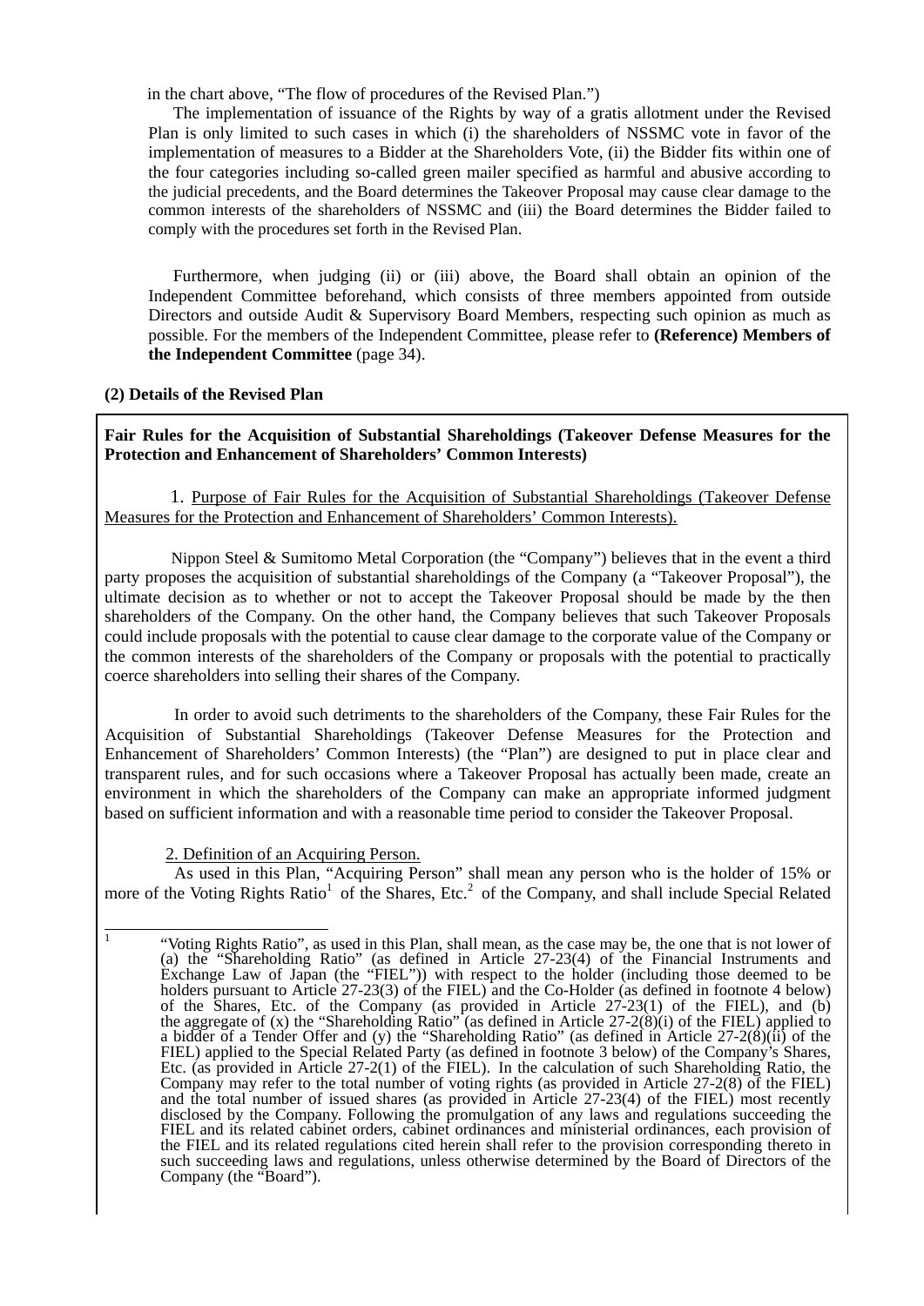in the chart above, "The flow of procedures of the Revised Plan.")

The implementation of issuance of the Rights by way of a gratis allotment under the Revised Plan is only limited to such cases in which (i) the shareholders of NSSMC vote in favor of the implementation of measures to a Bidder at the Shareholders Vote, (ii) the Bidder fits within one of the four categories including so-called green mailer specified as harmful and abusive according to the judicial precedents, and the Board determines the Takeover Proposal may cause clear damage to the common interests of the shareholders of NSSMC and (iii) the Board determines the Bidder failed to comply with the procedures set forth in the Revised Plan.

Furthermore, when judging (ii) or (iii) above, the Board shall obtain an opinion of the Independent Committee beforehand, which consists of three members appointed from outside Directors and outside Audit & Supervisory Board Members, respecting such opinion as much as possible. For the members of the Independent Committee, please refer to **(Reference) Members of the Independent Committee** (page 34).

**(2) Details of the Revised Plan**

**Fair Rules for the Acquisition of Substantial Shareholdings (Takeover Defense Measures for the Protection and Enhancement of Shareholders' Common Interests)**

1. Purpose of Fair Rules for the Acquisition of Substantial Shareholdings (Takeover Defense Measures for the Protection and Enhancement of Shareholders' Common Interests).

Nippon Steel & Sumitomo Metal Corporation (the "Company") believes that in the event a third party proposes the acquisition of substantial shareholdings of the Company (a "Takeover Proposal"), the ultimate decision as to whether or not to accept the Takeover Proposal should be made by the then shareholders of the Company. On the other hand, the Company believes that such Takeover Proposals could include proposals with the potential to cause clear damage to the corporate value of the Company or the common interests of the shareholders of the Company or proposals with the potential to practically coerce shareholders into selling their shares of the Company.

In order to avoid such detriments to the shareholders of the Company, these Fair Rules for the Acquisition of Substantial Shareholdings (Takeover Defense Measures for the Protection and Enhancement of Shareholders' Common Interests) (the "Plan") are designed to put in place clear and transparent rules, and for such occasions where a Takeover Proposal has actually been made, create an environment in which the shareholders of the Company can make an appropriate informed judgment based on sufficient information and with a reasonable time period to consider the Takeover Proposal.

2. Definition of an Acquiring Person.

As used in this Plan, "Acquiring Person" shall mean any person who is the holder of 15% or more of the Voting Rights Ratio[1] of the Shares, Etc.[2] of the Company, and shall include Special Related

[1] "Voting Rights Ratio", as used in this Plan, shall mean, as the case may be, the one that is not lower of (a) the "Shareholding Ratio" (as defined in Article 27-23(4) of the Financial Instruments and Exchange Law of Japan (the "FIEL")) with respect to the holder (including those deemed to be holders pursuant to Article 27-23(3) of the FIEL) and the Co-Holder (as defined in footnote 4 below) of the Shares, Etc. of the Company (as provided in Article 27-23(1) of the FIEL), and (b) the aggregate of (x) the "Shareholding Ratio" (as defined in Article 27-2(8)(i) of the FIEL) applied to a bidder of a Tender Offer and (y) the "Shareholding Ratio" (as defined in Article 27-2(8)(ii) of the FIEL) applied to the Special Related Party (as defined in footnote 3 below) of the Company's Shares, Etc. (as provided in Article 27-2(1) of the FIEL). In the calculation of such Shareholding Ratio, the Company may refer to the total number of voting rights (as provided in Article 27-2(8) of the FIEL) and the total number of issued shares (as provided in Article 27-23(4) of the FIEL) most recently disclosed by the Company. Following the promulgation of any laws and regulations succeeding the FIEL and its related cabinet orders, cabinet ordinances and ministerial ordinances, each provision of the FIEL and its related regulations cited herein shall refer to the provision corresponding thereto in such succeeding laws and regulations, unless otherwise determined by the Board of Directors of the Company (the "Board").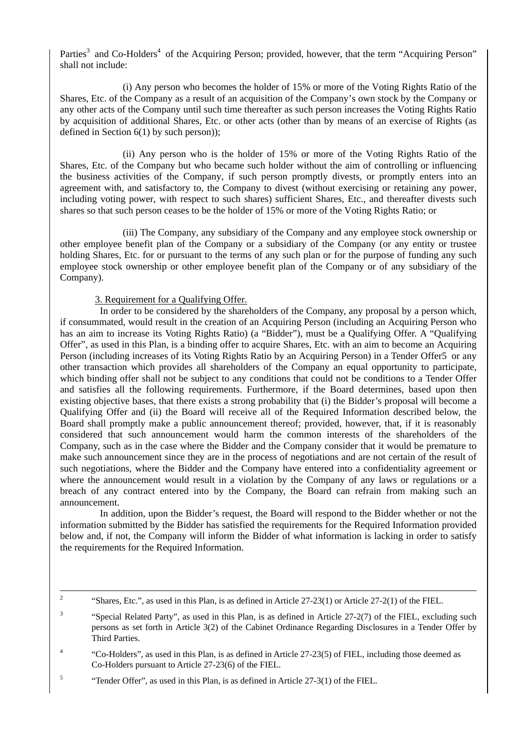Parties[3] and Co-Holders[4] of the Acquiring Person; provided, however, that the term "Acquiring Person" shall not include:

(i) Any person who becomes the holder of 15% or more of the Voting Rights Ratio of the Shares, Etc. of the Company as a result of an acquisition of the Company's own stock by the Company or any other acts of the Company until such time thereafter as such person increases the Voting Rights Ratio by acquisition of additional Shares, Etc. or other acts (other than by means of an exercise of Rights (as defined in Section 6(1) by such person));

(ii) Any person who is the holder of 15% or more of the Voting Rights Ratio of the Shares, Etc. of the Company but who became such holder without the aim of controlling or influencing the business activities of the Company, if such person promptly divests, or promptly enters into an agreement with, and satisfactory to, the Company to divest (without exercising or retaining any power, including voting power, with respect to such shares) sufficient Shares, Etc., and thereafter divests such shares so that such person ceases to be the holder of 15% or more of the Voting Rights Ratio; or

(iii) The Company, any subsidiary of the Company and any employee stock ownership or other employee benefit plan of the Company or a subsidiary of the Company (or any entity or trustee holding Shares, Etc. for or pursuant to the terms of any such plan or for the purpose of funding any such employee stock ownership or other employee benefit plan of the Company or of any subsidiary of the Company).

3. Requirement for a Qualifying Offer.

In order to be considered by the shareholders of the Company, any proposal by a person which, if consummated, would result in the creation of an Acquiring Person (including an Acquiring Person who has an aim to increase its Voting Rights Ratio) (a "Bidder"), must be a Qualifying Offer. A "Qualifying Offer", as used in this Plan, is a binding offer to acquire Shares, Etc. with an aim to become an Acquiring Person (including increases of its Voting Rights Ratio by an Acquiring Person) in a Tender Offer[5] or any other transaction which provides all shareholders of the Company an equal opportunity to participate, which binding offer shall not be subject to any conditions that could not be conditions to a Tender Offer and satisfies all the following requirements. Furthermore, if the Board determines, based upon then existing objective bases, that there exists a strong probability that (i) the Bidder's proposal will become a Qualifying Offer and (ii) the Board will receive all of the Required Information described below, the Board shall promptly make a public announcement thereof; provided, however, that, if it is reasonably considered that such announcement would harm the common interests of the shareholders of the Company, such as in the case where the Bidder and the Company consider that it would be premature to make such announcement since they are in the process of negotiations and are not certain of the result of such negotiations, where the Bidder and the Company have entered into a confidentiality agreement or where the announcement would result in a violation by the Company of any laws or regulations or a breach of any contract entered into by the Company, the Board can refrain from making such an announcement.

In addition, upon the Bidder's request, the Board will respond to the Bidder whether or not the information submitted by the Bidder has satisfied the requirements for the Required Information provided below and, if not, the Company will inform the Bidder of what information is lacking in order to satisfy the requirements for the Required Information.

---

[2] "Shares, Etc.", as used in this Plan, is as defined in Article 27-23(1) or Article 27-2(1) of the FIEL.

[3] "Special Related Party", as used in this Plan, is as defined in Article 27-2(7) of the FIEL, excluding such persons as set forth in Article 3(2) of the Cabinet Ordinance Regarding Disclosures in a Tender Offer by Third Parties.

[4] "Co-Holders", as used in this Plan, is as defined in Article 27-23(5) of FIEL, including those deemed as Co-Holders pursuant to Article 27-23(6) of the FIEL.

[5] "Tender Offer", as used in this Plan, is as defined in Article 27-3(1) of the FIEL.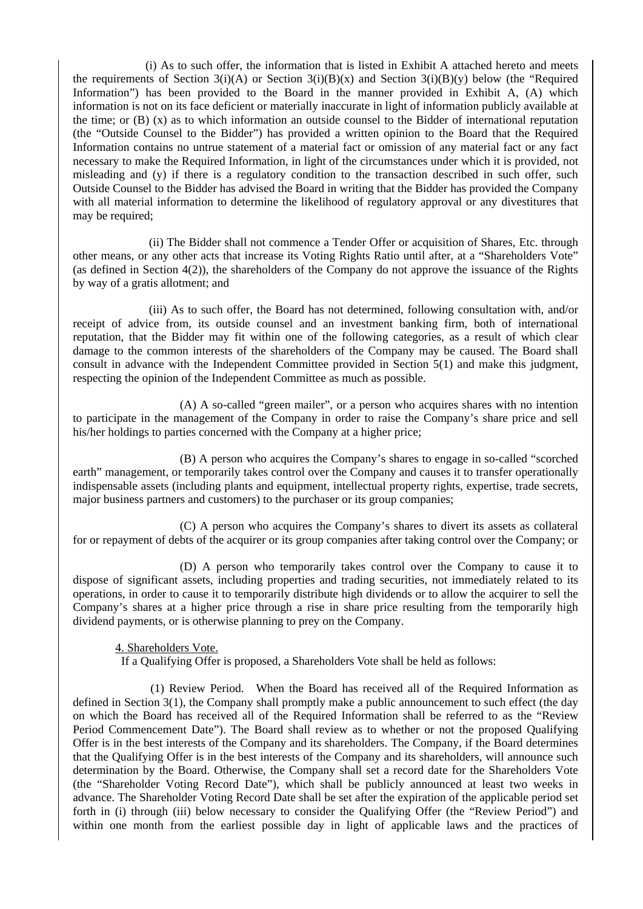(i) As to such offer, the information that is listed in Exhibit A attached hereto and meets the requirements of Section 3(i)(A) or Section 3(i)(B)(x) and Section 3(i)(B)(y) below (the "Required Information") has been provided to the Board in the manner provided in Exhibit A, (A) which information is not on its face deficient or materially inaccurate in light of information publicly available at the time; or (B) (x) as to which information an outside counsel to the Bidder of international reputation (the "Outside Counsel to the Bidder") has provided a written opinion to the Board that the Required Information contains no untrue statement of a material fact or omission of any material fact or any fact necessary to make the Required Information, in light of the circumstances under which it is provided, not misleading and (y) if there is a regulatory condition to the transaction described in such offer, such Outside Counsel to the Bidder has advised the Board in writing that the Bidder has provided the Company with all material information to determine the likelihood of regulatory approval or any divestitures that may be required;

(ii) The Bidder shall not commence a Tender Offer or acquisition of Shares, Etc. through other means, or any other acts that increase its Voting Rights Ratio until after, at a "Shareholders Vote" (as defined in Section 4(2)), the shareholders of the Company do not approve the issuance of the Rights by way of a gratis allotment; and

(iii) As to such offer, the Board has not determined, following consultation with, and/or receipt of advice from, its outside counsel and an investment banking firm, both of international reputation, that the Bidder may fit within one of the following categories, as a result of which clear damage to the common interests of the shareholders of the Company may be caused. The Board shall consult in advance with the Independent Committee provided in Section 5(1) and make this judgment, respecting the opinion of the Independent Committee as much as possible.

(A) A so-called "green mailer", or a person who acquires shares with no intention to participate in the management of the Company in order to raise the Company's share price and sell his/her holdings to parties concerned with the Company at a higher price;

(B) A person who acquires the Company's shares to engage in so-called "scorched earth" management, or temporarily takes control over the Company and causes it to transfer operationally indispensable assets (including plants and equipment, intellectual property rights, expertise, trade secrets, major business partners and customers) to the purchaser or its group companies;

(C) A person who acquires the Company's shares to divert its assets as collateral for or repayment of debts of the acquirer or its group companies after taking control over the Company; or

(D) A person who temporarily takes control over the Company to cause it to dispose of significant assets, including properties and trading securities, not immediately related to its operations, in order to cause it to temporarily distribute high dividends or to allow the acquirer to sell the Company's shares at a higher price through a rise in share price resulting from the temporarily high dividend payments, or is otherwise planning to prey on the Company.

4. Shareholders Vote.

If a Qualifying Offer is proposed, a Shareholders Vote shall be held as follows:

(1) Review Period. When the Board has received all of the Required Information as defined in Section 3(1), the Company shall promptly make a public announcement to such effect (the day on which the Board has received all of the Required Information shall be referred to as the "Review Period Commencement Date"). The Board shall review as to whether or not the proposed Qualifying Offer is in the best interests of the Company and its shareholders. The Company, if the Board determines that the Qualifying Offer is in the best interests of the Company and its shareholders, will announce such determination by the Board. Otherwise, the Company shall set a record date for the Shareholders Vote (the "Shareholder Voting Record Date"), which shall be publicly announced at least two weeks in advance. The Shareholder Voting Record Date shall be set after the expiration of the applicable period set forth in (i) through (iii) below necessary to consider the Qualifying Offer (the "Review Period") and within one month from the earliest possible day in light of applicable laws and the practices of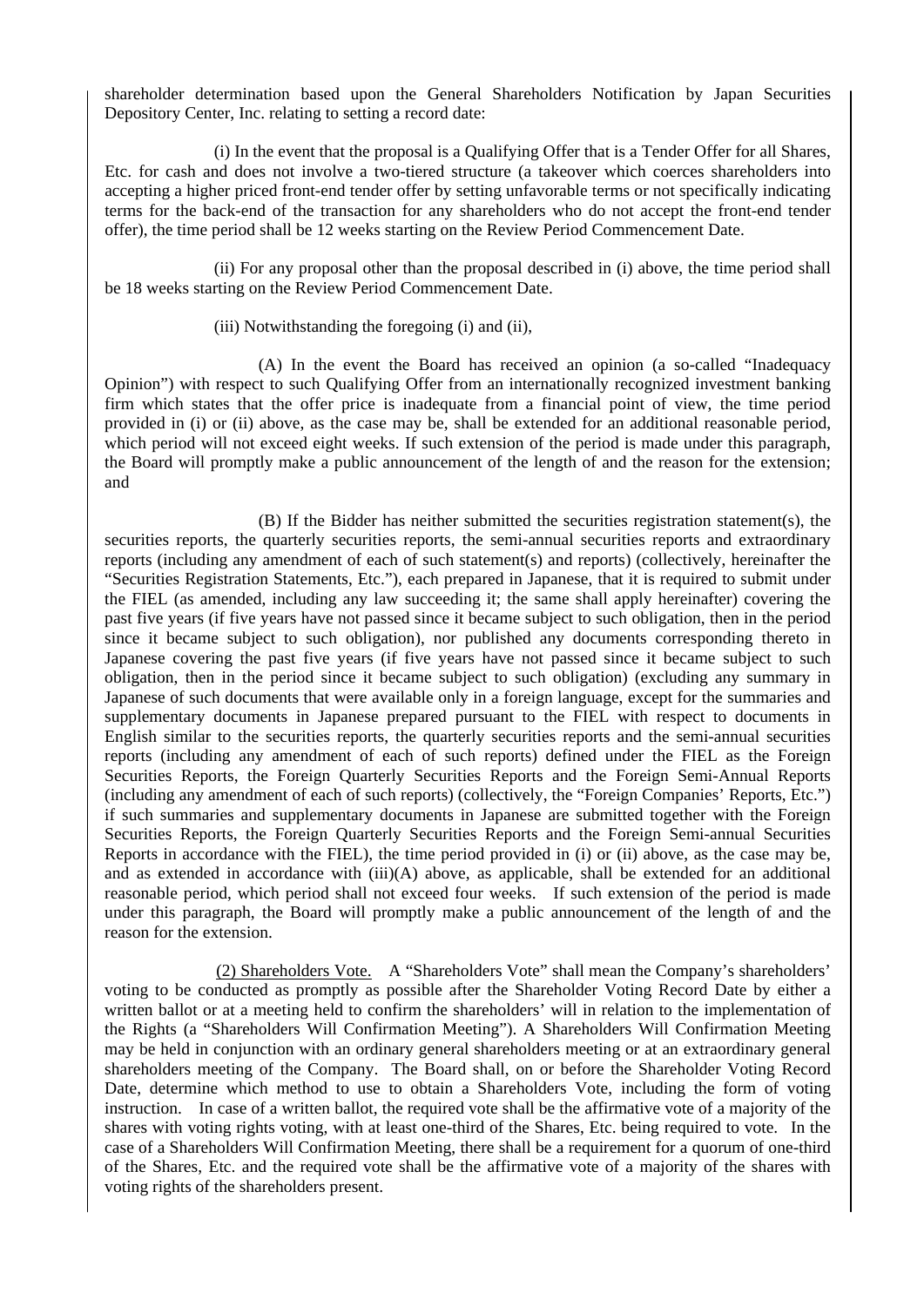shareholder determination based upon the General Shareholders Notification by Japan Securities Depository Center, Inc. relating to setting a record date:

(i) In the event that the proposal is a Qualifying Offer that is a Tender Offer for all Shares, Etc. for cash and does not involve a two-tiered structure (a takeover which coerces shareholders into accepting a higher priced front-end tender offer by setting unfavorable terms or not specifically indicating terms for the back-end of the transaction for any shareholders who do not accept the front-end tender offer), the time period shall be 12 weeks starting on the Review Period Commencement Date.

(ii) For any proposal other than the proposal described in (i) above, the time period shall be 18 weeks starting on the Review Period Commencement Date.

(iii) Notwithstanding the foregoing (i) and (ii),

(A) In the event the Board has received an opinion (a so-called "Inadequacy Opinion") with respect to such Qualifying Offer from an internationally recognized investment banking firm which states that the offer price is inadequate from a financial point of view, the time period provided in (i) or (ii) above, as the case may be, shall be extended for an additional reasonable period, which period will not exceed eight weeks. If such extension of the period is made under this paragraph, the Board will promptly make a public announcement of the length of and the reason for the extension; and

(B) If the Bidder has neither submitted the securities registration statement(s), the securities reports, the quarterly securities reports, the semi-annual securities reports and extraordinary reports (including any amendment of each of such statement(s) and reports) (collectively, hereinafter the "Securities Registration Statements, Etc."), each prepared in Japanese, that it is required to submit under the FIEL (as amended, including any law succeeding it; the same shall apply hereinafter) covering the past five years (if five years have not passed since it became subject to such obligation, then in the period since it became subject to such obligation), nor published any documents corresponding thereto in Japanese covering the past five years (if five years have not passed since it became subject to such obligation, then in the period since it became subject to such obligation) (excluding any summary in Japanese of such documents that were available only in a foreign language, except for the summaries and supplementary documents in Japanese prepared pursuant to the FIEL with respect to documents in English similar to the securities reports, the quarterly securities reports and the semi-annual securities reports (including any amendment of each of such reports) defined under the FIEL as the Foreign Securities Reports, the Foreign Quarterly Securities Reports and the Foreign Semi-Annual Reports (including any amendment of each of such reports) (collectively, the "Foreign Companies' Reports, Etc.") if such summaries and supplementary documents in Japanese are submitted together with the Foreign Securities Reports, the Foreign Quarterly Securities Reports and the Foreign Semi-annual Securities Reports in accordance with the FIEL), the time period provided in (i) or (ii) above, as the case may be, and as extended in accordance with (iii)(A) above, as applicable, shall be extended for an additional reasonable period, which period shall not exceed four weeks. If such extension of the period is made under this paragraph, the Board will promptly make a public announcement of the length of and the reason for the extension.

(2) Shareholders Vote. A "Shareholders Vote" shall mean the Company's shareholders' voting to be conducted as promptly as possible after the Shareholder Voting Record Date by either a written ballot or at a meeting held to confirm the shareholders' will in relation to the implementation of the Rights (a "Shareholders Will Confirmation Meeting"). A Shareholders Will Confirmation Meeting may be held in conjunction with an ordinary general shareholders meeting or at an extraordinary general shareholders meeting of the Company. The Board shall, on or before the Shareholder Voting Record Date, determine which method to use to obtain a Shareholders Vote, including the form of voting instruction. In case of a written ballot, the required vote shall be the affirmative vote of a majority of the shares with voting rights voting, with at least one-third of the Shares, Etc. being required to vote. In the case of a Shareholders Will Confirmation Meeting, there shall be a requirement for a quorum of one-third of the Shares, Etc. and the required vote shall be the affirmative vote of a majority of the shares with voting rights of the shareholders present.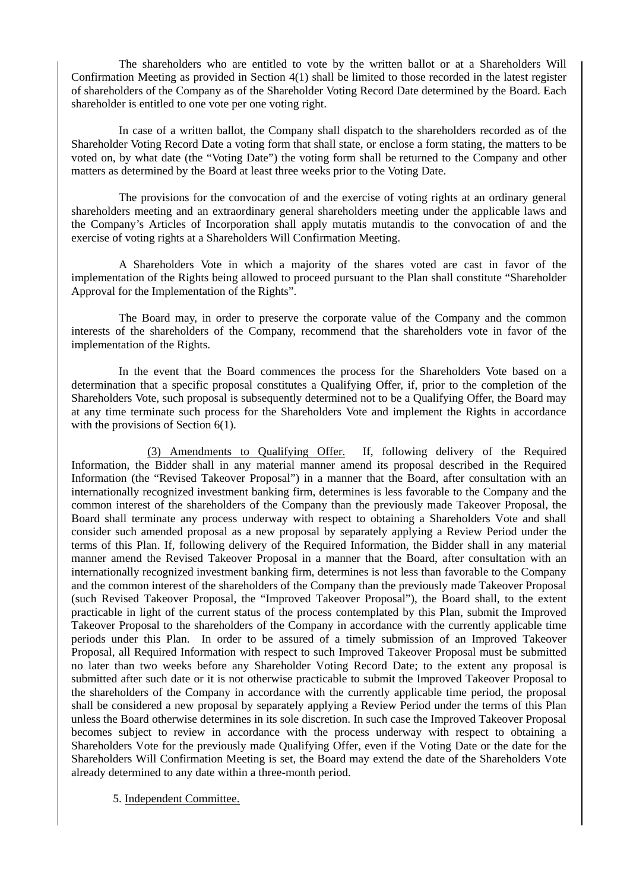The shareholders who are entitled to vote by the written ballot or at a Shareholders Will Confirmation Meeting as provided in Section 4(1) shall be limited to those recorded in the latest register of shareholders of the Company as of the Shareholder Voting Record Date determined by the Board. Each shareholder is entitled to one vote per one voting right.

In case of a written ballot, the Company shall dispatch to the shareholders recorded as of the Shareholder Voting Record Date a voting form that shall state, or enclose a form stating, the matters to be voted on, by what date (the "Voting Date") the voting form shall be returned to the Company and other matters as determined by the Board at least three weeks prior to the Voting Date.

The provisions for the convocation of and the exercise of voting rights at an ordinary general shareholders meeting and an extraordinary general shareholders meeting under the applicable laws and the Company's Articles of Incorporation shall apply mutatis mutandis to the convocation of and the exercise of voting rights at a Shareholders Will Confirmation Meeting.

A Shareholders Vote in which a majority of the shares voted are cast in favor of the implementation of the Rights being allowed to proceed pursuant to the Plan shall constitute "Shareholder Approval for the Implementation of the Rights".

The Board may, in order to preserve the corporate value of the Company and the common interests of the shareholders of the Company, recommend that the shareholders vote in favor of the implementation of the Rights.

In the event that the Board commences the process for the Shareholders Vote based on a determination that a specific proposal constitutes a Qualifying Offer, if, prior to the completion of the Shareholders Vote, such proposal is subsequently determined not to be a Qualifying Offer, the Board may at any time terminate such process for the Shareholders Vote and implement the Rights in accordance with the provisions of Section 6(1).

(3) Amendments to Qualifying Offer. If, following delivery of the Required Information, the Bidder shall in any material manner amend its proposal described in the Required Information (the "Revised Takeover Proposal") in a manner that the Board, after consultation with an internationally recognized investment banking firm, determines is less favorable to the Company and the common interest of the shareholders of the Company than the previously made Takeover Proposal, the Board shall terminate any process underway with respect to obtaining a Shareholders Vote and shall consider such amended proposal as a new proposal by separately applying a Review Period under the terms of this Plan. If, following delivery of the Required Information, the Bidder shall in any material manner amend the Revised Takeover Proposal in a manner that the Board, after consultation with an internationally recognized investment banking firm, determines is not less than favorable to the Company and the common interest of the shareholders of the Company than the previously made Takeover Proposal (such Revised Takeover Proposal, the "Improved Takeover Proposal"), the Board shall, to the extent practicable in light of the current status of the process contemplated by this Plan, submit the Improved Takeover Proposal to the shareholders of the Company in accordance with the currently applicable time periods under this Plan. In order to be assured of a timely submission of an Improved Takeover Proposal, all Required Information with respect to such Improved Takeover Proposal must be submitted no later than two weeks before any Shareholder Voting Record Date; to the extent any proposal is submitted after such date or it is not otherwise practicable to submit the Improved Takeover Proposal to the shareholders of the Company in accordance with the currently applicable time period, the proposal shall be considered a new proposal by separately applying a Review Period under the terms of this Plan unless the Board otherwise determines in its sole discretion. In such case the Improved Takeover Proposal becomes subject to review in accordance with the process underway with respect to obtaining a Shareholders Vote for the previously made Qualifying Offer, even if the Voting Date or the date for the Shareholders Will Confirmation Meeting is set, the Board may extend the date of the Shareholders Vote already determined to any date within a three-month period.

5. Independent Committee.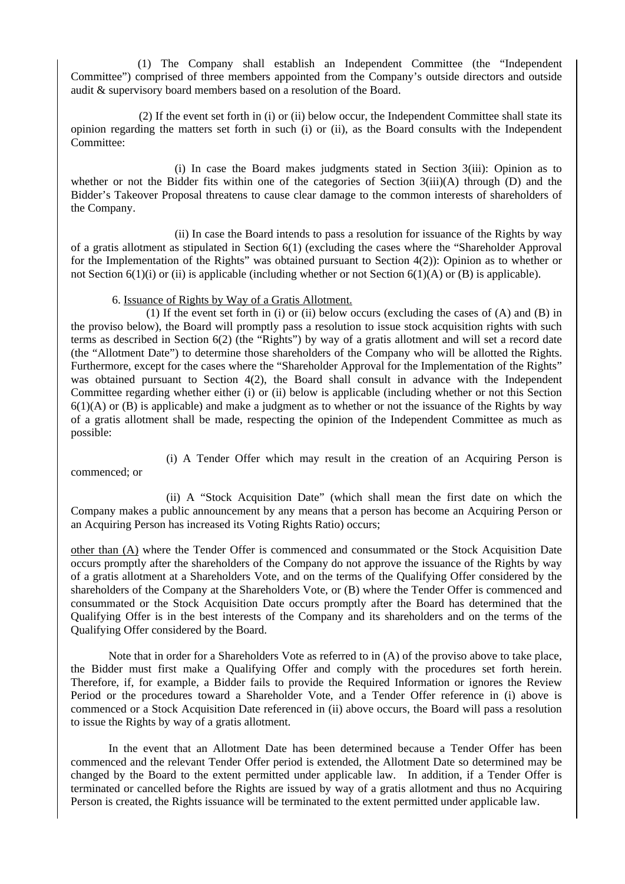(1) The Company shall establish an Independent Committee (the "Independent Committee") comprised of three members appointed from the Company's outside directors and outside audit & supervisory board members based on a resolution of the Board.

(2) If the event set forth in (i) or (ii) below occur, the Independent Committee shall state its opinion regarding the matters set forth in such (i) or (ii), as the Board consults with the Independent Committee:

(i) In case the Board makes judgments stated in Section 3(iii): Opinion as to whether or not the Bidder fits within one of the categories of Section 3(iii)(A) through (D) and the Bidder's Takeover Proposal threatens to cause clear damage to the common interests of shareholders of the Company.

(ii) In case the Board intends to pass a resolution for issuance of the Rights by way of a gratis allotment as stipulated in Section 6(1) (excluding the cases where the "Shareholder Approval for the Implementation of the Rights" was obtained pursuant to Section 4(2)): Opinion as to whether or not Section 6(1)(i) or (ii) is applicable (including whether or not Section 6(1)(A) or (B) is applicable).

6. Issuance of Rights by Way of a Gratis Allotment.

(1) If the event set forth in (i) or (ii) below occurs (excluding the cases of (A) and (B) in the proviso below), the Board will promptly pass a resolution to issue stock acquisition rights with such terms as described in Section 6(2) (the "Rights") by way of a gratis allotment and will set a record date (the "Allotment Date") to determine those shareholders of the Company who will be allotted the Rights. Furthermore, except for the cases where the "Shareholder Approval for the Implementation of the Rights" was obtained pursuant to Section 4(2), the Board shall consult in advance with the Independent Committee regarding whether either (i) or (ii) below is applicable (including whether or not this Section 6(1)(A) or (B) is applicable) and make a judgment as to whether or not the issuance of the Rights by way of a gratis allotment shall be made, respecting the opinion of the Independent Committee as much as possible:

(i) A Tender Offer which may result in the creation of an Acquiring Person is commenced; or

(ii) A "Stock Acquisition Date" (which shall mean the first date on which the Company makes a public announcement by any means that a person has become an Acquiring Person or an Acquiring Person has increased its Voting Rights Ratio) occurs;

other than (A) where the Tender Offer is commenced and consummated or the Stock Acquisition Date occurs promptly after the shareholders of the Company do not approve the issuance of the Rights by way of a gratis allotment at a Shareholders Vote, and on the terms of the Qualifying Offer considered by the shareholders of the Company at the Shareholders Vote, or (B) where the Tender Offer is commenced and consummated or the Stock Acquisition Date occurs promptly after the Board has determined that the Qualifying Offer is in the best interests of the Company and its shareholders and on the terms of the Qualifying Offer considered by the Board.

Note that in order for a Shareholders Vote as referred to in (A) of the proviso above to take place, the Bidder must first make a Qualifying Offer and comply with the procedures set forth herein. Therefore, if, for example, a Bidder fails to provide the Required Information or ignores the Review Period or the procedures toward a Shareholder Vote, and a Tender Offer reference in (i) above is commenced or a Stock Acquisition Date referenced in (ii) above occurs, the Board will pass a resolution to issue the Rights by way of a gratis allotment.

In the event that an Allotment Date has been determined because a Tender Offer has been commenced and the relevant Tender Offer period is extended, the Allotment Date so determined may be changed by the Board to the extent permitted under applicable law. In addition, if a Tender Offer is terminated or cancelled before the Rights are issued by way of a gratis allotment and thus no Acquiring Person is created, the Rights issuance will be terminated to the extent permitted under applicable law.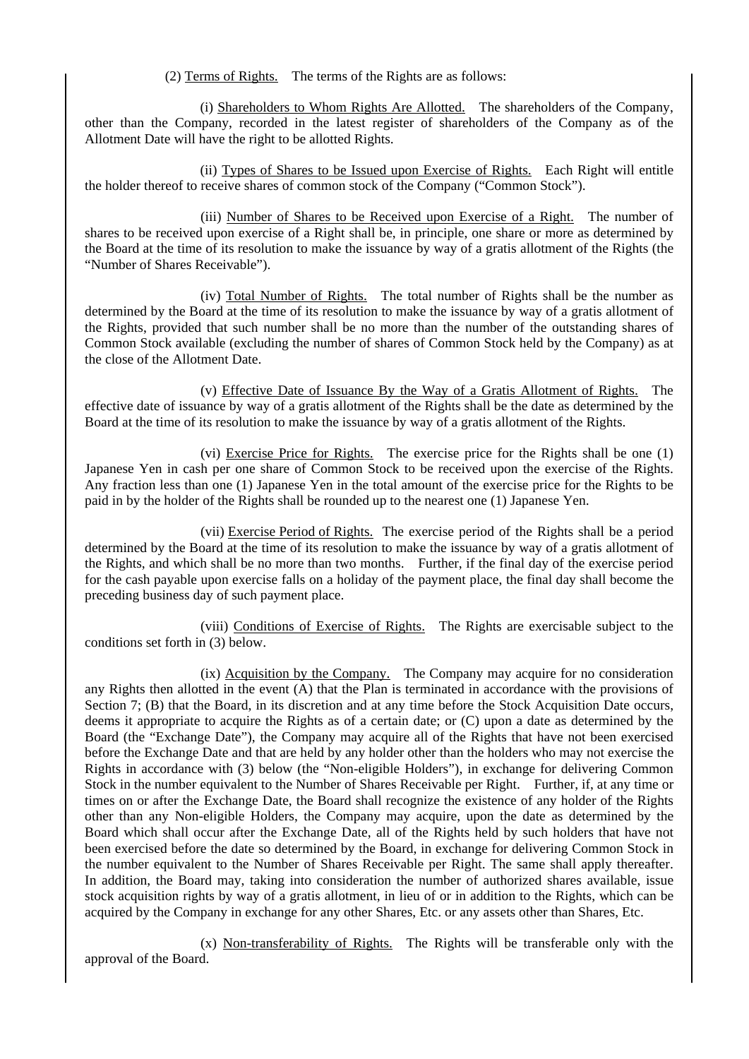(2) Terms of Rights. The terms of the Rights are as follows:

(i) Shareholders to Whom Rights Are Allotted. The shareholders of the Company, other than the Company, recorded in the latest register of shareholders of the Company as of the Allotment Date will have the right to be allotted Rights.

(ii) Types of Shares to be Issued upon Exercise of Rights. Each Right will entitle the holder thereof to receive shares of common stock of the Company ("Common Stock").

(iii) Number of Shares to be Received upon Exercise of a Right. The number of shares to be received upon exercise of a Right shall be, in principle, one share or more as determined by the Board at the time of its resolution to make the issuance by way of a gratis allotment of the Rights (the "Number of Shares Receivable").

(iv) Total Number of Rights. The total number of Rights shall be the number as determined by the Board at the time of its resolution to make the issuance by way of a gratis allotment of the Rights, provided that such number shall be no more than the number of the outstanding shares of Common Stock available (excluding the number of shares of Common Stock held by the Company) as at the close of the Allotment Date.

(v) Effective Date of Issuance By the Way of a Gratis Allotment of Rights. The effective date of issuance by way of a gratis allotment of the Rights shall be the date as determined by the Board at the time of its resolution to make the issuance by way of a gratis allotment of the Rights.

(vi) Exercise Price for Rights. The exercise price for the Rights shall be one (1) Japanese Yen in cash per one share of Common Stock to be received upon the exercise of the Rights. Any fraction less than one (1) Japanese Yen in the total amount of the exercise price for the Rights to be paid in by the holder of the Rights shall be rounded up to the nearest one (1) Japanese Yen.

(vii) Exercise Period of Rights. The exercise period of the Rights shall be a period determined by the Board at the time of its resolution to make the issuance by way of a gratis allotment of the Rights, and which shall be no more than two months. Further, if the final day of the exercise period for the cash payable upon exercise falls on a holiday of the payment place, the final day shall become the preceding business day of such payment place.

(viii) Conditions of Exercise of Rights. The Rights are exercisable subject to the conditions set forth in (3) below.

(ix) Acquisition by the Company. The Company may acquire for no consideration any Rights then allotted in the event (A) that the Plan is terminated in accordance with the provisions of Section 7; (B) that the Board, in its discretion and at any time before the Stock Acquisition Date occurs, deems it appropriate to acquire the Rights as of a certain date; or (C) upon a date as determined by the Board (the "Exchange Date"), the Company may acquire all of the Rights that have not been exercised before the Exchange Date and that are held by any holder other than the holders who may not exercise the Rights in accordance with (3) below (the "Non-eligible Holders"), in exchange for delivering Common Stock in the number equivalent to the Number of Shares Receivable per Right. Further, if, at any time or times on or after the Exchange Date, the Board shall recognize the existence of any holder of the Rights other than any Non-eligible Holders, the Company may acquire, upon the date as determined by the Board which shall occur after the Exchange Date, all of the Rights held by such holders that have not been exercised before the date so determined by the Board, in exchange for delivering Common Stock in the number equivalent to the Number of Shares Receivable per Right. The same shall apply thereafter. In addition, the Board may, taking into consideration the number of authorized shares available, issue stock acquisition rights by way of a gratis allotment, in lieu of or in addition to the Rights, which can be acquired by the Company in exchange for any other Shares, Etc. or any assets other than Shares, Etc.

(x) Non-transferability of Rights. The Rights will be transferable only with the approval of the Board.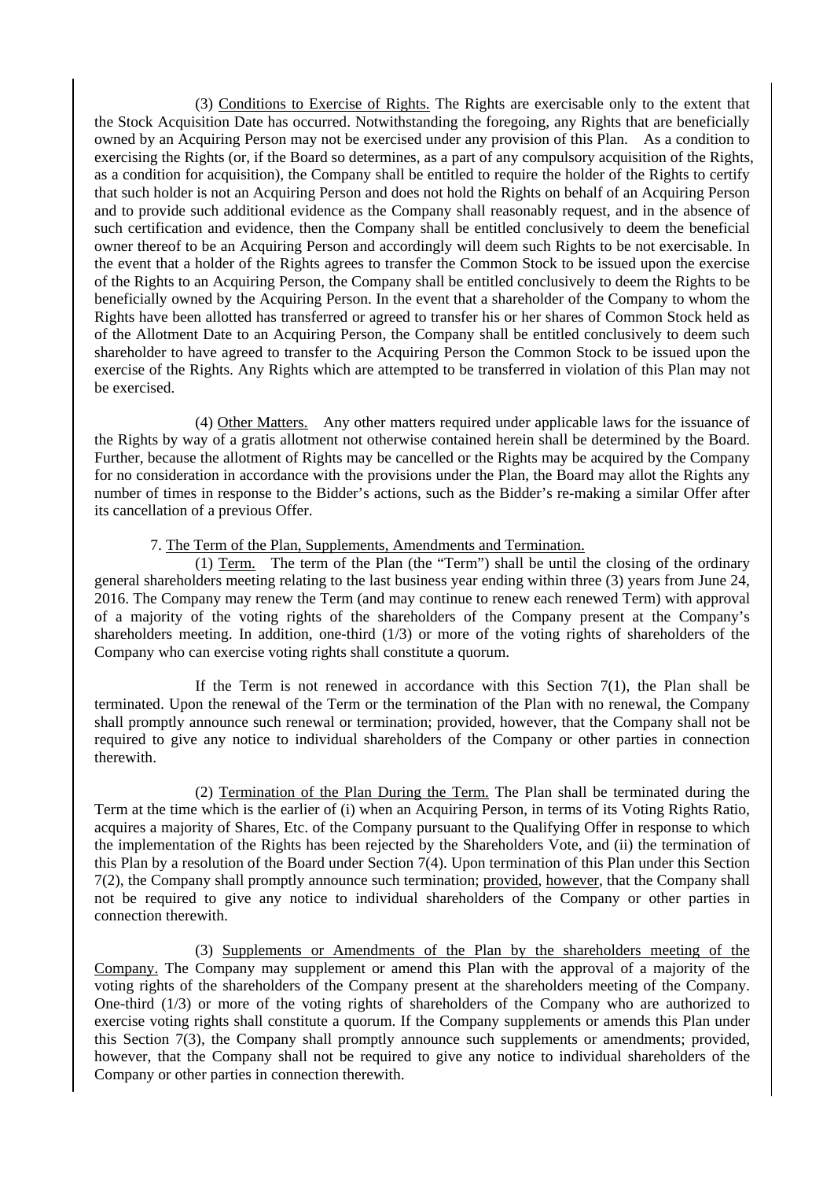(3) Conditions to Exercise of Rights. The Rights are exercisable only to the extent that the Stock Acquisition Date has occurred. Notwithstanding the foregoing, any Rights that are beneficially owned by an Acquiring Person may not be exercised under any provision of this Plan. As a condition to exercising the Rights (or, if the Board so determines, as a part of any compulsory acquisition of the Rights, as a condition for acquisition), the Company shall be entitled to require the holder of the Rights to certify that such holder is not an Acquiring Person and does not hold the Rights on behalf of an Acquiring Person and to provide such additional evidence as the Company shall reasonably request, and in the absence of such certification and evidence, then the Company shall be entitled conclusively to deem the beneficial owner thereof to be an Acquiring Person and accordingly will deem such Rights to be not exercisable. In the event that a holder of the Rights agrees to transfer the Common Stock to be issued upon the exercise of the Rights to an Acquiring Person, the Company shall be entitled conclusively to deem the Rights to be beneficially owned by the Acquiring Person. In the event that a shareholder of the Company to whom the Rights have been allotted has transferred or agreed to transfer his or her shares of Common Stock held as of the Allotment Date to an Acquiring Person, the Company shall be entitled conclusively to deem such shareholder to have agreed to transfer to the Acquiring Person the Common Stock to be issued upon the exercise of the Rights. Any Rights which are attempted to be transferred in violation of this Plan may not be exercised.

(4) Other Matters. Any other matters required under applicable laws for the issuance of the Rights by way of a gratis allotment not otherwise contained herein shall be determined by the Board. Further, because the allotment of Rights may be cancelled or the Rights may be acquired by the Company for no consideration in accordance with the provisions under the Plan, the Board may allot the Rights any number of times in response to the Bidder's actions, such as the Bidder's re-making a similar Offer after its cancellation of a previous Offer.

7. The Term of the Plan, Supplements, Amendments and Termination.

(1) Term. The term of the Plan (the "Term") shall be until the closing of the ordinary general shareholders meeting relating to the last business year ending within three (3) years from June 24, 2016. The Company may renew the Term (and may continue to renew each renewed Term) with approval of a majority of the voting rights of the shareholders of the Company present at the Company's shareholders meeting. In addition, one-third (1/3) or more of the voting rights of shareholders of the Company who can exercise voting rights shall constitute a quorum.

If the Term is not renewed in accordance with this Section 7(1), the Plan shall be terminated. Upon the renewal of the Term or the termination of the Plan with no renewal, the Company shall promptly announce such renewal or termination; provided, however, that the Company shall not be required to give any notice to individual shareholders of the Company or other parties in connection therewith.

(2) Termination of the Plan During the Term. The Plan shall be terminated during the Term at the time which is the earlier of (i) when an Acquiring Person, in terms of its Voting Rights Ratio, acquires a majority of Shares, Etc. of the Company pursuant to the Qualifying Offer in response to which the implementation of the Rights has been rejected by the Shareholders Vote, and (ii) the termination of this Plan by a resolution of the Board under Section 7(4). Upon termination of this Plan under this Section 7(2), the Company shall promptly announce such termination; provided, however, that the Company shall not be required to give any notice to individual shareholders of the Company or other parties in connection therewith.

(3) Supplements or Amendments of the Plan by the shareholders meeting of the Company. The Company may supplement or amend this Plan with the approval of a majority of the voting rights of the shareholders of the Company present at the shareholders meeting of the Company. One-third (1/3) or more of the voting rights of shareholders of the Company who are authorized to exercise voting rights shall constitute a quorum. If the Company supplements or amends this Plan under this Section 7(3), the Company shall promptly announce such supplements or amendments; provided, however, that the Company shall not be required to give any notice to individual shareholders of the Company or other parties in connection therewith.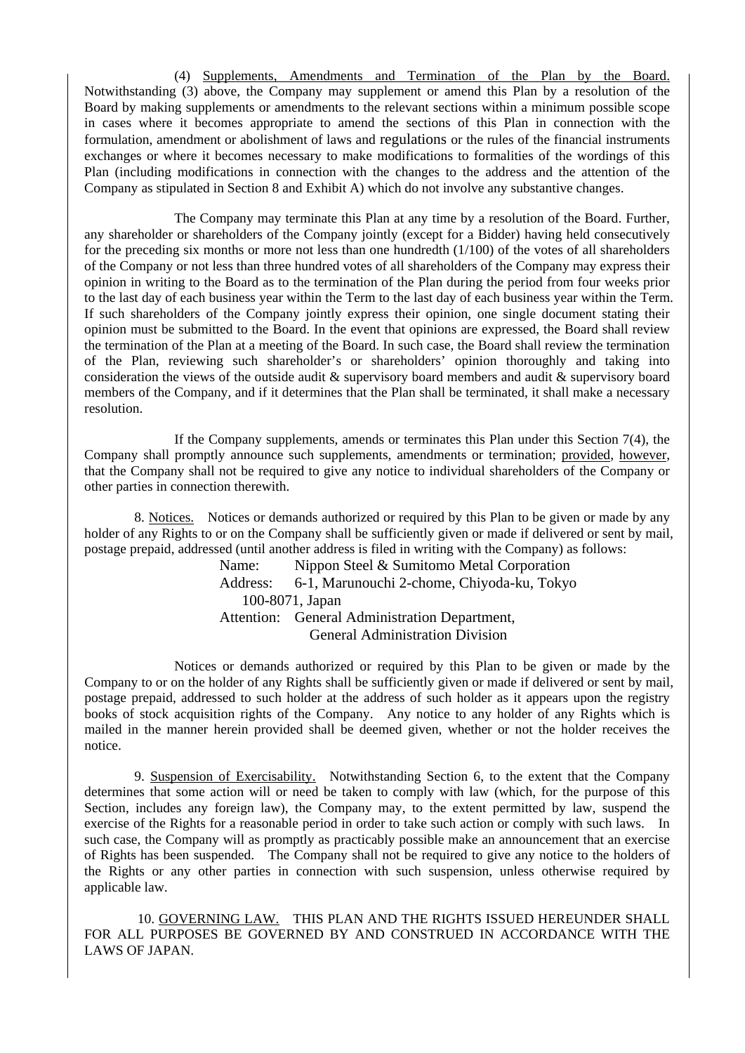(4) Supplements, Amendments and Termination of the Plan by the Board. Notwithstanding (3) above, the Company may supplement or amend this Plan by a resolution of the Board by making supplements or amendments to the relevant sections within a minimum possible scope in cases where it becomes appropriate to amend the sections of this Plan in connection with the formulation, amendment or abolishment of laws and regulations or the rules of the financial instruments exchanges or where it becomes necessary to make modifications to formalities of the wordings of this Plan (including modifications in connection with the changes to the address and the attention of the Company as stipulated in Section 8 and Exhibit A) which do not involve any substantive changes.

The Company may terminate this Plan at any time by a resolution of the Board. Further, any shareholder or shareholders of the Company jointly (except for a Bidder) having held consecutively for the preceding six months or more not less than one hundredth (1/100) of the votes of all shareholders of the Company or not less than three hundred votes of all shareholders of the Company may express their opinion in writing to the Board as to the termination of the Plan during the period from four weeks prior to the last day of each business year within the Term to the last day of each business year within the Term. If such shareholders of the Company jointly express their opinion, one single document stating their opinion must be submitted to the Board. In the event that opinions are expressed, the Board shall review the termination of the Plan at a meeting of the Board. In such case, the Board shall review the termination of the Plan, reviewing such shareholder's or shareholders' opinion thoroughly and taking into consideration the views of the outside audit & supervisory board members and audit & supervisory board members of the Company, and if it determines that the Plan shall be terminated, it shall make a necessary resolution.

If the Company supplements, amends or terminates this Plan under this Section 7(4), the Company shall promptly announce such supplements, amendments or termination; provided, however, that the Company shall not be required to give any notice to individual shareholders of the Company or other parties in connection therewith.

8. Notices. Notices or demands authorized or required by this Plan to be given or made by any holder of any Rights to or on the Company shall be sufficiently given or made if delivered or sent by mail, postage prepaid, addressed (until another address is filed in writing with the Company) as follows:

Name: Nippon Steel & Sumitomo Metal Corporation
Address: 6-1, Marunouchi 2-chome, Chiyoda-ku, Tokyo 100-8071, Japan
Attention: General Administration Department, General Administration Division

Notices or demands authorized or required by this Plan to be given or made by the Company to or on the holder of any Rights shall be sufficiently given or made if delivered or sent by mail, postage prepaid, addressed to such holder at the address of such holder as it appears upon the registry books of stock acquisition rights of the Company. Any notice to any holder of any Rights which is mailed in the manner herein provided shall be deemed given, whether or not the holder receives the notice.

9. Suspension of Exercisability. Notwithstanding Section 6, to the extent that the Company determines that some action will or need be taken to comply with law (which, for the purpose of this Section, includes any foreign law), the Company may, to the extent permitted by law, suspend the exercise of the Rights for a reasonable period in order to take such action or comply with such laws. In such case, the Company will as promptly as practicably possible make an announcement that an exercise of Rights has been suspended. The Company shall not be required to give any notice to the holders of the Rights or any other parties in connection with such suspension, unless otherwise required by applicable law.

10. GOVERNING LAW. THIS PLAN AND THE RIGHTS ISSUED HEREUNDER SHALL FOR ALL PURPOSES BE GOVERNED BY AND CONSTRUED IN ACCORDANCE WITH THE LAWS OF JAPAN.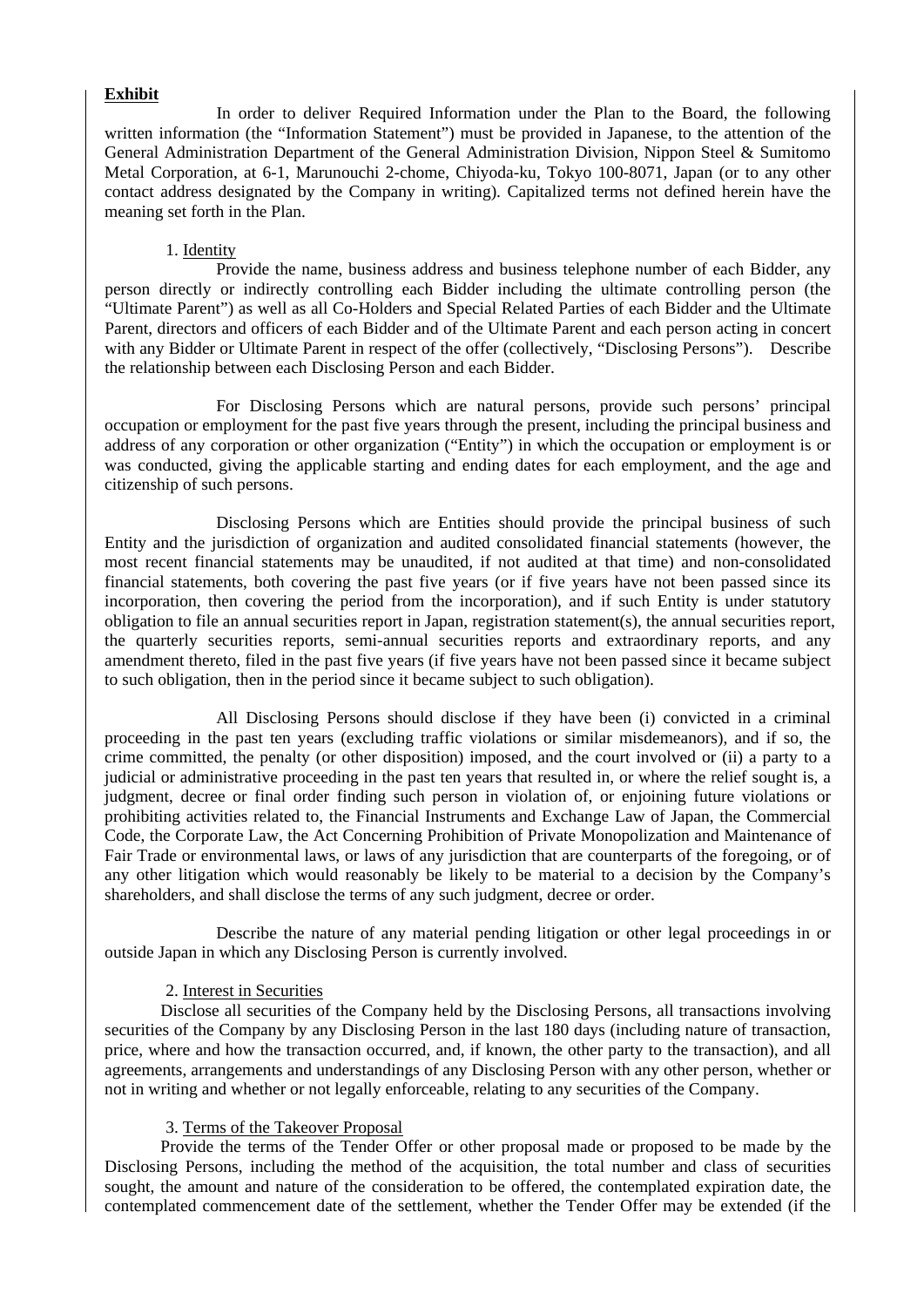**Exhibit**

In order to deliver Required Information under the Plan to the Board, the following written information (the "Information Statement") must be provided in Japanese, to the attention of the General Administration Department of the General Administration Division, Nippon Steel & Sumitomo Metal Corporation, at 6-1, Marunouchi 2-chome, Chiyoda-ku, Tokyo 100-8071, Japan (or to any other contact address designated by the Company in writing). Capitalized terms not defined herein have the meaning set forth in the Plan.

1. Identity

Provide the name, business address and business telephone number of each Bidder, any person directly or indirectly controlling each Bidder including the ultimate controlling person (the "Ultimate Parent") as well as all Co-Holders and Special Related Parties of each Bidder and the Ultimate Parent, directors and officers of each Bidder and of the Ultimate Parent and each person acting in concert with any Bidder or Ultimate Parent in respect of the offer (collectively, "Disclosing Persons"). Describe the relationship between each Disclosing Person and each Bidder.

For Disclosing Persons which are natural persons, provide such persons' principal occupation or employment for the past five years through the present, including the principal business and address of any corporation or other organization ("Entity") in which the occupation or employment is or was conducted, giving the applicable starting and ending dates for each employment, and the age and citizenship of such persons.

Disclosing Persons which are Entities should provide the principal business of such Entity and the jurisdiction of organization and audited consolidated financial statements (however, the most recent financial statements may be unaudited, if not audited at that time) and non-consolidated financial statements, both covering the past five years (or if five years have not been passed since its incorporation, then covering the period from the incorporation), and if such Entity is under statutory obligation to file an annual securities report in Japan, registration statement(s), the annual securities report, the quarterly securities reports, semi-annual securities reports and extraordinary reports, and any amendment thereto, filed in the past five years (if five years have not been passed since it became subject to such obligation, then in the period since it became subject to such obligation).

All Disclosing Persons should disclose if they have been (i) convicted in a criminal proceeding in the past ten years (excluding traffic violations or similar misdemeanors), and if so, the crime committed, the penalty (or other disposition) imposed, and the court involved or (ii) a party to a judicial or administrative proceeding in the past ten years that resulted in, or where the relief sought is, a judgment, decree or final order finding such person in violation of, or enjoining future violations or prohibiting activities related to, the Financial Instruments and Exchange Law of Japan, the Commercial Code, the Corporate Law, the Act Concerning Prohibition of Private Monopolization and Maintenance of Fair Trade or environmental laws, or laws of any jurisdiction that are counterparts of the foregoing, or of any other litigation which would reasonably be likely to be material to a decision by the Company's shareholders, and shall disclose the terms of any such judgment, decree or order.

Describe the nature of any material pending litigation or other legal proceedings in or outside Japan in which any Disclosing Person is currently involved.

2. Interest in Securities

Disclose all securities of the Company held by the Disclosing Persons, all transactions involving securities of the Company by any Disclosing Person in the last 180 days (including nature of transaction, price, where and how the transaction occurred, and, if known, the other party to the transaction), and all agreements, arrangements and understandings of any Disclosing Person with any other person, whether or not in writing and whether or not legally enforceable, relating to any securities of the Company.

3. Terms of the Takeover Proposal

Provide the terms of the Tender Offer or other proposal made or proposed to be made by the Disclosing Persons, including the method of the acquisition, the total number and class of securities sought, the amount and nature of the consideration to be offered, the contemplated expiration date, the contemplated commencement date of the settlement, whether the Tender Offer may be extended (if the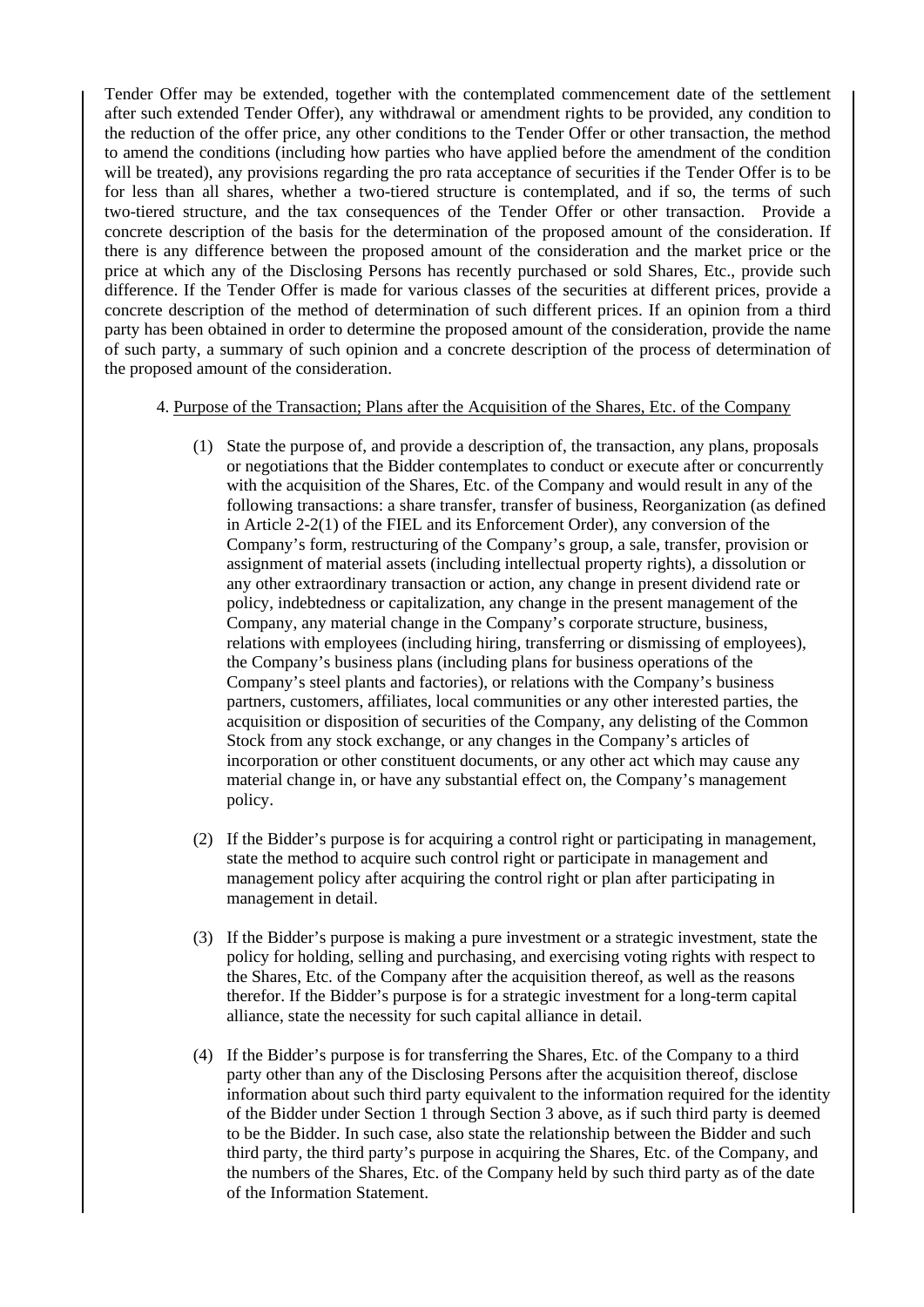Tender Offer may be extended, together with the contemplated commencement date of the settlement after such extended Tender Offer), any withdrawal or amendment rights to be provided, any condition to the reduction of the offer price, any other conditions to the Tender Offer or other transaction, the method to amend the conditions (including how parties who have applied before the amendment of the condition will be treated), any provisions regarding the pro rata acceptance of securities if the Tender Offer is to be for less than all shares, whether a two-tiered structure is contemplated, and if so, the terms of such two-tiered structure, and the tax consequences of the Tender Offer or other transaction. Provide a concrete description of the basis for the determination of the proposed amount of the consideration. If there is any difference between the proposed amount of the consideration and the market price or the price at which any of the Disclosing Persons has recently purchased or sold Shares, Etc., provide such difference. If the Tender Offer is made for various classes of the securities at different prices, provide a concrete description of the method of determination of such different prices. If an opinion from a third party has been obtained in order to determine the proposed amount of the consideration, provide the name of such party, a summary of such opinion and a concrete description of the process of determination of the proposed amount of the consideration.

4. Purpose of the Transaction; Plans after the Acquisition of the Shares, Etc. of the Company

(1) State the purpose of, and provide a description of, the transaction, any plans, proposals or negotiations that the Bidder contemplates to conduct or execute after or concurrently with the acquisition of the Shares, Etc. of the Company and would result in any of the following transactions: a share transfer, transfer of business, Reorganization (as defined in Article 2-2(1) of the FIEL and its Enforcement Order), any conversion of the Company's form, restructuring of the Company's group, a sale, transfer, provision or assignment of material assets (including intellectual property rights), a dissolution or any other extraordinary transaction or action, any change in present dividend rate or policy, indebtedness or capitalization, any change in the present management of the Company, any material change in the Company's corporate structure, business, relations with employees (including hiring, transferring or dismissing of employees), the Company's business plans (including plans for business operations of the Company's steel plants and factories), or relations with the Company's business partners, customers, affiliates, local communities or any other interested parties, the acquisition or disposition of securities of the Company, any delisting of the Common Stock from any stock exchange, or any changes in the Company's articles of incorporation or other constituent documents, or any other act which may cause any material change in, or have any substantial effect on, the Company's management policy.

(2) If the Bidder's purpose is for acquiring a control right or participating in management, state the method to acquire such control right or participate in management and management policy after acquiring the control right or plan after participating in management in detail.

(3) If the Bidder's purpose is making a pure investment or a strategic investment, state the policy for holding, selling and purchasing, and exercising voting rights with respect to the Shares, Etc. of the Company after the acquisition thereof, as well as the reasons therefor. If the Bidder's purpose is for a strategic investment for a long-term capital alliance, state the necessity for such capital alliance in detail.

(4) If the Bidder's purpose is for transferring the Shares, Etc. of the Company to a third party other than any of the Disclosing Persons after the acquisition thereof, disclose information about such third party equivalent to the information required for the identity of the Bidder under Section 1 through Section 3 above, as if such third party is deemed to be the Bidder. In such case, also state the relationship between the Bidder and such third party, the third party's purpose in acquiring the Shares, Etc. of the Company, and the numbers of the Shares, Etc. of the Company held by such third party as of the date of the Information Statement.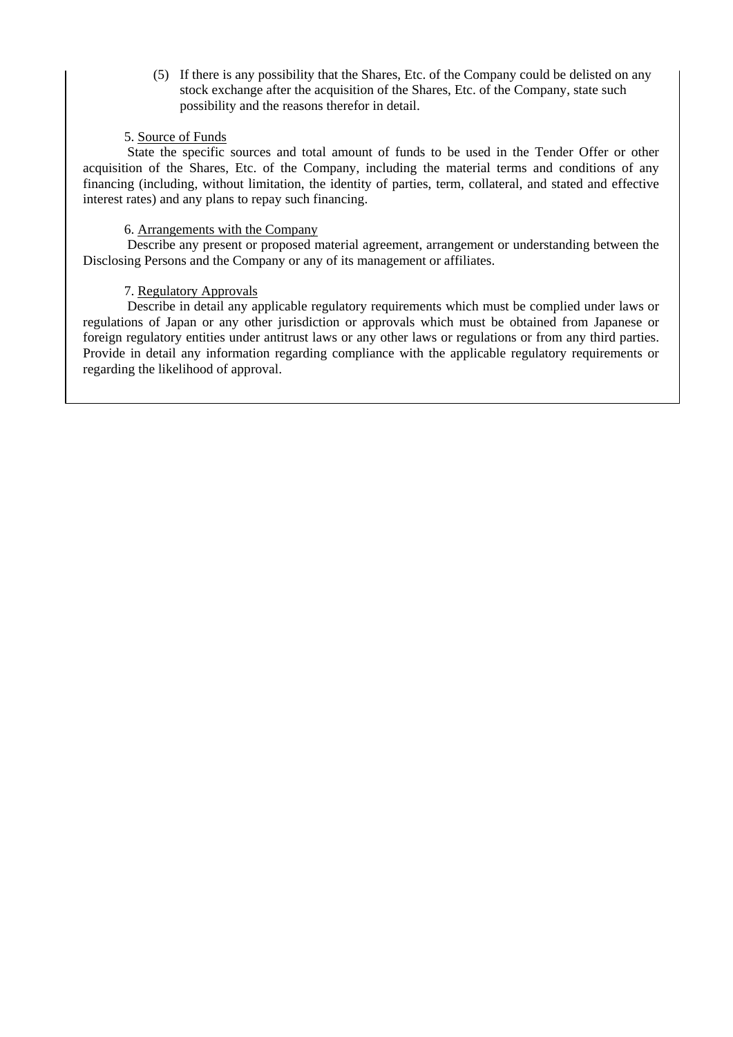(5) If there is any possibility that the Shares, Etc. of the Company could be delisted on any stock exchange after the acquisition of the Shares, Etc. of the Company, state such possibility and the reasons therefor in detail.

5. Source of Funds

State the specific sources and total amount of funds to be used in the Tender Offer or other acquisition of the Shares, Etc. of the Company, including the material terms and conditions of any financing (including, without limitation, the identity of parties, term, collateral, and stated and effective interest rates) and any plans to repay such financing.

6. Arrangements with the Company

Describe any present or proposed material agreement, arrangement or understanding between the Disclosing Persons and the Company or any of its management or affiliates.

7. Regulatory Approvals

Describe in detail any applicable regulatory requirements which must be complied under laws or regulations of Japan or any other jurisdiction or approvals which must be obtained from Japanese or foreign regulatory entities under antitrust laws or any other laws or regulations or from any third parties. Provide in detail any information regarding compliance with the applicable regulatory requirements or regarding the likelihood of approval.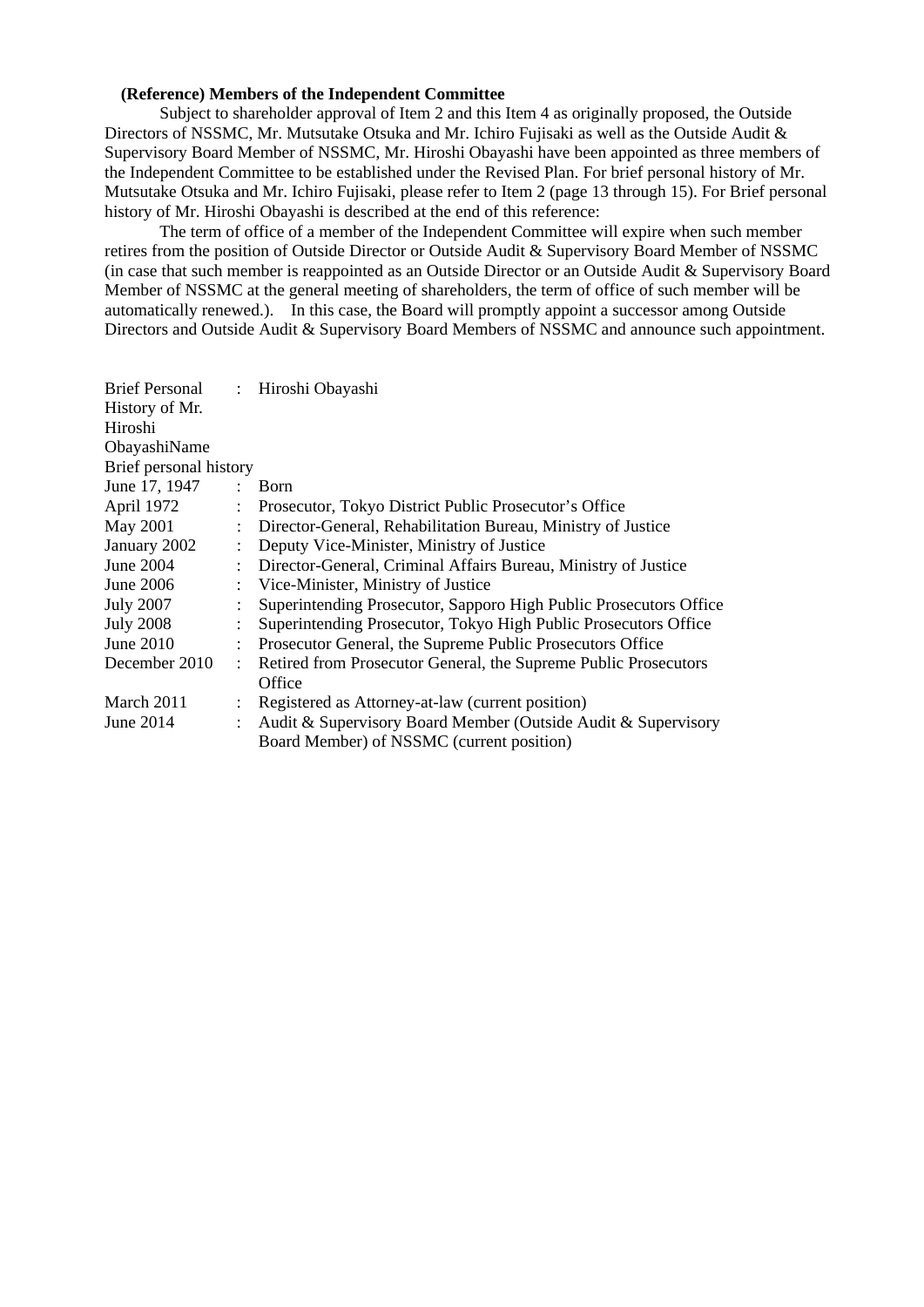**(Reference) Members of the Independent Committee**

Subject to shareholder approval of Item 2 and this Item 4 as originally proposed, the Outside Directors of NSSMC, Mr. Mutsutake Otsuka and Mr. Ichiro Fujisaki as well as the Outside Audit & Supervisory Board Member of NSSMC, Mr. Hiroshi Obayashi have been appointed as three members of the Independent Committee to be established under the Revised Plan. For brief personal history of Mr. Mutsutake Otsuka and Mr. Ichiro Fujisaki, please refer to Item 2 (page 13 through 15). For Brief personal history of Mr. Hiroshi Obayashi is described at the end of this reference:

The term of office of a member of the Independent Committee will expire when such member retires from the position of Outside Director or Outside Audit & Supervisory Board Member of NSSMC (in case that such member is reappointed as an Outside Director or an Outside Audit & Supervisory Board Member of NSSMC at the general meeting of shareholders, the term of office of such member will be automatically renewed.). In this case, the Board will promptly appoint a successor among Outside Directors and Outside Audit & Supervisory Board Members of NSSMC and announce such appointment.

| Brief Personal History of Mr. Hiroshi ObayashiName | : | Hiroshi Obayashi |
|---|---|---|
| Brief personal history | | |
| June 17, 1947 | : | Born |
| April 1972 | : | Prosecutor, Tokyo District Public Prosecutor's Office |
| May 2001 | : | Director-General, Rehabilitation Bureau, Ministry of Justice |
| January 2002 | : | Deputy Vice-Minister, Ministry of Justice |
| June 2004 | : | Director-General, Criminal Affairs Bureau, Ministry of Justice |
| June 2006 | : | Vice-Minister, Ministry of Justice |
| July 2007 | : | Superintending Prosecutor, Sapporo High Public Prosecutors Office |
| July 2008 | : | Superintending Prosecutor, Tokyo High Public Prosecutors Office |
| June 2010 | : | Prosecutor General, the Supreme Public Prosecutors Office |
| December 2010 | : | Retired from Prosecutor General, the Supreme Public Prosecutors Office |
| March 2011 | : | Registered as Attorney-at-law (current position) |
| June 2014 | : | Audit & Supervisory Board Member (Outside Audit & Supervisory Board Member) of NSSMC (current position) |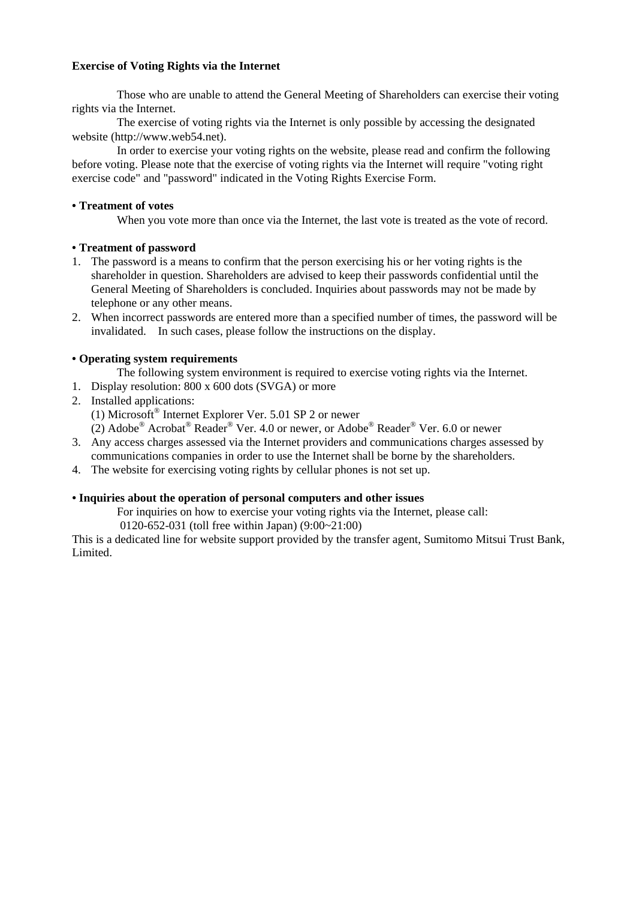**Exercise of Voting Rights via the Internet**

Those who are unable to attend the General Meeting of Shareholders can exercise their voting rights via the Internet.

The exercise of voting rights via the Internet is only possible by accessing the designated website (http://www.web54.net).

In order to exercise your voting rights on the website, please read and confirm the following before voting. Please note that the exercise of voting rights via the Internet will require "voting right exercise code" and "password" indicated in the Voting Rights Exercise Form.

**• Treatment of votes**

When you vote more than once via the Internet, the last vote is treated as the vote of record.

**• Treatment of password**

1. The password is a means to confirm that the person exercising his or her voting rights is the shareholder in question. Shareholders are advised to keep their passwords confidential until the General Meeting of Shareholders is concluded. Inquiries about passwords may not be made by telephone or any other means.
2. When incorrect passwords are entered more than a specified number of times, the password will be invalidated. In such cases, please follow the instructions on the display.

**• Operating system requirements**

The following system environment is required to exercise voting rights via the Internet.

1. Display resolution: 800 x 600 dots (SVGA) or more
2. Installed applications:
   (1) Microsoft® Internet Explorer Ver. 5.01 SP 2 or newer
   (2) Adobe® Acrobat® Reader® Ver. 4.0 or newer, or Adobe® Reader® Ver. 6.0 or newer
3. Any access charges assessed via the Internet providers and communications charges assessed by communications companies in order to use the Internet shall be borne by the shareholders.
4. The website for exercising voting rights by cellular phones is not set up.

**• Inquiries about the operation of personal computers and other issues**

For inquiries on how to exercise your voting rights via the Internet, please call:
0120-652-031 (toll free within Japan) (9:00~21:00)

This is a dedicated line for website support provided by the transfer agent, Sumitomo Mitsui Trust Bank, Limited.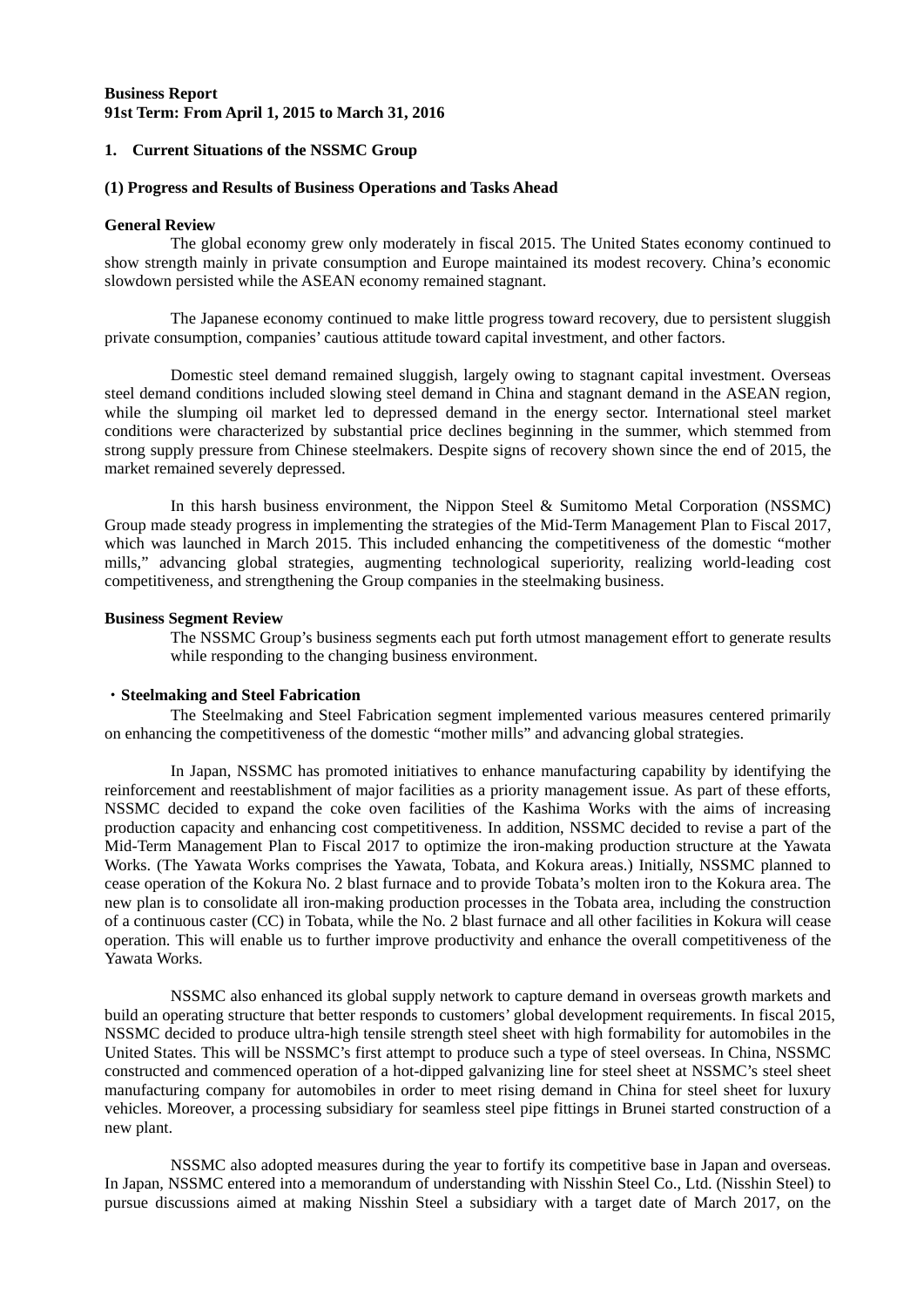**Business Report**
**91st Term: From April 1, 2015 to March 31, 2016**

**1. Current Situations of the NSSMC Group**

**(1) Progress and Results of Business Operations and Tasks Ahead**

**General Review**

The global economy grew only moderately in fiscal 2015. The United States economy continued to show strength mainly in private consumption and Europe maintained its modest recovery. China's economic slowdown persisted while the ASEAN economy remained stagnant.

The Japanese economy continued to make little progress toward recovery, due to persistent sluggish private consumption, companies' cautious attitude toward capital investment, and other factors.

Domestic steel demand remained sluggish, largely owing to stagnant capital investment. Overseas steel demand conditions included slowing steel demand in China and stagnant demand in the ASEAN region, while the slumping oil market led to depressed demand in the energy sector. International steel market conditions were characterized by substantial price declines beginning in the summer, which stemmed from strong supply pressure from Chinese steelmakers. Despite signs of recovery shown since the end of 2015, the market remained severely depressed.

In this harsh business environment, the Nippon Steel & Sumitomo Metal Corporation (NSSMC) Group made steady progress in implementing the strategies of the Mid-Term Management Plan to Fiscal 2017, which was launched in March 2015. This included enhancing the competitiveness of the domestic "mother mills," advancing global strategies, augmenting technological superiority, realizing world-leading cost competitiveness, and strengthening the Group companies in the steelmaking business.

**Business Segment Review**

The NSSMC Group's business segments each put forth utmost management effort to generate results while responding to the changing business environment.

**・Steelmaking and Steel Fabrication**

The Steelmaking and Steel Fabrication segment implemented various measures centered primarily on enhancing the competitiveness of the domestic "mother mills" and advancing global strategies.

In Japan, NSSMC has promoted initiatives to enhance manufacturing capability by identifying the reinforcement and reestablishment of major facilities as a priority management issue. As part of these efforts, NSSMC decided to expand the coke oven facilities of the Kashima Works with the aims of increasing production capacity and enhancing cost competitiveness. In addition, NSSMC decided to revise a part of the Mid-Term Management Plan to Fiscal 2017 to optimize the iron-making production structure at the Yawata Works. (The Yawata Works comprises the Yawata, Tobata, and Kokura areas.) Initially, NSSMC planned to cease operation of the Kokura No. 2 blast furnace and to provide Tobata's molten iron to the Kokura area. The new plan is to consolidate all iron-making production processes in the Tobata area, including the construction of a continuous caster (CC) in Tobata, while the No. 2 blast furnace and all other facilities in Kokura will cease operation. This will enable us to further improve productivity and enhance the overall competitiveness of the Yawata Works.

NSSMC also enhanced its global supply network to capture demand in overseas growth markets and build an operating structure that better responds to customers' global development requirements. In fiscal 2015, NSSMC decided to produce ultra-high tensile strength steel sheet with high formability for automobiles in the United States. This will be NSSMC's first attempt to produce such a type of steel overseas. In China, NSSMC constructed and commenced operation of a hot-dipped galvanizing line for steel sheet at NSSMC's steel sheet manufacturing company for automobiles in order to meet rising demand in China for steel sheet for luxury vehicles. Moreover, a processing subsidiary for seamless steel pipe fittings in Brunei started construction of a new plant.

NSSMC also adopted measures during the year to fortify its competitive base in Japan and overseas. In Japan, NSSMC entered into a memorandum of understanding with Nisshin Steel Co., Ltd. (Nisshin Steel) to pursue discussions aimed at making Nisshin Steel a subsidiary with a target date of March 2017, on the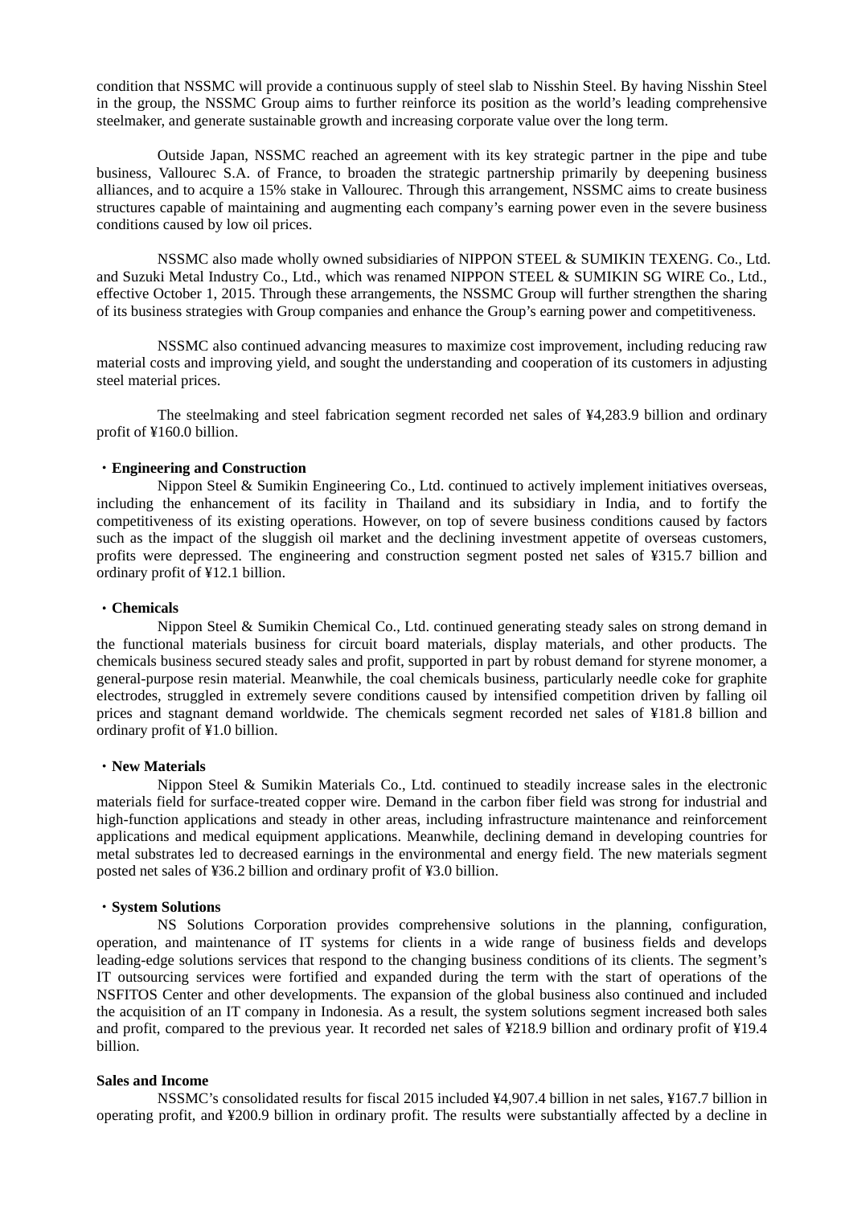condition that NSSMC will provide a continuous supply of steel slab to Nisshin Steel. By having Nisshin Steel in the group, the NSSMC Group aims to further reinforce its position as the world's leading comprehensive steelmaker, and generate sustainable growth and increasing corporate value over the long term.

Outside Japan, NSSMC reached an agreement with its key strategic partner in the pipe and tube business, Vallourec S.A. of France, to broaden the strategic partnership primarily by deepening business alliances, and to acquire a 15% stake in Vallourec. Through this arrangement, NSSMC aims to create business structures capable of maintaining and augmenting each company's earning power even in the severe business conditions caused by low oil prices.

NSSMC also made wholly owned subsidiaries of NIPPON STEEL & SUMIKIN TEXENG. Co., Ltd. and Suzuki Metal Industry Co., Ltd., which was renamed NIPPON STEEL & SUMIKIN SG WIRE Co., Ltd., effective October 1, 2015. Through these arrangements, the NSSMC Group will further strengthen the sharing of its business strategies with Group companies and enhance the Group's earning power and competitiveness.

NSSMC also continued advancing measures to maximize cost improvement, including reducing raw material costs and improving yield, and sought the understanding and cooperation of its customers in adjusting steel material prices.

The steelmaking and steel fabrication segment recorded net sales of ¥4,283.9 billion and ordinary profit of ¥160.0 billion.

**・Engineering and Construction**

Nippon Steel & Sumikin Engineering Co., Ltd. continued to actively implement initiatives overseas, including the enhancement of its facility in Thailand and its subsidiary in India, and to fortify the competitiveness of its existing operations. However, on top of severe business conditions caused by factors such as the impact of the sluggish oil market and the declining investment appetite of overseas customers, profits were depressed. The engineering and construction segment posted net sales of ¥315.7 billion and ordinary profit of ¥12.1 billion.

**・Chemicals**

Nippon Steel & Sumikin Chemical Co., Ltd. continued generating steady sales on strong demand in the functional materials business for circuit board materials, display materials, and other products. The chemicals business secured steady sales and profit, supported in part by robust demand for styrene monomer, a general-purpose resin material. Meanwhile, the coal chemicals business, particularly needle coke for graphite electrodes, struggled in extremely severe conditions caused by intensified competition driven by falling oil prices and stagnant demand worldwide. The chemicals segment recorded net sales of ¥181.8 billion and ordinary profit of ¥1.0 billion.

**・New Materials**

Nippon Steel & Sumikin Materials Co., Ltd. continued to steadily increase sales in the electronic materials field for surface-treated copper wire. Demand in the carbon fiber field was strong for industrial and high-function applications and steady in other areas, including infrastructure maintenance and reinforcement applications and medical equipment applications. Meanwhile, declining demand in developing countries for metal substrates led to decreased earnings in the environmental and energy field. The new materials segment posted net sales of ¥36.2 billion and ordinary profit of ¥3.0 billion.

**・System Solutions**

NS Solutions Corporation provides comprehensive solutions in the planning, configuration, operation, and maintenance of IT systems for clients in a wide range of business fields and develops leading-edge solutions services that respond to the changing business conditions of its clients. The segment's IT outsourcing services were fortified and expanded during the term with the start of operations of the NSFITOS Center and other developments. The expansion of the global business also continued and included the acquisition of an IT company in Indonesia. As a result, the system solutions segment increased both sales and profit, compared to the previous year. It recorded net sales of ¥218.9 billion and ordinary profit of ¥19.4 billion.

**Sales and Income**

NSSMC's consolidated results for fiscal 2015 included ¥4,907.4 billion in net sales, ¥167.7 billion in operating profit, and ¥200.9 billion in ordinary profit. The results were substantially affected by a decline in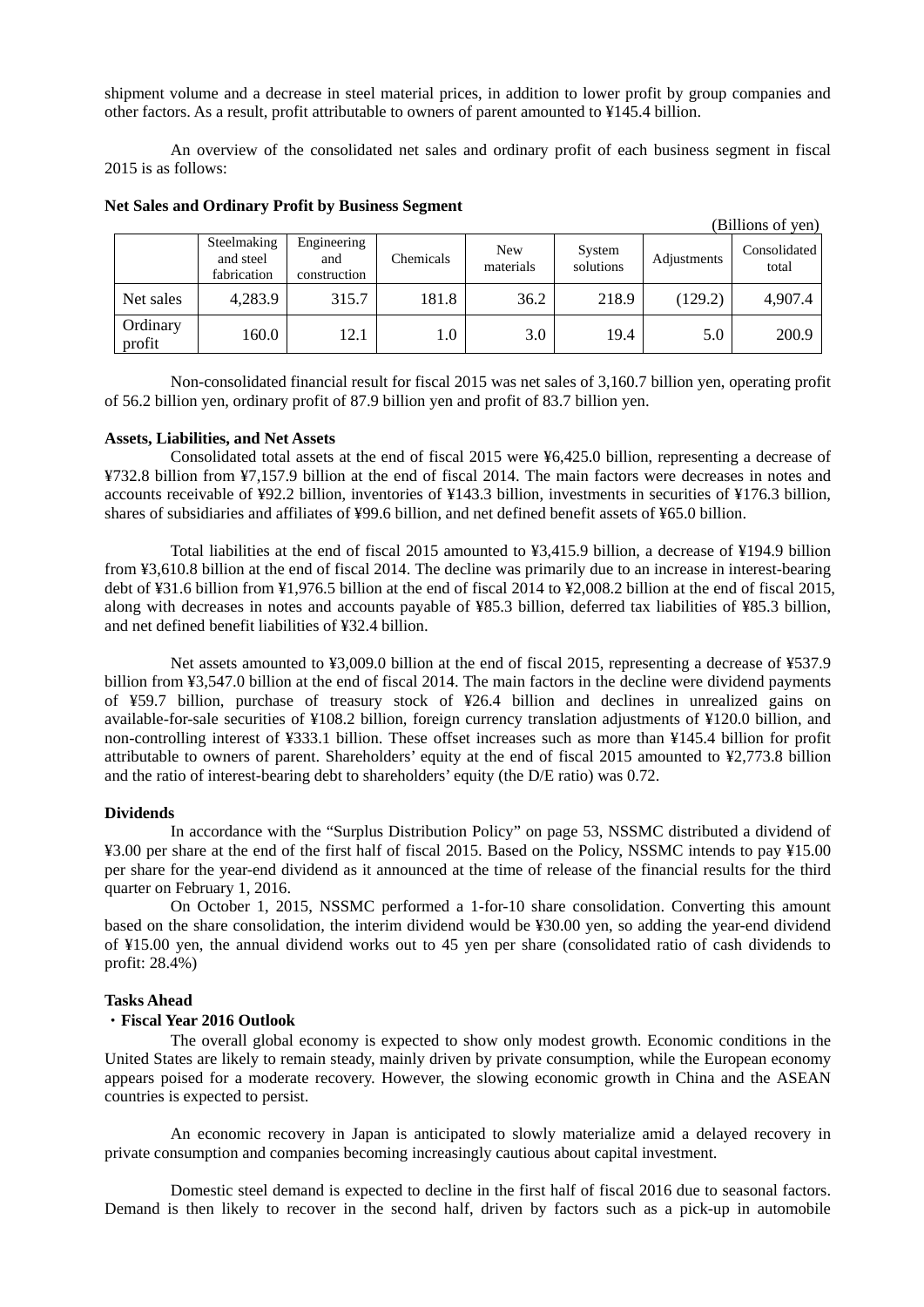shipment volume and a decrease in steel material prices, in addition to lower profit by group companies and other factors. As a result, profit attributable to owners of parent amounted to ¥145.4 billion.

An overview of the consolidated net sales and ordinary profit of each business segment in fiscal 2015 is as follows:

**Net Sales and Ordinary Profit by Business Segment**

(Billions of yen)

| | Steelmaking and steel fabrication | Engineering and construction | Chemicals | New materials | System solutions | Adjustments | Consolidated total |
|---|---|---|---|---|---|---|---|
| Net sales | 4,283.9 | 315.7 | 181.8 | 36.2 | 218.9 | (129.2) | 4,907.4 |
| Ordinary profit | 160.0 | 12.1 | 1.0 | 3.0 | 19.4 | 5.0 | 200.9 |

Non-consolidated financial result for fiscal 2015 was net sales of 3,160.7 billion yen, operating profit of 56.2 billion yen, ordinary profit of 87.9 billion yen and profit of 83.7 billion yen.

**Assets, Liabilities, and Net Assets**

Consolidated total assets at the end of fiscal 2015 were ¥6,425.0 billion, representing a decrease of ¥732.8 billion from ¥7,157.9 billion at the end of fiscal 2014. The main factors were decreases in notes and accounts receivable of ¥92.2 billion, inventories of ¥143.3 billion, investments in securities of ¥176.3 billion, shares of subsidiaries and affiliates of ¥99.6 billion, and net defined benefit assets of ¥65.0 billion.

Total liabilities at the end of fiscal 2015 amounted to ¥3,415.9 billion, a decrease of ¥194.9 billion from ¥3,610.8 billion at the end of fiscal 2014. The decline was primarily due to an increase in interest-bearing debt of ¥31.6 billion from ¥1,976.5 billion at the end of fiscal 2014 to ¥2,008.2 billion at the end of fiscal 2015, along with decreases in notes and accounts payable of ¥85.3 billion, deferred tax liabilities of ¥85.3 billion, and net defined benefit liabilities of ¥32.4 billion.

Net assets amounted to ¥3,009.0 billion at the end of fiscal 2015, representing a decrease of ¥537.9 billion from ¥3,547.0 billion at the end of fiscal 2014. The main factors in the decline were dividend payments of ¥59.7 billion, purchase of treasury stock of ¥26.4 billion and declines in unrealized gains on available-for-sale securities of ¥108.2 billion, foreign currency translation adjustments of ¥120.0 billion, and non-controlling interest of ¥333.1 billion. These offset increases such as more than ¥145.4 billion for profit attributable to owners of parent. Shareholders' equity at the end of fiscal 2015 amounted to ¥2,773.8 billion and the ratio of interest-bearing debt to shareholders' equity (the D/E ratio) was 0.72.

**Dividends**

In accordance with the "Surplus Distribution Policy" on page 53, NSSMC distributed a dividend of ¥3.00 per share at the end of the first half of fiscal 2015. Based on the Policy, NSSMC intends to pay ¥15.00 per share for the year-end dividend as it announced at the time of release of the financial results for the third quarter on February 1, 2016.

On October 1, 2015, NSSMC performed a 1-for-10 share consolidation. Converting this amount based on the share consolidation, the interim dividend would be ¥30.00 yen, so adding the year-end dividend of ¥15.00 yen, the annual dividend works out to 45 yen per share (consolidated ratio of cash dividends to profit: 28.4%)

**Tasks Ahead**

**・Fiscal Year 2016 Outlook**

The overall global economy is expected to show only modest growth. Economic conditions in the United States are likely to remain steady, mainly driven by private consumption, while the European economy appears poised for a moderate recovery. However, the slowing economic growth in China and the ASEAN countries is expected to persist.

An economic recovery in Japan is anticipated to slowly materialize amid a delayed recovery in private consumption and companies becoming increasingly cautious about capital investment.

Domestic steel demand is expected to decline in the first half of fiscal 2016 due to seasonal factors. Demand is then likely to recover in the second half, driven by factors such as a pick-up in automobile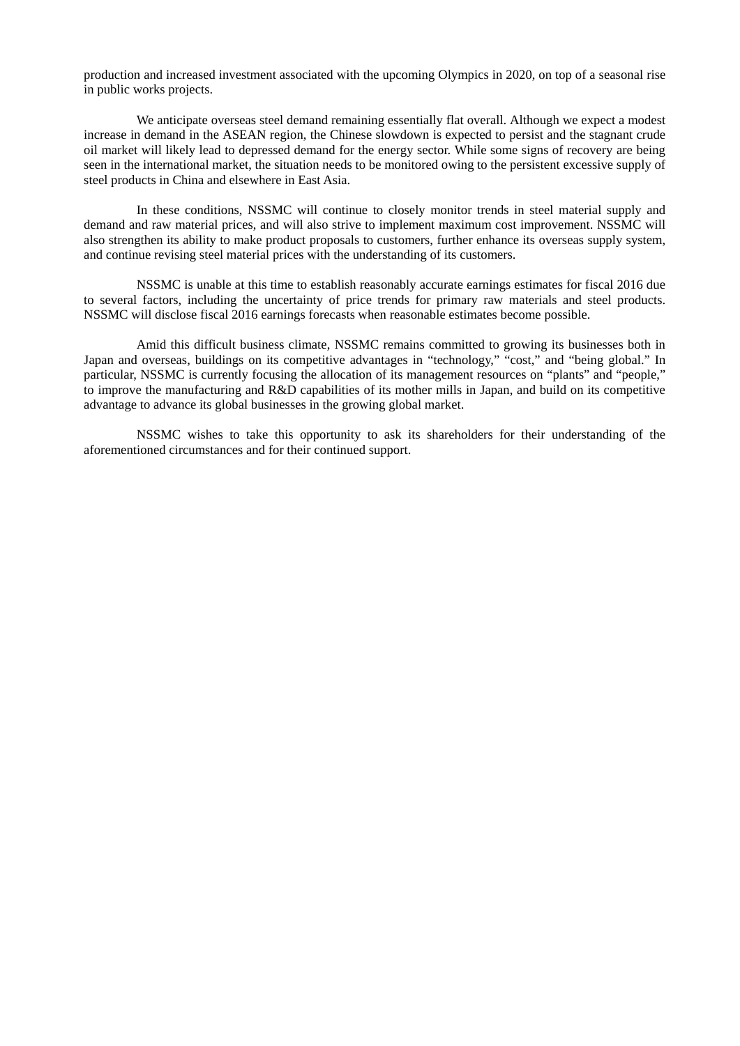production and increased investment associated with the upcoming Olympics in 2020, on top of a seasonal rise in public works projects.

We anticipate overseas steel demand remaining essentially flat overall. Although we expect a modest increase in demand in the ASEAN region, the Chinese slowdown is expected to persist and the stagnant crude oil market will likely lead to depressed demand for the energy sector. While some signs of recovery are being seen in the international market, the situation needs to be monitored owing to the persistent excessive supply of steel products in China and elsewhere in East Asia.

In these conditions, NSSMC will continue to closely monitor trends in steel material supply and demand and raw material prices, and will also strive to implement maximum cost improvement. NSSMC will also strengthen its ability to make product proposals to customers, further enhance its overseas supply system, and continue revising steel material prices with the understanding of its customers.

NSSMC is unable at this time to establish reasonably accurate earnings estimates for fiscal 2016 due to several factors, including the uncertainty of price trends for primary raw materials and steel products. NSSMC will disclose fiscal 2016 earnings forecasts when reasonable estimates become possible.

Amid this difficult business climate, NSSMC remains committed to growing its businesses both in Japan and overseas, buildings on its competitive advantages in “technology,” “cost,” and “being global.” In particular, NSSMC is currently focusing the allocation of its management resources on “plants” and “people,” to improve the manufacturing and R&D capabilities of its mother mills in Japan, and build on its competitive advantage to advance its global businesses in the growing global market.

NSSMC wishes to take this opportunity to ask its shareholders for their understanding of the aforementioned circumstances and for their continued support.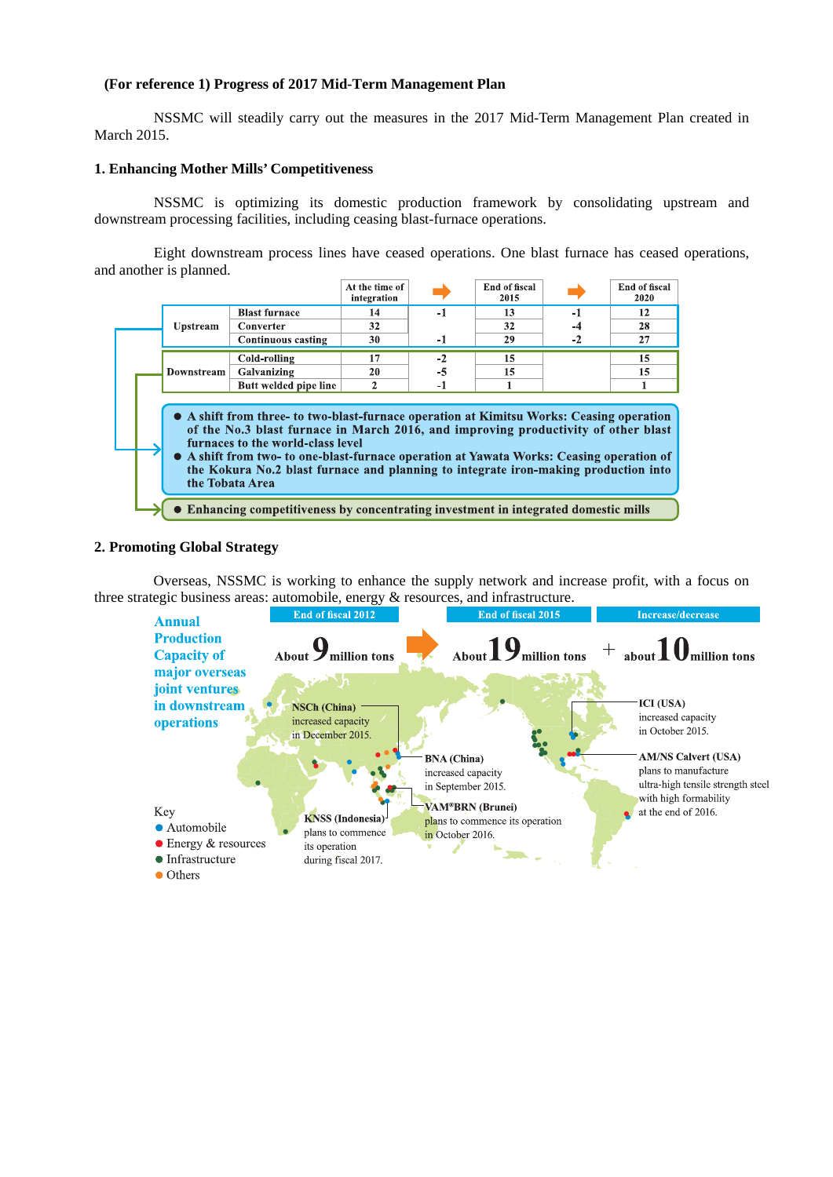**(For reference 1) Progress of 2017 Mid-Term Management Plan**

NSSMC will steadily carry out the measures in the 2017 Mid-Term Management Plan created in March 2015.

### 1. Enhancing Mother Mills' Competitiveness

NSSMC is optimizing its domestic production framework by consolidating upstream and downstream processing facilities, including ceasing blast-furnace operations.

Eight downstream process lines have ceased operations. One blast furnace has ceased operations, and another is planned.

| | | At the time of integration | | End of fiscal 2015 | | End of fiscal 2020 |
|---|---|---|---|---|---|---|
| Upstream | Blast furnace | 14 | -1 | 13 | -1 | 12 |
| | Converter | 32 | | 32 | -4 | 28 |
| | Continuous casting | 30 | -1 | 29 | -2 | 27 |
| Downstream | Cold-rolling | 17 | -2 | 15 | | 15 |
| | Galvanizing | 20 | -5 | 15 | | 15 |
| | Butt welded pipe line | 2 | -1 | 1 | | 1 |

- A shift from three- to two-blast-furnace operation at Kimitsu Works: Ceasing operation of the No.3 blast furnace in March 2016, and improving productivity of other blast furnaces to the world-class level
- A shift from two- to one-blast-furnace operation at Yawata Works: Ceasing operation of the Kokura No.2 blast furnace and planning to integrate iron-making production into the Tobata Area

- Enhancing competitiveness by concentrating investment in integrated domestic mills

### 2. Promoting Global Strategy

Overseas, NSSMC is working to enhance the supply network and increase profit, with a focus on three strategic business areas: automobile, energy & resources, and infrastructure.

**Annual Production Capacity of major overseas joint ventures in downstream operations**

| End of fiscal 2012 | End of fiscal 2015 | Increase/decrease |
|---|---|---|
| About 9 million tons | About 19 million tons | + about 10 million tons |

- NSCh (China): increased capacity in December 2015.
- BNA (China): increased capacity in September 2015.
- VAM®BRN (Brunei): plans to commence its operation in October 2016.
- KNSS (Indonesia): plans to commence its operation during fiscal 2017.
- ICI (USA): increased capacity in October 2015.
- AM/NS Calvert (USA): plans to manufacture ultra-high tensile strength steel with high formability at the end of 2016.

Key
- Automobile
- Energy & resources
- Infrastructure
- Others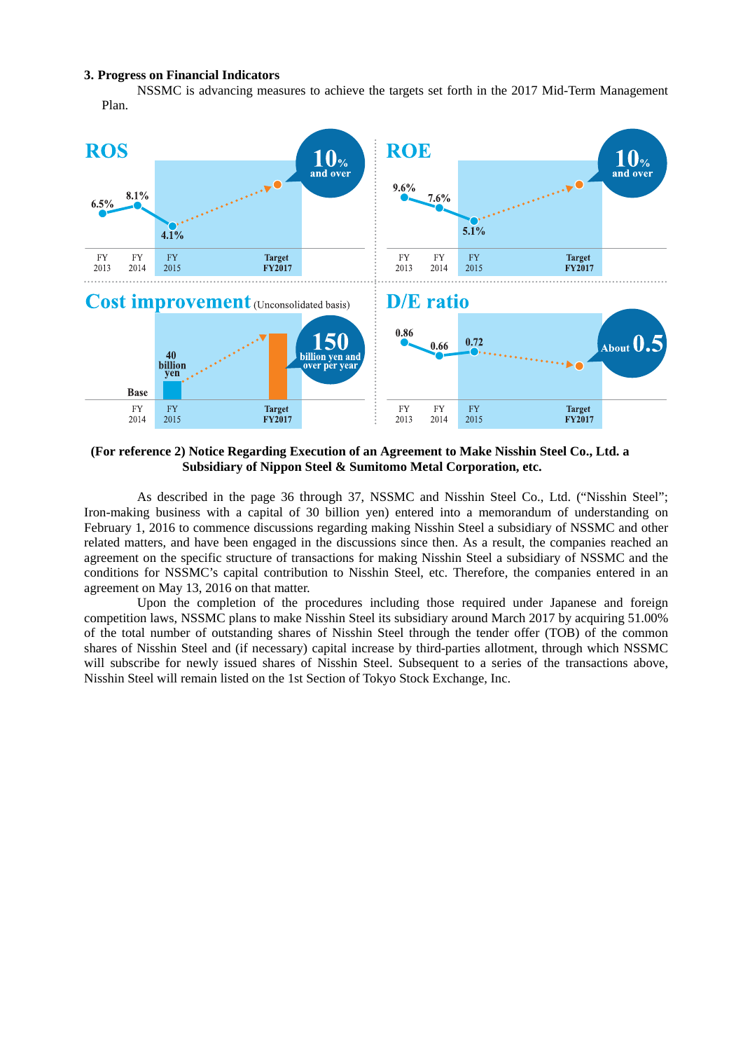### 3. Progress on Financial Indicators

NSSMC is advancing measures to achieve the targets set forth in the 2017 Mid-Term Management Plan.

**ROS**

| FY2013 | FY2014 | FY2015 | Target FY2017 |
|---|---|---|---|
| 6.5% | 8.1% | 4.1% | 10% and over |

**ROE**

| FY2013 | FY2014 | FY2015 | Target FY2017 |
|---|---|---|---|
| 9.6% | 7.6% | 5.1% | 10% and over |

**Cost improvement** (Unconsolidated basis)

| FY2014 | FY2015 | Target FY2017 |
|---|---|---|
| Base | 40 billion yen | 150 billion yen and over per year |

**D/E ratio**

| FY2013 | FY2014 | FY2015 | Target FY2017 |
|---|---|---|---|
| 0.86 | 0.66 | 0.72 | About 0.5 |

**(For reference 2) Notice Regarding Execution of an Agreement to Make Nisshin Steel Co., Ltd. a Subsidiary of Nippon Steel & Sumitomo Metal Corporation, etc.**

As described in the page 36 through 37, NSSMC and Nisshin Steel Co., Ltd. ("Nisshin Steel"; Iron-making business with a capital of 30 billion yen) entered into a memorandum of understanding on February 1, 2016 to commence discussions regarding making Nisshin Steel a subsidiary of NSSMC and other related matters, and have been engaged in the discussions since then. As a result, the companies reached an agreement on the specific structure of transactions for making Nisshin Steel a subsidiary of NSSMC and the conditions for NSSMC's capital contribution to Nisshin Steel, etc. Therefore, the companies entered in an agreement on May 13, 2016 on that matter.

Upon the completion of the procedures including those required under Japanese and foreign competition laws, NSSMC plans to make Nisshin Steel its subsidiary around March 2017 by acquiring 51.00% of the total number of outstanding shares of Nisshin Steel through the tender offer (TOB) of the common shares of Nisshin Steel and (if necessary) capital increase by third-parties allotment, through which NSSMC will subscribe for newly issued shares of Nisshin Steel. Subsequent to a series of the transactions above, Nisshin Steel will remain listed on the 1st Section of Tokyo Stock Exchange, Inc.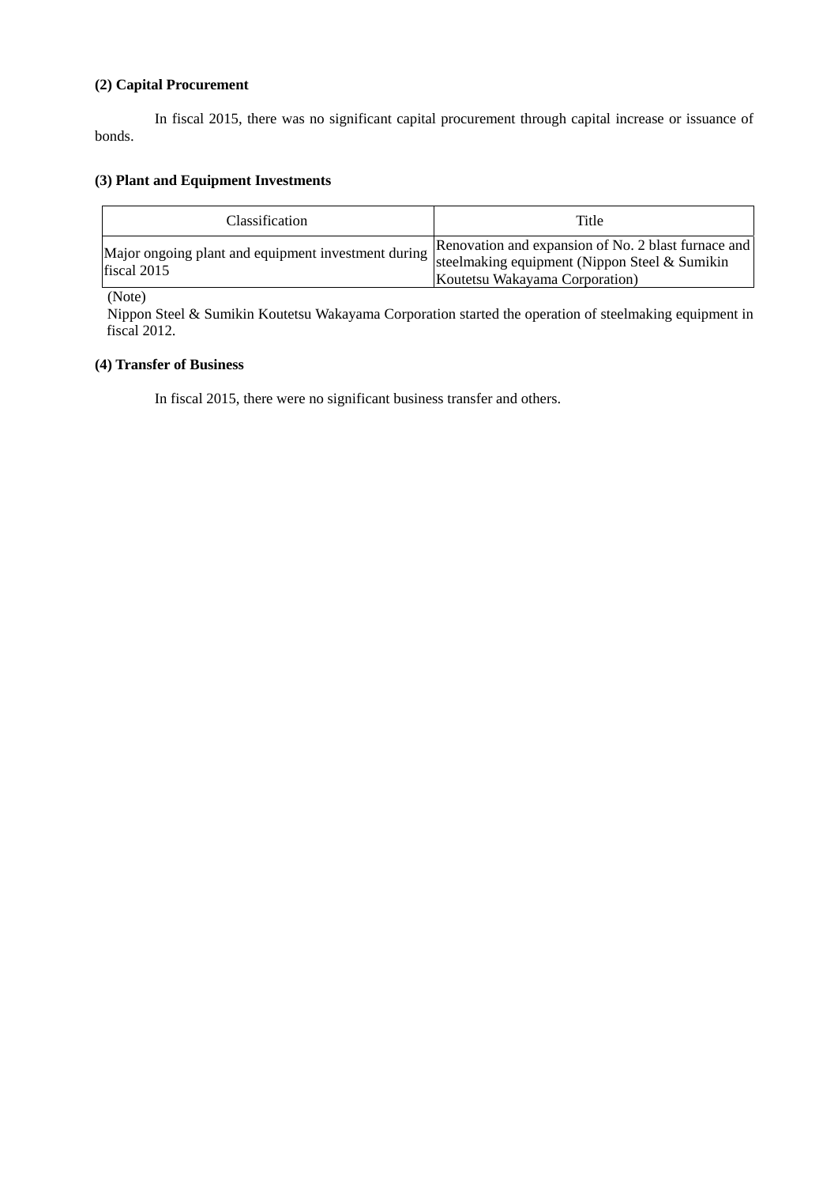**(2) Capital Procurement**

In fiscal 2015, there was no significant capital procurement through capital increase or issuance of bonds.

**(3) Plant and Equipment Investments**

| Classification | Title |
|---|---|
| Major ongoing plant and equipment investment during fiscal 2015 | Renovation and expansion of No. 2 blast furnace and steelmaking equipment (Nippon Steel & Sumikin Koutetsu Wakayama Corporation) |

(Note)
Nippon Steel & Sumikin Koutetsu Wakayama Corporation started the operation of steelmaking equipment in fiscal 2012.

**(4) Transfer of Business**

In fiscal 2015, there were no significant business transfer and others.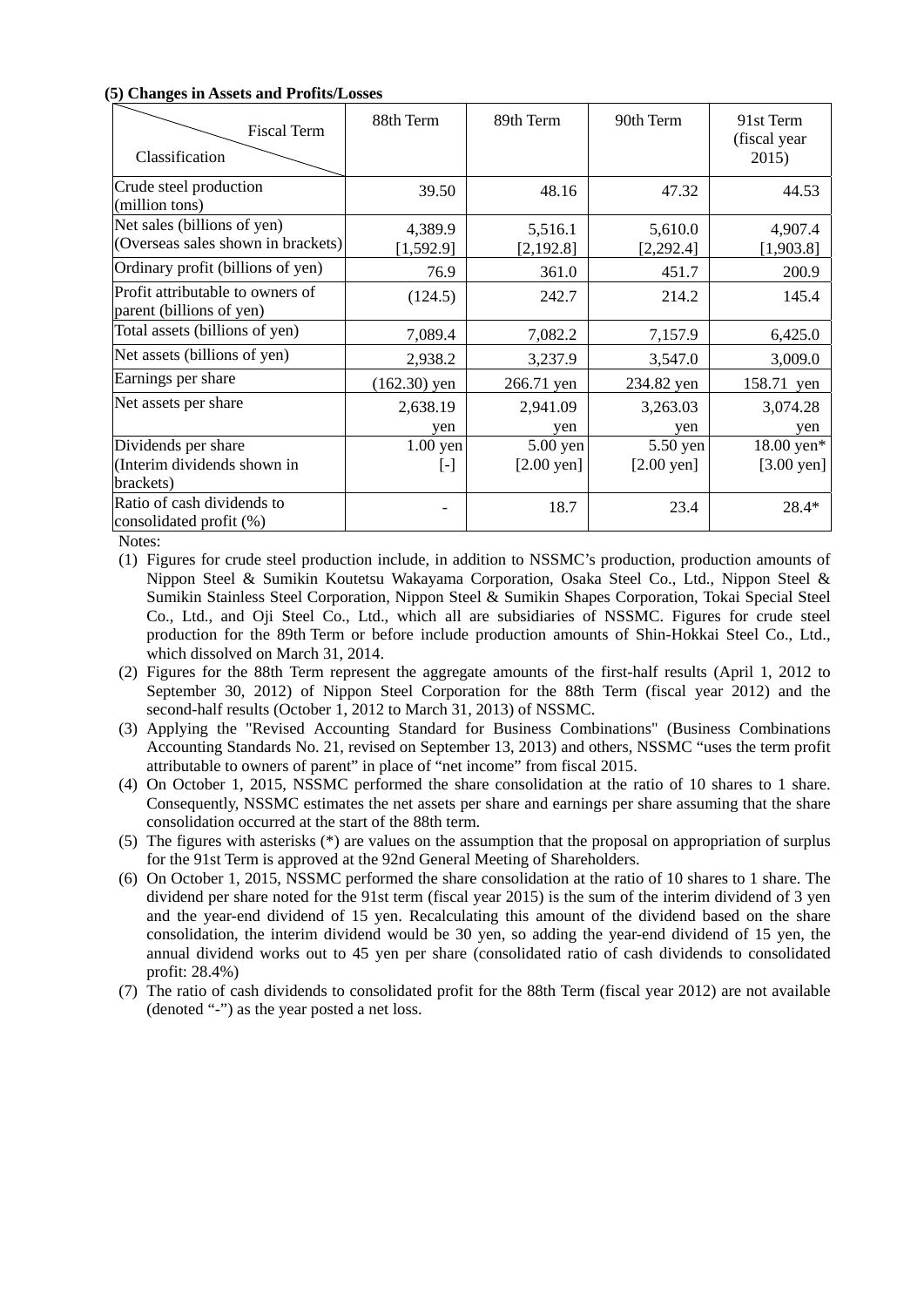**(5) Changes in Assets and Profits/Losses**

| Classification \ Fiscal Term | 88th Term | 89th Term | 90th Term | 91st Term (fiscal year 2015) |
|---|---|---|---|---|
| Crude steel production (million tons) | 39.50 | 48.16 | 47.32 | 44.53 |
| Net sales (billions of yen) (Overseas sales shown in brackets) | 4,389.9 [1,592.9] | 5,516.1 [2,192.8] | 5,610.0 [2,292.4] | 4,907.4 [1,903.8] |
| Ordinary profit (billions of yen) | 76.9 | 361.0 | 451.7 | 200.9 |
| Profit attributable to owners of parent (billions of yen) | (124.5) | 242.7 | 214.2 | 145.4 |
| Total assets (billions of yen) | 7,089.4 | 7,082.2 | 7,157.9 | 6,425.0 |
| Net assets (billions of yen) | 2,938.2 | 3,237.9 | 3,547.0 | 3,009.0 |
| Earnings per share | (162.30) yen | 266.71 yen | 234.82 yen | 158.71 yen |
| Net assets per share | 2,638.19 yen | 2,941.09 yen | 3,263.03 yen | 3,074.28 yen |
| Dividends per share (Interim dividends shown in brackets) | 1.00 yen [-] | 5.00 yen [2.00 yen] | 5.50 yen [2.00 yen] | 18.00 yen* [3.00 yen] |
| Ratio of cash dividends to consolidated profit (%) | - | 18.7 | 23.4 | 28.4* |

Notes:

(1) Figures for crude steel production include, in addition to NSSMC's production, production amounts of Nippon Steel & Sumikin Koutetsu Wakayama Corporation, Osaka Steel Co., Ltd., Nippon Steel & Sumikin Stainless Steel Corporation, Nippon Steel & Sumikin Shapes Corporation, Tokai Special Steel Co., Ltd., and Oji Steel Co., Ltd., which all are subsidiaries of NSSMC. Figures for crude steel production for the 89th Term or before include production amounts of Shin-Hokkai Steel Co., Ltd., which dissolved on March 31, 2014.

(2) Figures for the 88th Term represent the aggregate amounts of the first-half results (April 1, 2012 to September 30, 2012) of Nippon Steel Corporation for the 88th Term (fiscal year 2012) and the second-half results (October 1, 2012 to March 31, 2013) of NSSMC.

(3) Applying the "Revised Accounting Standard for Business Combinations" (Business Combinations Accounting Standards No. 21, revised on September 13, 2013) and others, NSSMC "uses the term profit attributable to owners of parent" in place of "net income" from fiscal 2015.

(4) On October 1, 2015, NSSMC performed the share consolidation at the ratio of 10 shares to 1 share. Consequently, NSSMC estimates the net assets per share and earnings per share assuming that the share consolidation occurred at the start of the 88th term.

(5) The figures with asterisks (*) are values on the assumption that the proposal on appropriation of surplus for the 91st Term is approved at the 92nd General Meeting of Shareholders.

(6) On October 1, 2015, NSSMC performed the share consolidation at the ratio of 10 shares to 1 share. The dividend per share noted for the 91st term (fiscal year 2015) is the sum of the interim dividend of 3 yen and the year-end dividend of 15 yen. Recalculating this amount of the dividend based on the share consolidation, the interim dividend would be 30 yen, so adding the year-end dividend of 15 yen, the annual dividend works out to 45 yen per share (consolidated ratio of cash dividends to consolidated profit: 28.4%)

(7) The ratio of cash dividends to consolidated profit for the 88th Term (fiscal year 2012) are not available (denoted "-") as the year posted a net loss.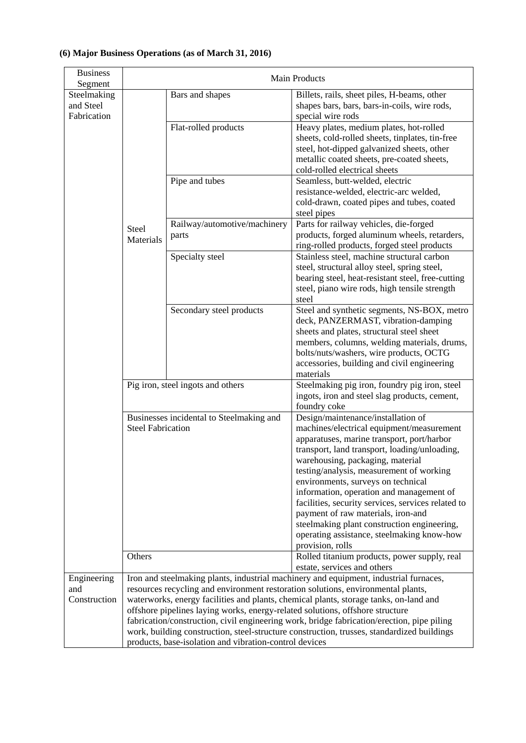**(6) Major Business Operations (as of March 31, 2016)**

| Business Segment | Main Products | | |
|---|---|---|---|
| Steelmaking and Steel Fabrication | Steel Materials | Bars and shapes | Billets, rails, sheet piles, H-beams, other shapes bars, bars, bars-in-coils, wire rods, special wire rods |
| | | Flat-rolled products | Heavy plates, medium plates, hot-rolled sheets, cold-rolled sheets, tinplates, tin-free steel, hot-dipped galvanized sheets, other metallic coated sheets, pre-coated sheets, cold-rolled electrical sheets |
| | | Pipe and tubes | Seamless, butt-welded, electric resistance-welded, electric-arc welded, cold-drawn, coated pipes and tubes, coated steel pipes |
| | | Railway/automotive/machinery parts | Parts for railway vehicles, die-forged products, forged aluminum wheels, retarders, ring-rolled products, forged steel products |
| | | Specialty steel | Stainless steel, machine structural carbon steel, structural alloy steel, spring steel, bearing steel, heat-resistant steel, free-cutting steel, piano wire rods, high tensile strength steel |
| | | Secondary steel products | Steel and synthetic segments, NS-BOX, metro deck, PANZERMAST, vibration-damping sheets and plates, structural steel sheet members, columns, welding materials, drums, bolts/nuts/washers, wire products, OCTG accessories, building and civil engineering materials |
| | Pig iron, steel ingots and others | | Steelmaking pig iron, foundry pig iron, steel ingots, iron and steel slag products, cement, foundry coke |
| | Businesses incidental to Steelmaking and Steel Fabrication | | Design/maintenance/installation of machines/electrical equipment/measurement apparatuses, marine transport, port/harbor transport, land transport, loading/unloading, warehousing, packaging, material testing/analysis, measurement of working environments, surveys on technical information, operation and management of facilities, security services, services related to payment of raw materials, iron-and steelmaking plant construction engineering, operating assistance, steelmaking know-how provision, rolls |
| | Others | | Rolled titanium products, power supply, real estate, services and others |
| Engineering and Construction | Iron and steelmaking plants, industrial machinery and equipment, industrial furnaces, resources recycling and environment restoration solutions, environmental plants, waterworks, energy facilities and plants, chemical plants, storage tanks, on-land and offshore pipelines laying works, energy-related solutions, offshore structure fabrication/construction, civil engineering work, bridge fabrication/erection, pipe piling work, building construction, steel-structure construction, trusses, standardized buildings products, base-isolation and vibration-control devices | | |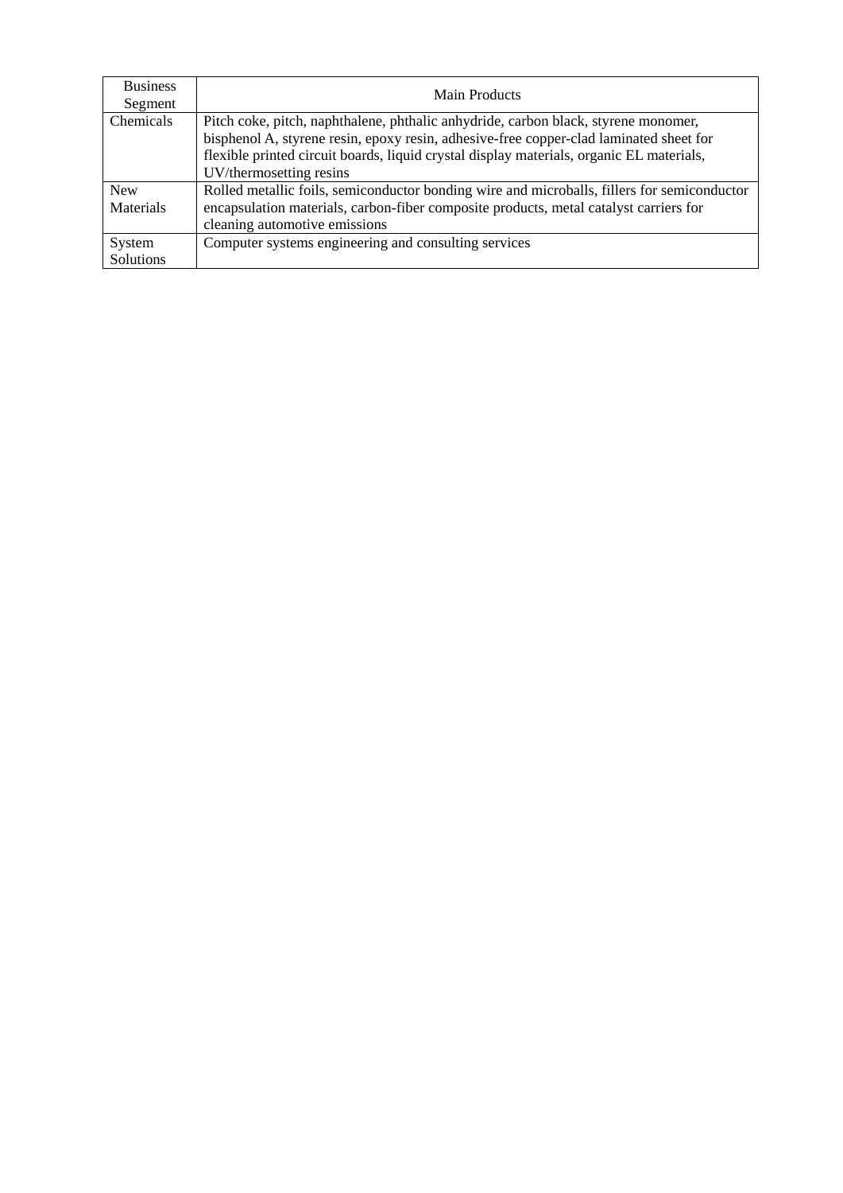| Business Segment | Main Products |
|---|---|
| Chemicals | Pitch coke, pitch, naphthalene, phthalic anhydride, carbon black, styrene monomer, bisphenol A, styrene resin, epoxy resin, adhesive-free copper-clad laminated sheet for flexible printed circuit boards, liquid crystal display materials, organic EL materials, UV/thermosetting resins |
| New Materials | Rolled metallic foils, semiconductor bonding wire and microballs, fillers for semiconductor encapsulation materials, carbon-fiber composite products, metal catalyst carriers for cleaning automotive emissions |
| System Solutions | Computer systems engineering and consulting services |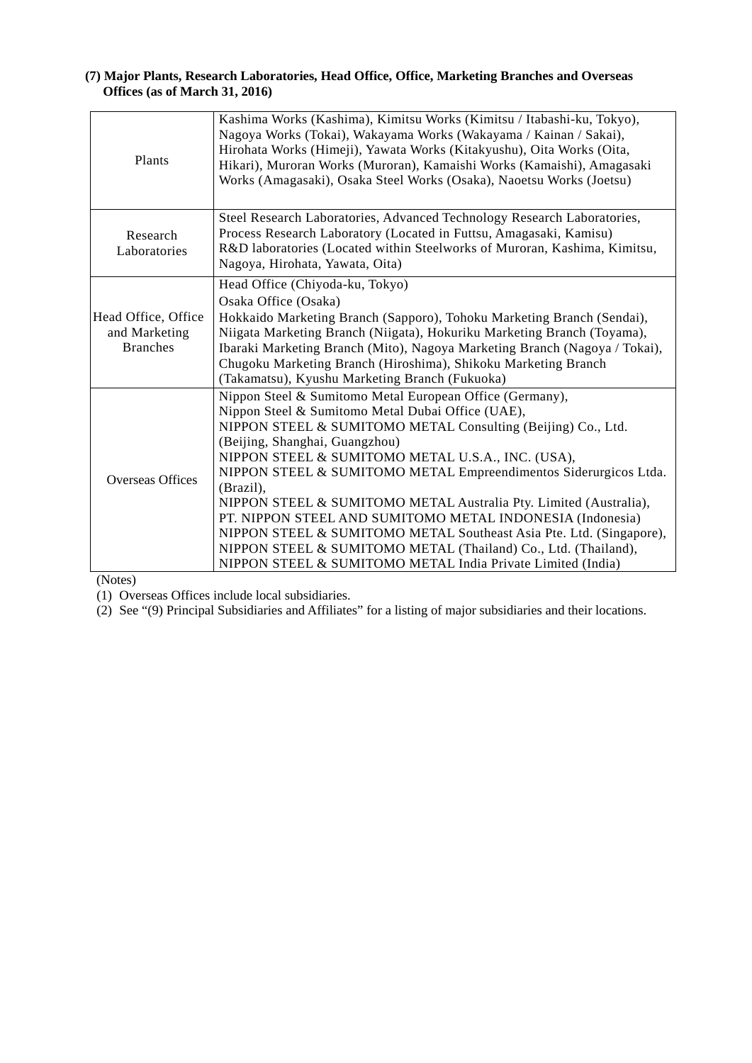**(7) Major Plants, Research Laboratories, Head Office, Office, Marketing Branches and Overseas Offices (as of March 31, 2016)**

| | |
|---|---|
| Plants | Kashima Works (Kashima), Kimitsu Works (Kimitsu / Itabashi-ku, Tokyo), Nagoya Works (Tokai), Wakayama Works (Wakayama / Kainan / Sakai), Hirohata Works (Himeji), Yawata Works (Kitakyushu), Oita Works (Oita, Hikari), Muroran Works (Muroran), Kamaishi Works (Kamaishi), Amagasaki Works (Amagasaki), Osaka Steel Works (Osaka), Naoetsu Works (Joetsu) |
| Research Laboratories | Steel Research Laboratories, Advanced Technology Research Laboratories, Process Research Laboratory (Located in Futtsu, Amagasaki, Kamisu)<br>R&D laboratories (Located within Steelworks of Muroran, Kashima, Kimitsu, Nagoya, Hirohata, Yawata, Oita) |
| Head Office, Office and Marketing Branches | Head Office (Chiyoda-ku, Tokyo)<br>Osaka Office (Osaka)<br>Hokkaido Marketing Branch (Sapporo), Tohoku Marketing Branch (Sendai), Niigata Marketing Branch (Niigata), Hokuriku Marketing Branch (Toyama), Ibaraki Marketing Branch (Mito), Nagoya Marketing Branch (Nagoya / Tokai), Chugoku Marketing Branch (Hiroshima), Shikoku Marketing Branch (Takamatsu), Kyushu Marketing Branch (Fukuoka) |
| Overseas Offices | Nippon Steel & Sumitomo Metal European Office (Germany),<br>Nippon Steel & Sumitomo Metal Dubai Office (UAE),<br>NIPPON STEEL & SUMITOMO METAL Consulting (Beijing) Co., Ltd. (Beijing, Shanghai, Guangzhou)<br>NIPPON STEEL & SUMITOMO METAL U.S.A., INC. (USA),<br>NIPPON STEEL & SUMITOMO METAL Empreendimentos Siderurgicos Ltda. (Brazil),<br>NIPPON STEEL & SUMITOMO METAL Australia Pty. Limited (Australia),<br>PT. NIPPON STEEL AND SUMITOMO METAL INDONESIA (Indonesia)<br>NIPPON STEEL & SUMITOMO METAL Southeast Asia Pte. Ltd. (Singapore),<br>NIPPON STEEL & SUMITOMO METAL (Thailand) Co., Ltd. (Thailand),<br>NIPPON STEEL & SUMITOMO METAL India Private Limited (India) |

(Notes)

(1) Overseas Offices include local subsidiaries.

(2) See "(9) Principal Subsidiaries and Affiliates" for a listing of major subsidiaries and their locations.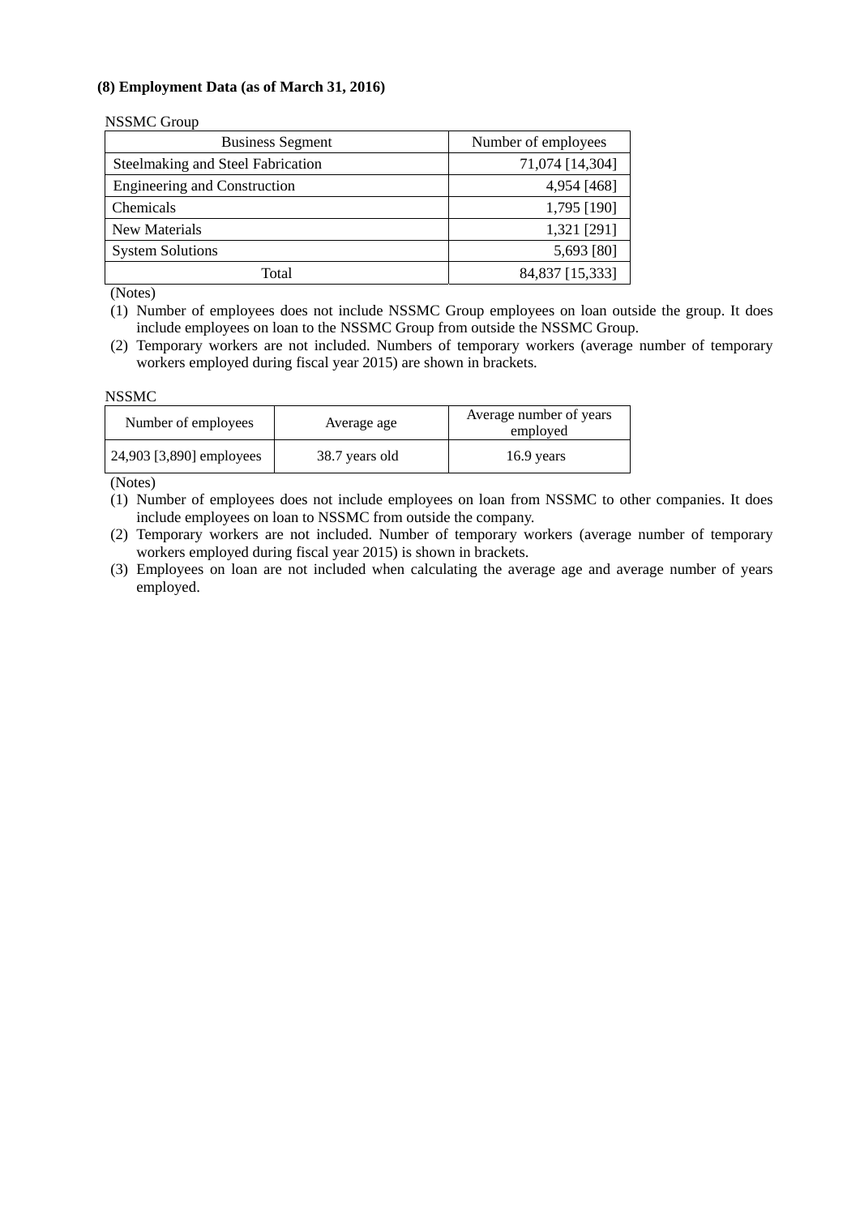### (8) Employment Data (as of March 31, 2016)

NSSMC Group

| Business Segment | Number of employees |
|---|---|
| Steelmaking and Steel Fabrication | 71,074 [14,304] |
| Engineering and Construction | 4,954 [468] |
| Chemicals | 1,795 [190] |
| New Materials | 1,321 [291] |
| System Solutions | 5,693 [80] |
| Total | 84,837 [15,333] |

(Notes)

(1) Number of employees does not include NSSMC Group employees on loan outside the group. It does include employees on loan to the NSSMC Group from outside the NSSMC Group.

(2) Temporary workers are not included. Numbers of temporary workers (average number of temporary workers employed during fiscal year 2015) are shown in brackets.

NSSMC

| Number of employees | Average age | Average number of years employed |
|---|---|---|
| 24,903 [3,890] employees | 38.7 years old | 16.9 years |

(Notes)

(1) Number of employees does not include employees on loan from NSSMC to other companies. It does include employees on loan to NSSMC from outside the company.

(2) Temporary workers are not included. Number of temporary workers (average number of temporary workers employed during fiscal year 2015) is shown in brackets.

(3) Employees on loan are not included when calculating the average age and average number of years employed.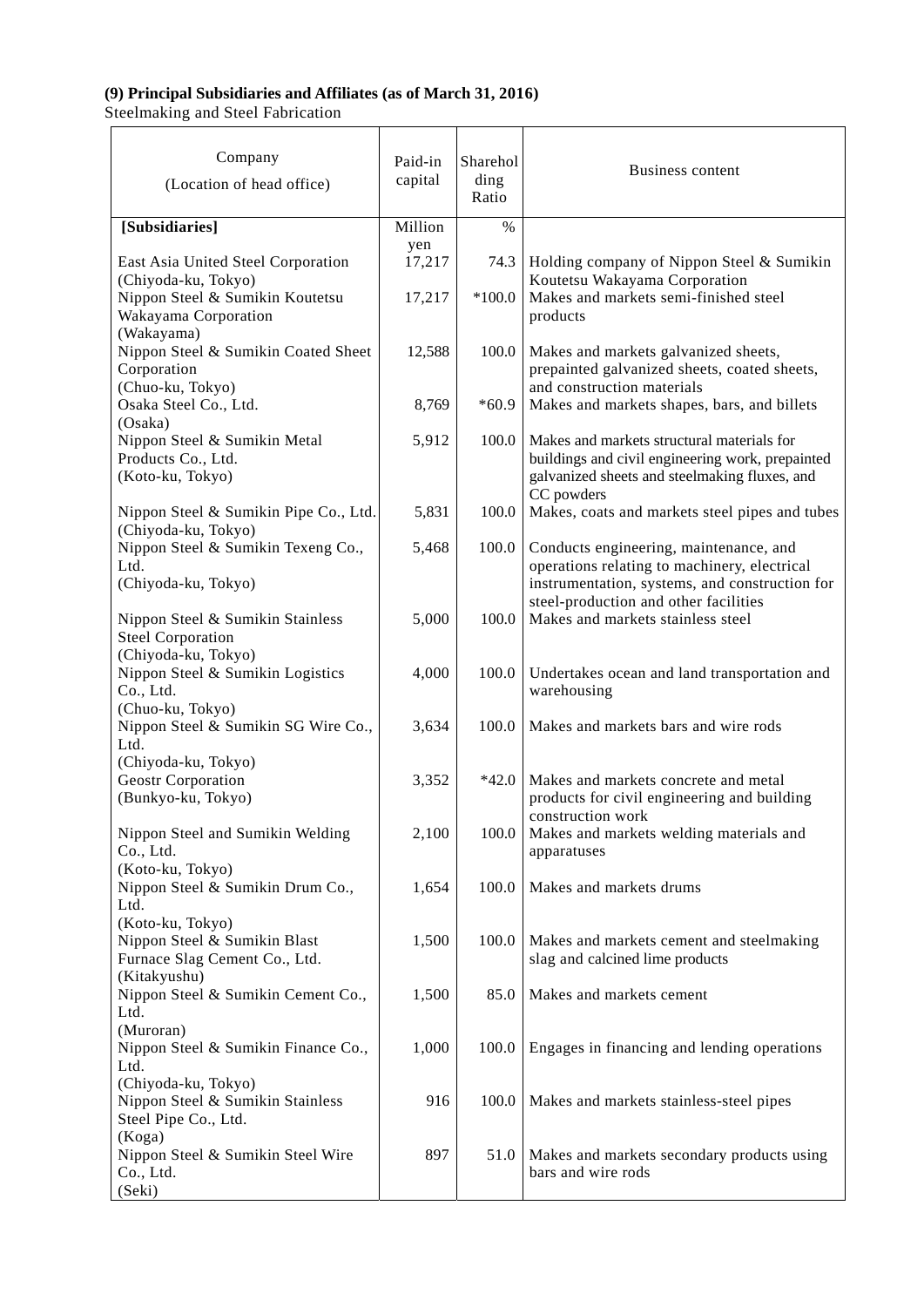**(9) Principal Subsidiaries and Affiliates (as of March 31, 2016)**

Steelmaking and Steel Fabrication

| Company (Location of head office) | Paid-in capital | Shareholding Ratio | Business content |
|---|---|---|---|
| **[Subsidiaries]** | Million yen | % | |
| East Asia United Steel Corporation (Chiyoda-ku, Tokyo) | 17,217 | 74.3 | Holding company of Nippon Steel & Sumikin Koutetsu Wakayama Corporation |
| Nippon Steel & Sumikin Koutetsu Wakayama Corporation (Wakayama) | 17,217 | *100.0 | Makes and markets semi-finished steel products |
| Nippon Steel & Sumikin Coated Sheet Corporation (Chuo-ku, Tokyo) | 12,588 | 100.0 | Makes and markets galvanized sheets, prepainted galvanized sheets, coated sheets, and construction materials |
| Osaka Steel Co., Ltd. (Osaka) | 8,769 | *60.9 | Makes and markets shapes, bars, and billets |
| Nippon Steel & Sumikin Metal Products Co., Ltd. (Koto-ku, Tokyo) | 5,912 | 100.0 | Makes and markets structural materials for buildings and civil engineering work, prepainted galvanized sheets and steelmaking fluxes, and CC powders |
| Nippon Steel & Sumikin Pipe Co., Ltd. (Chiyoda-ku, Tokyo) | 5,831 | 100.0 | Makes, coats and markets steel pipes and tubes |
| Nippon Steel & Sumikin Texeng Co., Ltd. (Chiyoda-ku, Tokyo) | 5,468 | 100.0 | Conducts engineering, maintenance, and operations relating to machinery, electrical instrumentation, systems, and construction for steel-production and other facilities |
| Nippon Steel & Sumikin Stainless Steel Corporation (Chiyoda-ku, Tokyo) | 5,000 | 100.0 | Makes and markets stainless steel |
| Nippon Steel & Sumikin Logistics Co., Ltd. (Chuo-ku, Tokyo) | 4,000 | 100.0 | Undertakes ocean and land transportation and warehousing |
| Nippon Steel & Sumikin SG Wire Co., Ltd. (Chiyoda-ku, Tokyo) | 3,634 | 100.0 | Makes and markets bars and wire rods |
| Geostr Corporation (Bunkyo-ku, Tokyo) | 3,352 | *42.0 | Makes and markets concrete and metal products for civil engineering and building construction work |
| Nippon Steel and Sumikin Welding Co., Ltd. (Koto-ku, Tokyo) | 2,100 | 100.0 | Makes and markets welding materials and apparatuses |
| Nippon Steel & Sumikin Drum Co., Ltd. (Koto-ku, Tokyo) | 1,654 | 100.0 | Makes and markets drums |
| Nippon Steel & Sumikin Blast Furnace Slag Cement Co., Ltd. (Kitakyushu) | 1,500 | 100.0 | Makes and markets cement and steelmaking slag and calcined lime products |
| Nippon Steel & Sumikin Cement Co., Ltd. (Muroran) | 1,500 | 85.0 | Makes and markets cement |
| Nippon Steel & Sumikin Finance Co., Ltd. (Chiyoda-ku, Tokyo) | 1,000 | 100.0 | Engages in financing and lending operations |
| Nippon Steel & Sumikin Stainless Steel Pipe Co., Ltd. (Koga) | 916 | 100.0 | Makes and markets stainless-steel pipes |
| Nippon Steel & Sumikin Steel Wire Co., Ltd. (Seki) | 897 | 51.0 | Makes and markets secondary products using bars and wire rods |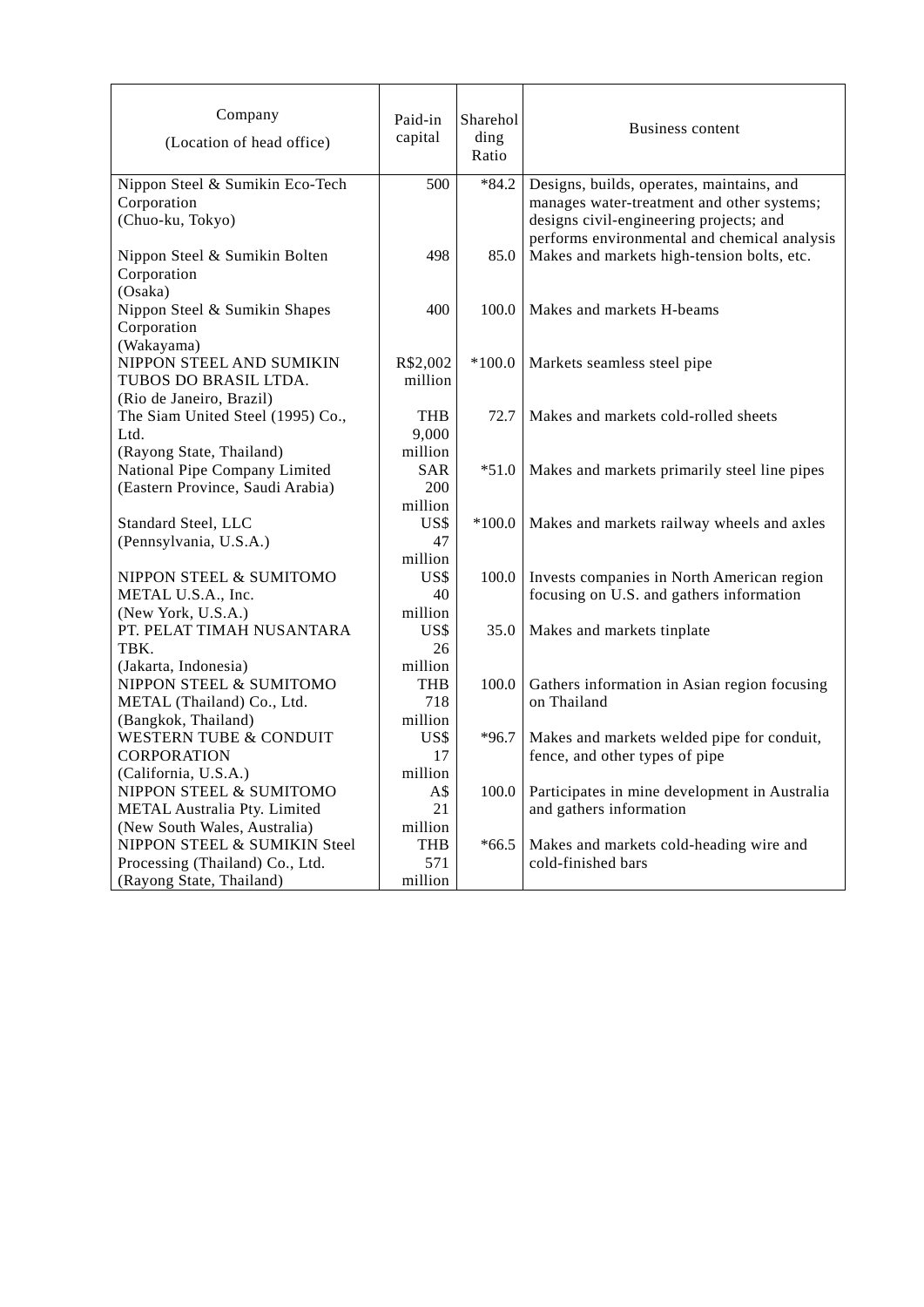| Company<br>(Location of head office) | Paid-in capital | Shareholding Ratio | Business content |
|---|---|---|---|
| Nippon Steel & Sumikin Eco-Tech Corporation<br>(Chuo-ku, Tokyo) | 500 | *84.2 | Designs, builds, operates, maintains, and manages water-treatment and other systems; designs civil-engineering projects; and performs environmental and chemical analysis |
| Nippon Steel & Sumikin Bolten Corporation<br>(Osaka) | 498 | 85.0 | Makes and markets high-tension bolts, etc. |
| Nippon Steel & Sumikin Shapes Corporation<br>(Wakayama) | 400 | 100.0 | Makes and markets H-beams |
| NIPPON STEEL AND SUMIKIN TUBOS DO BRASIL LTDA.<br>(Rio de Janeiro, Brazil) | R$2,002 million | *100.0 | Markets seamless steel pipe |
| The Siam United Steel (1995) Co., Ltd.<br>(Rayong State, Thailand) | THB 9,000 million | 72.7 | Makes and markets cold-rolled sheets |
| National Pipe Company Limited<br>(Eastern Province, Saudi Arabia) | SAR 200 million | *51.0 | Makes and markets primarily steel line pipes |
| Standard Steel, LLC<br>(Pennsylvania, U.S.A.) | US$ 47 million | *100.0 | Makes and markets railway wheels and axles |
| NIPPON STEEL & SUMITOMO METAL U.S.A., Inc.<br>(New York, U.S.A.) | US$ 40 million | 100.0 | Invests companies in North American region focusing on U.S. and gathers information |
| PT. PELAT TIMAH NUSANTARA TBK.<br>(Jakarta, Indonesia) | US$ 26 million | 35.0 | Makes and markets tinplate |
| NIPPON STEEL & SUMITOMO METAL (Thailand) Co., Ltd.<br>(Bangkok, Thailand) | THB 718 million | 100.0 | Gathers information in Asian region focusing on Thailand |
| WESTERN TUBE & CONDUIT CORPORATION<br>(California, U.S.A.) | US$ 17 million | *96.7 | Makes and markets welded pipe for conduit, fence, and other types of pipe |
| NIPPON STEEL & SUMITOMO METAL Australia Pty. Limited<br>(New South Wales, Australia) | A$ 21 million | 100.0 | Participates in mine development in Australia and gathers information |
| NIPPON STEEL & SUMIKIN Steel Processing (Thailand) Co., Ltd.<br>(Rayong State, Thailand) | THB 571 million | *66.5 | Makes and markets cold-heading wire and cold-finished bars |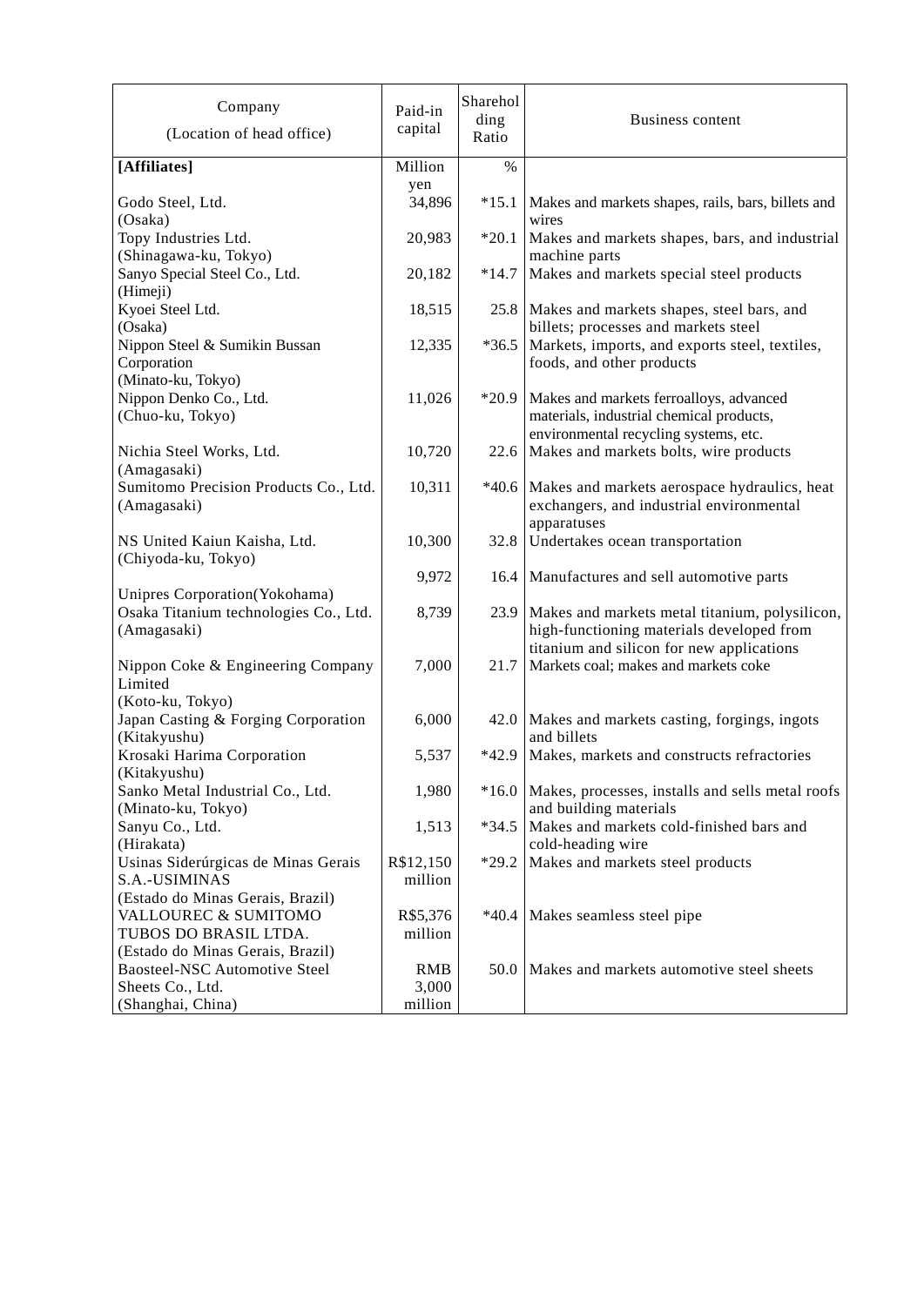| Company<br>(Location of head office) | Paid-in capital | Shareholding Ratio | Business content |
|---|---|---|---|
| **[Affiliates]** | Million yen | % | |
| Godo Steel, Ltd.<br>(Osaka) | 34,896 | *15.1 | Makes and markets shapes, rails, bars, billets and wires |
| Topy Industries Ltd.<br>(Shinagawa-ku, Tokyo) | 20,983 | *20.1 | Makes and markets shapes, bars, and industrial machine parts |
| Sanyo Special Steel Co., Ltd.<br>(Himeji) | 20,182 | *14.7 | Makes and markets special steel products |
| Kyoei Steel Ltd.<br>(Osaka) | 18,515 | 25.8 | Makes and markets shapes, steel bars, and billets; processes and markets steel |
| Nippon Steel & Sumikin Bussan Corporation<br>(Minato-ku, Tokyo) | 12,335 | *36.5 | Markets, imports, and exports steel, textiles, foods, and other products |
| Nippon Denko Co., Ltd.<br>(Chuo-ku, Tokyo) | 11,026 | *20.9 | Makes and markets ferroalloys, advanced materials, industrial chemical products, environmental recycling systems, etc. |
| Nichia Steel Works, Ltd.<br>(Amagasaki) | 10,720 | 22.6 | Makes and markets bolts, wire products |
| Sumitomo Precision Products Co., Ltd.<br>(Amagasaki) | 10,311 | *40.6 | Makes and markets aerospace hydraulics, heat exchangers, and industrial environmental apparatuses |
| NS United Kaiun Kaisha, Ltd.<br>(Chiyoda-ku, Tokyo) | 10,300 | 32.8 | Undertakes ocean transportation |
| Unipres Corporation(Yokohama) | 9,972 | 16.4 | Manufactures and sell automotive parts |
| Osaka Titanium technologies Co., Ltd.<br>(Amagasaki) | 8,739 | 23.9 | Makes and markets metal titanium, polysilicon, high-functioning materials developed from titanium and silicon for new applications |
| Nippon Coke & Engineering Company Limited<br>(Koto-ku, Tokyo) | 7,000 | 21.7 | Markets coal; makes and markets coke |
| Japan Casting & Forging Corporation<br>(Kitakyushu) | 6,000 | 42.0 | Makes and markets casting, forgings, ingots and billets |
| Krosaki Harima Corporation<br>(Kitakyushu) | 5,537 | *42.9 | Makes, markets and constructs refractories |
| Sanko Metal Industrial Co., Ltd.<br>(Minato-ku, Tokyo) | 1,980 | *16.0 | Makes, processes, installs and sells metal roofs and building materials |
| Sanyu Co., Ltd.<br>(Hirakata) | 1,513 | *34.5 | Makes and markets cold-finished bars and cold-heading wire |
| Usinas Siderúrgicas de Minas Gerais S.A.-USIMINAS<br>(Estado do Minas Gerais, Brazil) | R$12,150 million | *29.2 | Makes and markets steel products |
| VALLOUREC & SUMITOMO TUBOS DO BRASIL LTDA.<br>(Estado do Minas Gerais, Brazil) | R$5,376 million | *40.4 | Makes seamless steel pipe |
| Baosteel-NSC Automotive Steel Sheets Co., Ltd.<br>(Shanghai, China) | RMB 3,000 million | 50.0 | Makes and markets automotive steel sheets |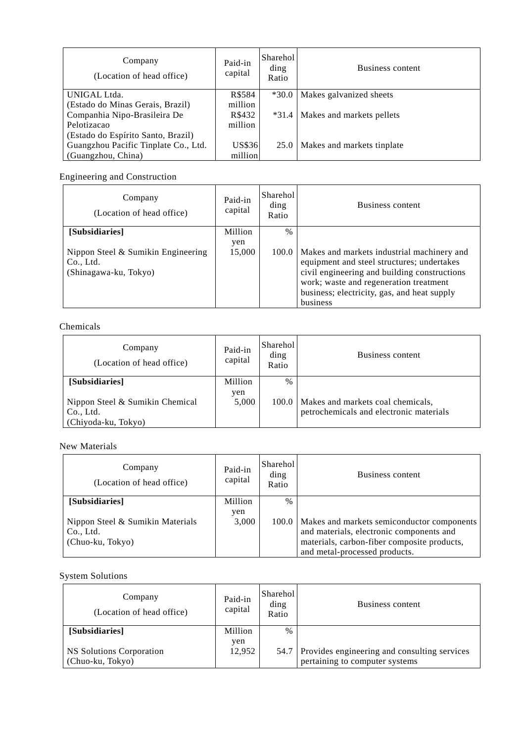| Company (Location of head office) | Paid-in capital | Shareholding Ratio | Business content |
|---|---|---|---|
| UNIGAL Ltda. (Estado do Minas Gerais, Brazil) | R$584 million | *30.0 | Makes galvanized sheets |
| Companhia Nipo-Brasileira De Pelotizacao (Estado do Espírito Santo, Brazil) | R$432 million | *31.4 | Makes and markets pellets |
| Guangzhou Pacific Tinplate Co., Ltd. (Guangzhou, China) | US$36 million | 25.0 | Makes and markets tinplate |

Engineering and Construction

| Company (Location of head office) | Paid-in capital | Shareholding Ratio | Business content |
|---|---|---|---|
| **[Subsidiaries]** | Million yen | % | |
| Nippon Steel & Sumikin Engineering Co., Ltd. (Shinagawa-ku, Tokyo) | 15,000 | 100.0 | Makes and markets industrial machinery and equipment and steel structures; undertakes civil engineering and building constructions work; waste and regeneration treatment business; electricity, gas, and heat supply business |

Chemicals

| Company (Location of head office) | Paid-in capital | Shareholding Ratio | Business content |
|---|---|---|---|
| **[Subsidiaries]** | Million yen | % | |
| Nippon Steel & Sumikin Chemical Co., Ltd. (Chiyoda-ku, Tokyo) | 5,000 | 100.0 | Makes and markets coal chemicals, petrochemicals and electronic materials |

New Materials

| Company (Location of head office) | Paid-in capital | Shareholding Ratio | Business content |
|---|---|---|---|
| **[Subsidiaries]** | Million yen | % | |
| Nippon Steel & Sumikin Materials Co., Ltd. (Chuo-ku, Tokyo) | 3,000 | 100.0 | Makes and markets semiconductor components and materials, electronic components and materials, carbon-fiber composite products, and metal-processed products. |

System Solutions

| Company (Location of head office) | Paid-in capital | Shareholding Ratio | Business content |
|---|---|---|---|
| **[Subsidiaries]** | Million yen | % | |
| NS Solutions Corporation (Chuo-ku, Tokyo) | 12,952 | 54.7 | Provides engineering and consulting services pertaining to computer systems |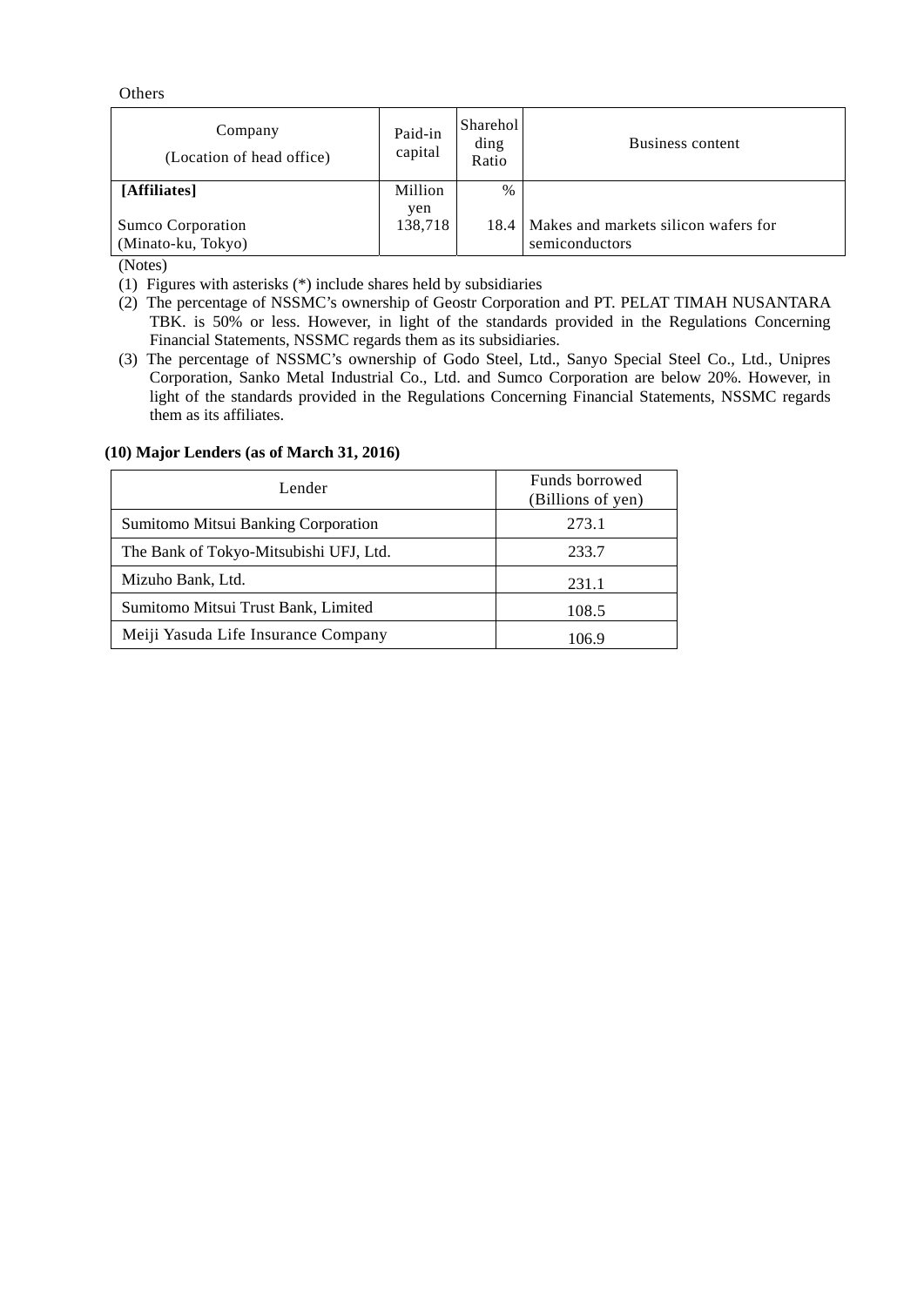Others

| Company (Location of head office) | Paid-in capital | Shareholding Ratio | Business content |
|---|---|---|---|
| **[Affiliates]** | Million yen | % | |
| Sumco Corporation (Minato-ku, Tokyo) | 138,718 | 18.4 | Makes and markets silicon wafers for semiconductors |

(Notes)

(1) Figures with asterisks (*) include shares held by subsidiaries

(2) The percentage of NSSMC's ownership of Geostr Corporation and PT. PELAT TIMAH NUSANTARA TBK. is 50% or less. However, in light of the standards provided in the Regulations Concerning Financial Statements, NSSMC regards them as its subsidiaries.

(3) The percentage of NSSMC's ownership of Godo Steel, Ltd., Sanyo Special Steel Co., Ltd., Unipres Corporation, Sanko Metal Industrial Co., Ltd. and Sumco Corporation are below 20%. However, in light of the standards provided in the Regulations Concerning Financial Statements, NSSMC regards them as its affiliates.

### (10) Major Lenders (as of March 31, 2016)

| Lender | Funds borrowed (Billions of yen) |
|---|---|
| Sumitomo Mitsui Banking Corporation | 273.1 |
| The Bank of Tokyo-Mitsubishi UFJ, Ltd. | 233.7 |
| Mizuho Bank, Ltd. | 231.1 |
| Sumitomo Mitsui Trust Bank, Limited | 108.5 |
| Meiji Yasuda Life Insurance Company | 106.9 |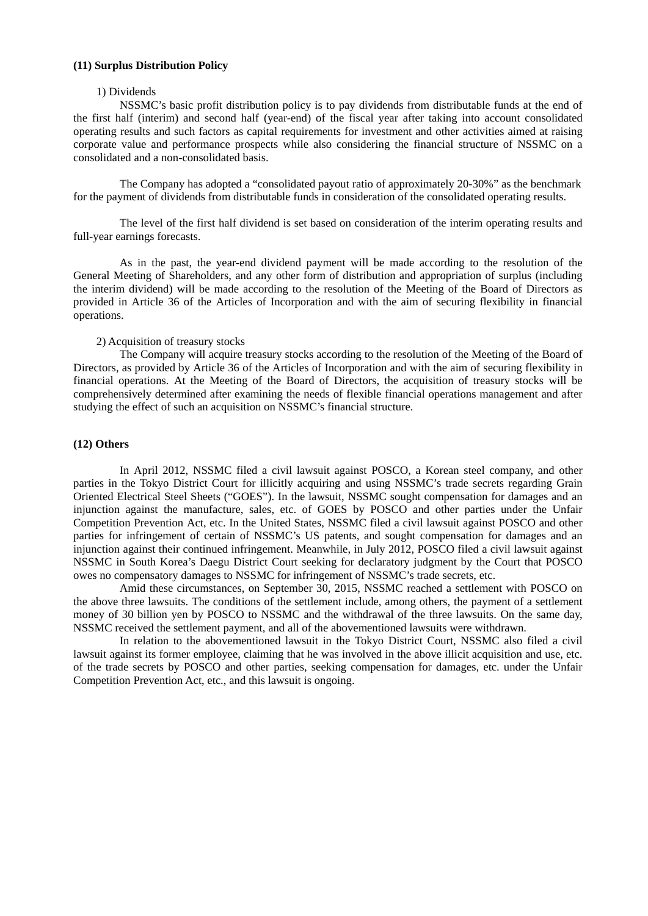**(11) Surplus Distribution Policy**

1) Dividends

NSSMC's basic profit distribution policy is to pay dividends from distributable funds at the end of the first half (interim) and second half (year-end) of the fiscal year after taking into account consolidated operating results and such factors as capital requirements for investment and other activities aimed at raising corporate value and performance prospects while also considering the financial structure of NSSMC on a consolidated and a non-consolidated basis.

The Company has adopted a "consolidated payout ratio of approximately 20-30%" as the benchmark for the payment of dividends from distributable funds in consideration of the consolidated operating results.

The level of the first half dividend is set based on consideration of the interim operating results and full-year earnings forecasts.

As in the past, the year-end dividend payment will be made according to the resolution of the General Meeting of Shareholders, and any other form of distribution and appropriation of surplus (including the interim dividend) will be made according to the resolution of the Meeting of the Board of Directors as provided in Article 36 of the Articles of Incorporation and with the aim of securing flexibility in financial operations.

2) Acquisition of treasury stocks

The Company will acquire treasury stocks according to the resolution of the Meeting of the Board of Directors, as provided by Article 36 of the Articles of Incorporation and with the aim of securing flexibility in financial operations. At the Meeting of the Board of Directors, the acquisition of treasury stocks will be comprehensively determined after examining the needs of flexible financial operations management and after studying the effect of such an acquisition on NSSMC's financial structure.

**(12) Others**

In April 2012, NSSMC filed a civil lawsuit against POSCO, a Korean steel company, and other parties in the Tokyo District Court for illicitly acquiring and using NSSMC's trade secrets regarding Grain Oriented Electrical Steel Sheets ("GOES"). In the lawsuit, NSSMC sought compensation for damages and an injunction against the manufacture, sales, etc. of GOES by POSCO and other parties under the Unfair Competition Prevention Act, etc. In the United States, NSSMC filed a civil lawsuit against POSCO and other parties for infringement of certain of NSSMC's US patents, and sought compensation for damages and an injunction against their continued infringement. Meanwhile, in July 2012, POSCO filed a civil lawsuit against NSSMC in South Korea's Daegu District Court seeking for declaratory judgment by the Court that POSCO owes no compensatory damages to NSSMC for infringement of NSSMC's trade secrets, etc.

Amid these circumstances, on September 30, 2015, NSSMC reached a settlement with POSCO on the above three lawsuits. The conditions of the settlement include, among others, the payment of a settlement money of 30 billion yen by POSCO to NSSMC and the withdrawal of the three lawsuits. On the same day, NSSMC received the settlement payment, and all of the abovementioned lawsuits were withdrawn.

In relation to the abovementioned lawsuit in the Tokyo District Court, NSSMC also filed a civil lawsuit against its former employee, claiming that he was involved in the above illicit acquisition and use, etc. of the trade secrets by POSCO and other parties, seeking compensation for damages, etc. under the Unfair Competition Prevention Act, etc., and this lawsuit is ongoing.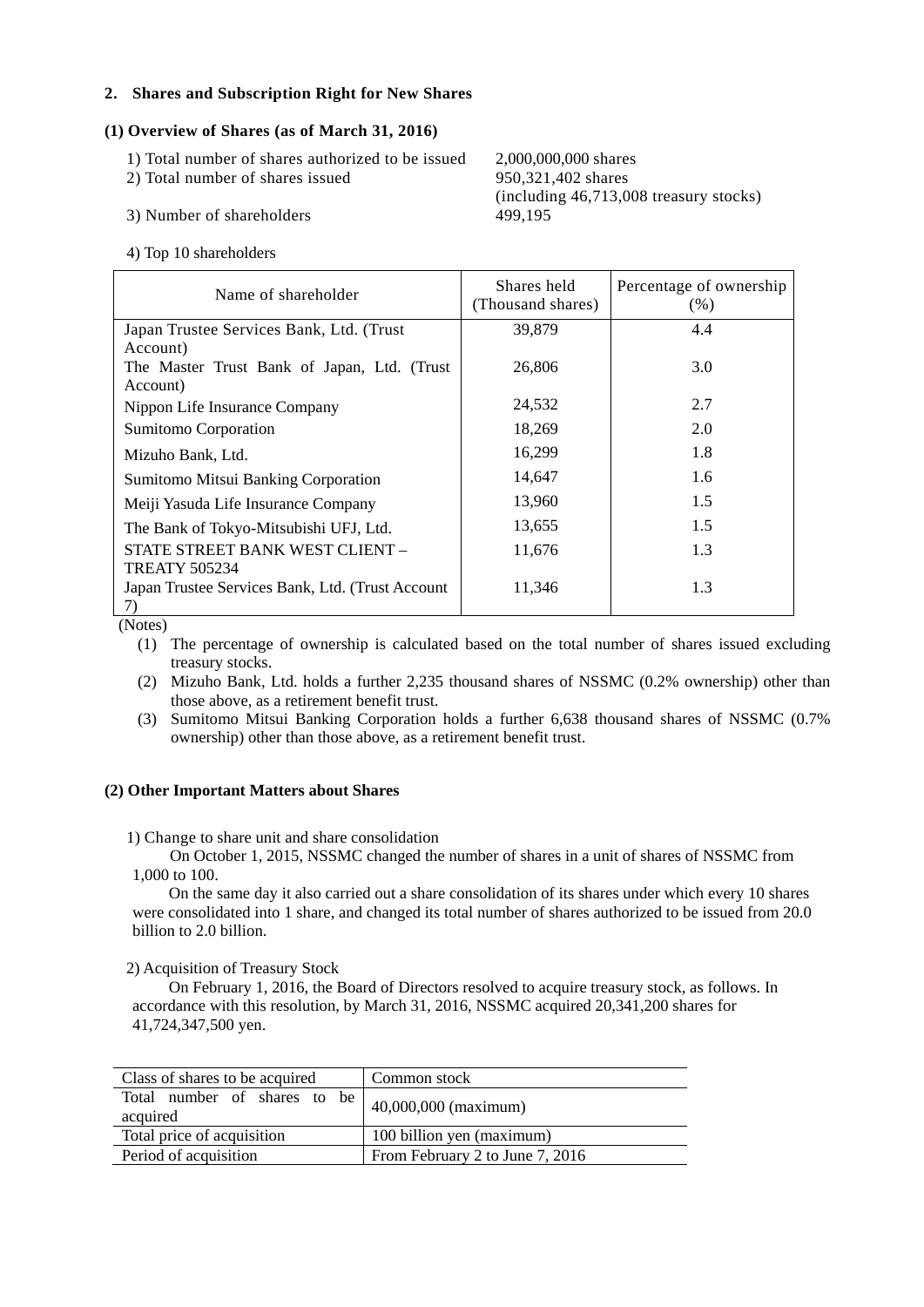## 2. Shares and Subscription Right for New Shares

### (1) Overview of Shares (as of March 31, 2016)

1) Total number of shares authorized to be issued 2,000,000,000 shares
2) Total number of shares issued 950,321,402 shares (including 46,713,008 treasury stocks)
3) Number of shareholders 499,195

4) Top 10 shareholders

| Name of shareholder | Shares held (Thousand shares) | Percentage of ownership (%) |
|---|---|---|
| Japan Trustee Services Bank, Ltd. (Trust Account) | 39,879 | 4.4 |
| The Master Trust Bank of Japan, Ltd. (Trust Account) | 26,806 | 3.0 |
| Nippon Life Insurance Company | 24,532 | 2.7 |
| Sumitomo Corporation | 18,269 | 2.0 |
| Mizuho Bank, Ltd. | 16,299 | 1.8 |
| Sumitomo Mitsui Banking Corporation | 14,647 | 1.6 |
| Meiji Yasuda Life Insurance Company | 13,960 | 1.5 |
| The Bank of Tokyo-Mitsubishi UFJ, Ltd. | 13,655 | 1.5 |
| STATE STREET BANK WEST CLIENT – TREATY 505234 | 11,676 | 1.3 |
| Japan Trustee Services Bank, Ltd. (Trust Account 7) | 11,346 | 1.3 |

(Notes)

(1) The percentage of ownership is calculated based on the total number of shares issued excluding treasury stocks.

(2) Mizuho Bank, Ltd. holds a further 2,235 thousand shares of NSSMC (0.2% ownership) other than those above, as a retirement benefit trust.

(3) Sumitomo Mitsui Banking Corporation holds a further 6,638 thousand shares of NSSMC (0.7% ownership) other than those above, as a retirement benefit trust.

### (2) Other Important Matters about Shares

1) Change to share unit and share consolidation

On October 1, 2015, NSSMC changed the number of shares in a unit of shares of NSSMC from 1,000 to 100.

On the same day it also carried out a share consolidation of its shares under which every 10 shares were consolidated into 1 share, and changed its total number of shares authorized to be issued from 20.0 billion to 2.0 billion.

2) Acquisition of Treasury Stock

On February 1, 2016, the Board of Directors resolved to acquire treasury stock, as follows. In accordance with this resolution, by March 31, 2016, NSSMC acquired 20,341,200 shares for 41,724,347,500 yen.

| Class of shares to be acquired | Common stock |
|---|---|
| Total number of shares to be acquired | 40,000,000 (maximum) |
| Total price of acquisition | 100 billion yen (maximum) |
| Period of acquisition | From February 2 to June 7, 2016 |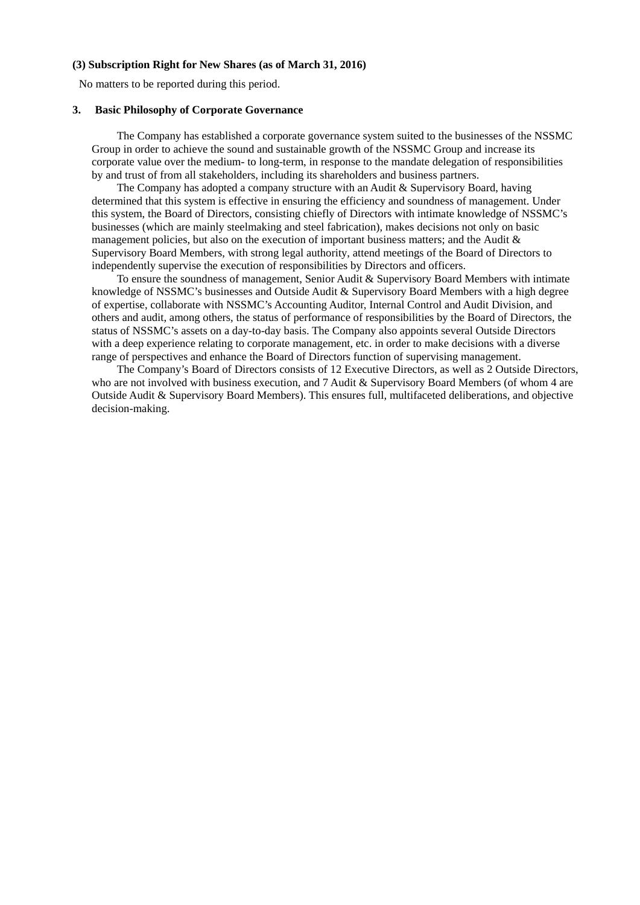**(3) Subscription Right for New Shares (as of March 31, 2016)**

No matters to be reported during this period.

### 3. Basic Philosophy of Corporate Governance

The Company has established a corporate governance system suited to the businesses of the NSSMC Group in order to achieve the sound and sustainable growth of the NSSMC Group and increase its corporate value over the medium- to long-term, in response to the mandate delegation of responsibilities by and trust of from all stakeholders, including its shareholders and business partners.

The Company has adopted a company structure with an Audit & Supervisory Board, having determined that this system is effective in ensuring the efficiency and soundness of management. Under this system, the Board of Directors, consisting chiefly of Directors with intimate knowledge of NSSMC's businesses (which are mainly steelmaking and steel fabrication), makes decisions not only on basic management policies, but also on the execution of important business matters; and the Audit & Supervisory Board Members, with strong legal authority, attend meetings of the Board of Directors to independently supervise the execution of responsibilities by Directors and officers.

To ensure the soundness of management, Senior Audit & Supervisory Board Members with intimate knowledge of NSSMC's businesses and Outside Audit & Supervisory Board Members with a high degree of expertise, collaborate with NSSMC's Accounting Auditor, Internal Control and Audit Division, and others and audit, among others, the status of performance of responsibilities by the Board of Directors, the status of NSSMC's assets on a day-to-day basis. The Company also appoints several Outside Directors with a deep experience relating to corporate management, etc. in order to make decisions with a diverse range of perspectives and enhance the Board of Directors function of supervising management.

The Company's Board of Directors consists of 12 Executive Directors, as well as 2 Outside Directors, who are not involved with business execution, and 7 Audit & Supervisory Board Members (of whom 4 are Outside Audit & Supervisory Board Members). This ensures full, multifaceted deliberations, and objective decision-making.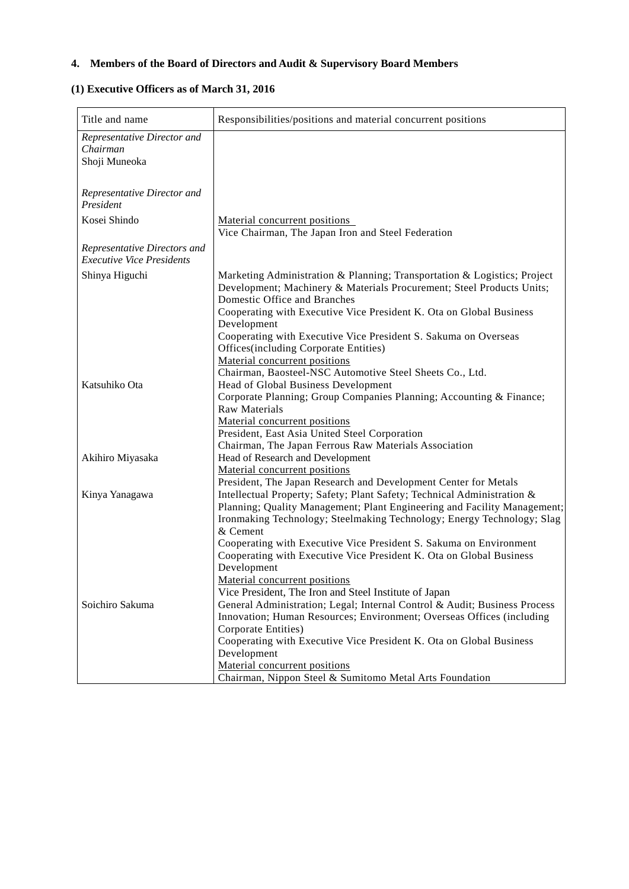## 4. Members of the Board of Directors and Audit & Supervisory Board Members

### (1) Executive Officers as of March 31, 2016

| Title and name | Responsibilities/positions and material concurrent positions |
|---|---|
| *Representative Director and Chairman*<br>Shoji Muneoka | |
| *Representative Director and President*<br>Kosei Shindo | Material concurrent positions<br>Vice Chairman, The Japan Iron and Steel Federation |
| *Representative Directors and Executive Vice Presidents* | |
| Shinya Higuchi | Marketing Administration & Planning; Transportation & Logistics; Project Development; Machinery & Materials Procurement; Steel Products Units; Domestic Office and Branches<br>Cooperating with Executive Vice President K. Ota on Global Business Development<br>Cooperating with Executive Vice President S. Sakuma on Overseas Offices(including Corporate Entities)<br>Material concurrent positions<br>Chairman, Baosteel-NSC Automotive Steel Sheets Co., Ltd. |
| Katsuhiko Ota | Head of Global Business Development<br>Corporate Planning; Group Companies Planning; Accounting & Finance; Raw Materials<br>Material concurrent positions<br>President, East Asia United Steel Corporation<br>Chairman, The Japan Ferrous Raw Materials Association |
| Akihiro Miyasaka | Head of Research and Development<br>Material concurrent positions<br>President, The Japan Research and Development Center for Metals |
| Kinya Yanagawa | Intellectual Property; Safety; Plant Safety; Technical Administration & Planning; Quality Management; Plant Engineering and Facility Management; Ironmaking Technology; Steelmaking Technology; Energy Technology; Slag & Cement<br>Cooperating with Executive Vice President S. Sakuma on Environment<br>Cooperating with Executive Vice President K. Ota on Global Business Development<br>Material concurrent positions<br>Vice President, The Iron and Steel Institute of Japan |
| Soichiro Sakuma | General Administration; Legal; Internal Control & Audit; Business Process Innovation; Human Resources; Environment; Overseas Offices (including Corporate Entities)<br>Cooperating with Executive Vice President K. Ota on Global Business Development<br>Material concurrent positions<br>Chairman, Nippon Steel & Sumitomo Metal Arts Foundation |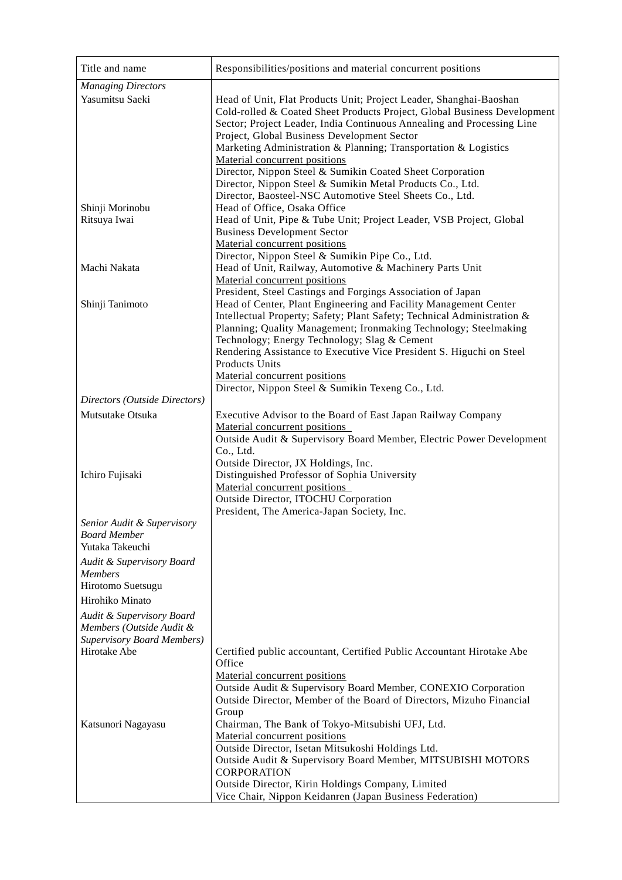| Title and name | Responsibilities/positions and material concurrent positions |
|---|---|
| *Managing Directors* | |
| Yasumitsu Saeki | Head of Unit, Flat Products Unit; Project Leader, Shanghai-Baoshan Cold-rolled & Coated Sheet Products Project, Global Business Development Sector; Project Leader, India Continuous Annealing and Processing Line Project, Global Business Development Sector<br>Marketing Administration & Planning; Transportation & Logistics<br>Material concurrent positions<br>Director, Nippon Steel & Sumikin Coated Sheet Corporation<br>Director, Nippon Steel & Sumikin Metal Products Co., Ltd.<br>Director, Baosteel-NSC Automotive Steel Sheets Co., Ltd. |
| Shinji Morinobu | Head of Office, Osaka Office |
| Ritsuya Iwai | Head of Unit, Pipe & Tube Unit; Project Leader, VSB Project, Global Business Development Sector<br>Material concurrent positions<br>Director, Nippon Steel & Sumikin Pipe Co., Ltd. |
| Machi Nakata | Head of Unit, Railway, Automotive & Machinery Parts Unit<br>Material concurrent positions<br>President, Steel Castings and Forgings Association of Japan |
| Shinji Tanimoto | Head of Center, Plant Engineering and Facility Management Center<br>Intellectual Property; Safety; Plant Safety; Technical Administration & Planning; Quality Management; Ironmaking Technology; Steelmaking Technology; Energy Technology; Slag & Cement<br>Rendering Assistance to Executive Vice President S. Higuchi on Steel Products Units<br>Material concurrent positions<br>Director, Nippon Steel & Sumikin Texeng Co., Ltd. |
| *Directors (Outside Directors)* | |
| Mutsutake Otsuka | Executive Advisor to the Board of East Japan Railway Company<br>Material concurrent positions<br>Outside Audit & Supervisory Board Member, Electric Power Development Co., Ltd.<br>Outside Director, JX Holdings, Inc. |
| Ichiro Fujisaki | Distinguished Professor of Sophia University<br>Material concurrent positions<br>Outside Director, ITOCHU Corporation<br>President, The America-Japan Society, Inc. |
| *Senior Audit & Supervisory Board Member* | |
| Yutaka Takeuchi | |
| *Audit & Supervisory Board Members* | |
| Hirotomo Suetsugu | |
| Hirohiko Minato | |
| *Audit & Supervisory Board Members (Outside Audit & Supervisory Board Members)* | |
| Hirotake Abe | Certified public accountant, Certified Public Accountant Hirotake Abe Office<br>Material concurrent positions<br>Outside Audit & Supervisory Board Member, CONEXIO Corporation<br>Outside Director, Member of the Board of Directors, Mizuho Financial Group |
| Katsunori Nagayasu | Chairman, The Bank of Tokyo-Mitsubishi UFJ, Ltd.<br>Material concurrent positions<br>Outside Director, Isetan Mitsukoshi Holdings Ltd.<br>Outside Audit & Supervisory Board Member, MITSUBISHI MOTORS CORPORATION<br>Outside Director, Kirin Holdings Company, Limited<br>Vice Chair, Nippon Keidanren (Japan Business Federation) |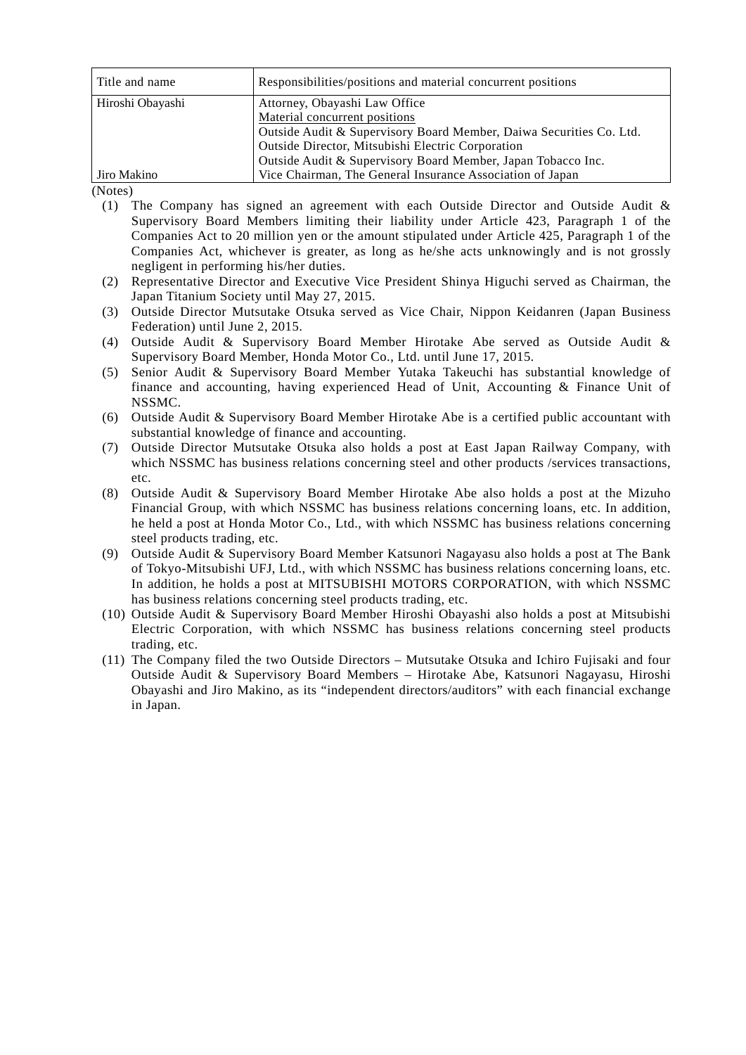| Title and name | Responsibilities/positions and material concurrent positions |
|---|---|
| Hiroshi Obayashi | Attorney, Obayashi Law Office<br>Material concurrent positions<br>Outside Audit & Supervisory Board Member, Daiwa Securities Co. Ltd.<br>Outside Director, Mitsubishi Electric Corporation<br>Outside Audit & Supervisory Board Member, Japan Tobacco Inc. |
| Jiro Makino | Vice Chairman, The General Insurance Association of Japan |

(Notes)

(1) The Company has signed an agreement with each Outside Director and Outside Audit & Supervisory Board Members limiting their liability under Article 423, Paragraph 1 of the Companies Act to 20 million yen or the amount stipulated under Article 425, Paragraph 1 of the Companies Act, whichever is greater, as long as he/she acts unknowingly and is not grossly negligent in performing his/her duties.

(2) Representative Director and Executive Vice President Shinya Higuchi served as Chairman, the Japan Titanium Society until May 27, 2015.

(3) Outside Director Mutsutake Otsuka served as Vice Chair, Nippon Keidanren (Japan Business Federation) until June 2, 2015.

(4) Outside Audit & Supervisory Board Member Hirotake Abe served as Outside Audit & Supervisory Board Member, Honda Motor Co., Ltd. until June 17, 2015.

(5) Senior Audit & Supervisory Board Member Yutaka Takeuchi has substantial knowledge of finance and accounting, having experienced Head of Unit, Accounting & Finance Unit of NSSMC.

(6) Outside Audit & Supervisory Board Member Hirotake Abe is a certified public accountant with substantial knowledge of finance and accounting.

(7) Outside Director Mutsutake Otsuka also holds a post at East Japan Railway Company, with which NSSMC has business relations concerning steel and other products /services transactions, etc.

(8) Outside Audit & Supervisory Board Member Hirotake Abe also holds a post at the Mizuho Financial Group, with which NSSMC has business relations concerning loans, etc. In addition, he held a post at Honda Motor Co., Ltd., with which NSSMC has business relations concerning steel products trading, etc.

(9) Outside Audit & Supervisory Board Member Katsunori Nagayasu also holds a post at The Bank of Tokyo-Mitsubishi UFJ, Ltd., with which NSSMC has business relations concerning loans, etc. In addition, he holds a post at MITSUBISHI MOTORS CORPORATION, with which NSSMC has business relations concerning steel products trading, etc.

(10) Outside Audit & Supervisory Board Member Hiroshi Obayashi also holds a post at Mitsubishi Electric Corporation, with which NSSMC has business relations concerning steel products trading, etc.

(11) The Company filed the two Outside Directors – Mutsutake Otsuka and Ichiro Fujisaki and four Outside Audit & Supervisory Board Members – Hirotake Abe, Katsunori Nagayasu, Hiroshi Obayashi and Jiro Makino, as its "independent directors/auditors" with each financial exchange in Japan.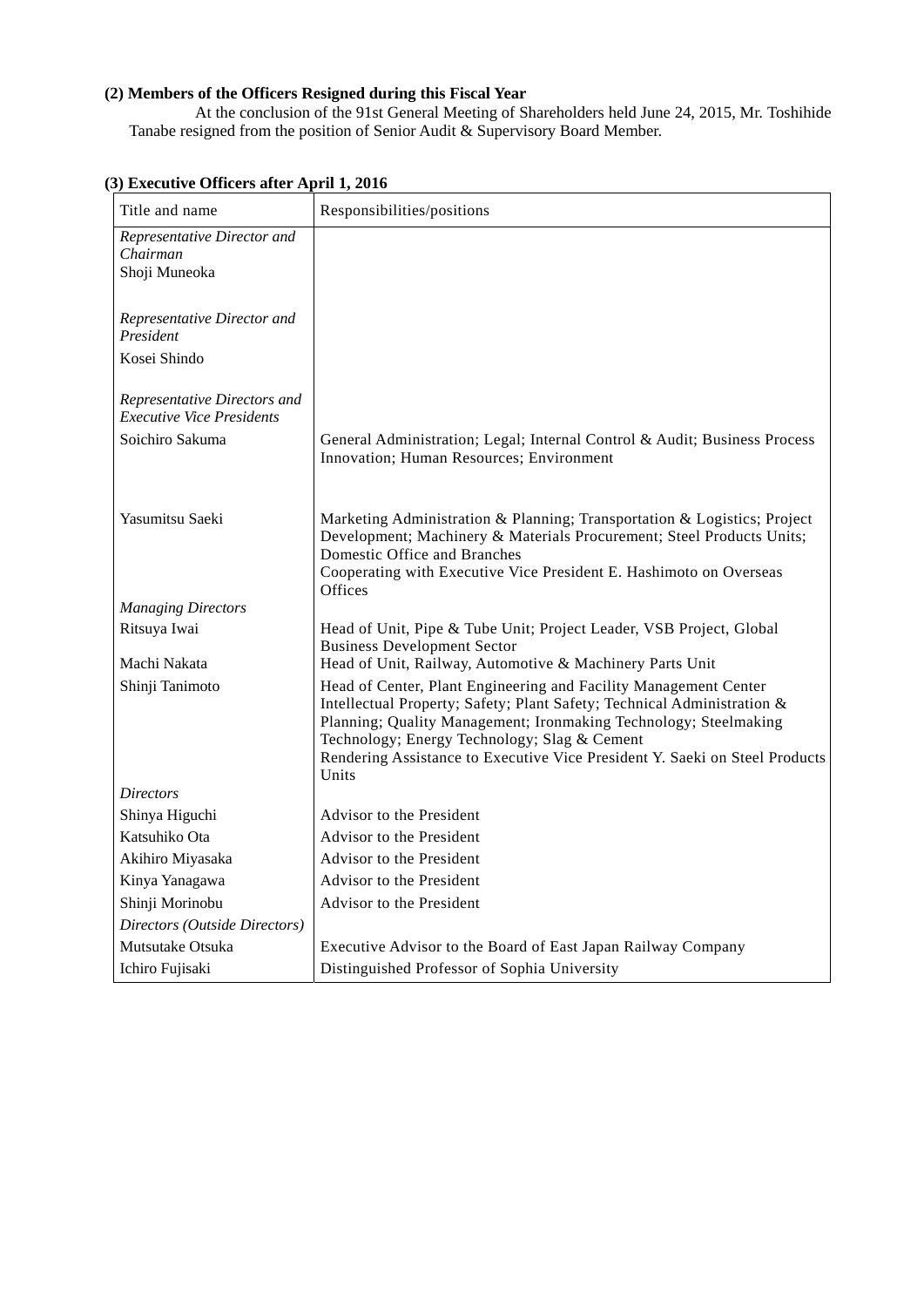**(2) Members of the Officers Resigned during this Fiscal Year**

At the conclusion of the 91st General Meeting of Shareholders held June 24, 2015, Mr. Toshihide Tanabe resigned from the position of Senior Audit & Supervisory Board Member.

**(3) Executive Officers after April 1, 2016**

| Title and name | Responsibilities/positions |
|---|---|
| *Representative Director and Chairman* | |
| Shoji Muneoka | |
| *Representative Director and President* | |
| Kosei Shindo | |
| *Representative Directors and Executive Vice Presidents* | |
| Soichiro Sakuma | General Administration; Legal; Internal Control & Audit; Business Process Innovation; Human Resources; Environment |
| Yasumitsu Saeki | Marketing Administration & Planning; Transportation & Logistics; Project Development; Machinery & Materials Procurement; Steel Products Units; Domestic Office and Branches<br>Cooperating with Executive Vice President E. Hashimoto on Overseas Offices |
| *Managing Directors* | |
| Ritsuya Iwai | Head of Unit, Pipe & Tube Unit; Project Leader, VSB Project, Global Business Development Sector |
| Machi Nakata | Head of Unit, Railway, Automotive & Machinery Parts Unit |
| Shinji Tanimoto | Head of Center, Plant Engineering and Facility Management Center<br>Intellectual Property; Safety; Plant Safety; Technical Administration & Planning; Quality Management; Ironmaking Technology; Steelmaking Technology; Energy Technology; Slag & Cement<br>Rendering Assistance to Executive Vice President Y. Saeki on Steel Products Units |
| *Directors* | |
| Shinya Higuchi | Advisor to the President |
| Katsuhiko Ota | Advisor to the President |
| Akihiro Miyasaka | Advisor to the President |
| Kinya Yanagawa | Advisor to the President |
| Shinji Morinobu | Advisor to the President |
| *Directors (Outside Directors)* | |
| Mutsutake Otsuka | Executive Advisor to the Board of East Japan Railway Company |
| Ichiro Fujisaki | Distinguished Professor of Sophia University |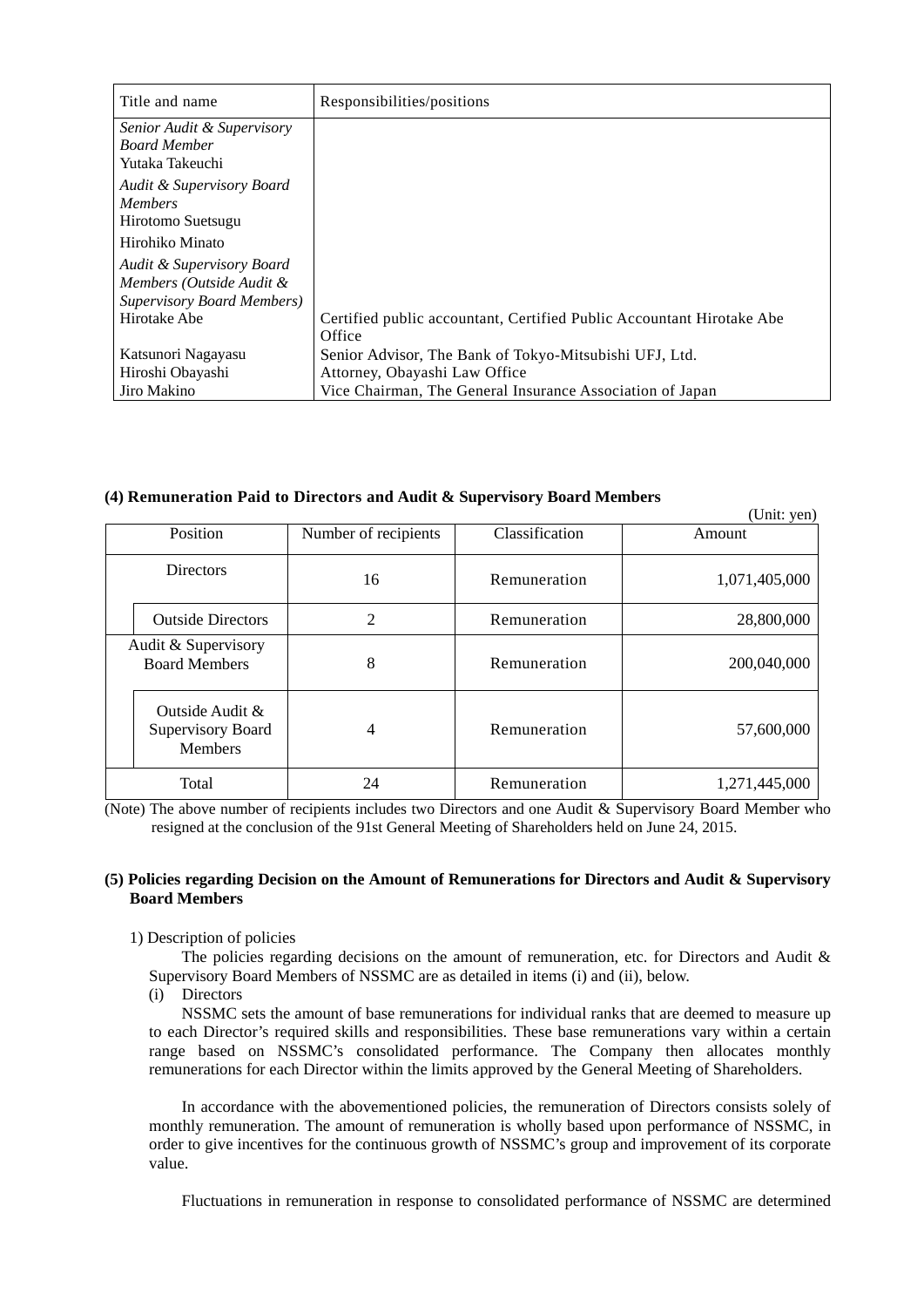| Title and name | Responsibilities/positions |
| --- | --- |
| *Senior Audit & Supervisory Board Member*<br>Yutaka Takeuchi | |
| *Audit & Supervisory Board Members*<br>Hirotomo Suetsugu | |
| Hirohiko Minato | |
| *Audit & Supervisory Board Members (Outside Audit & Supervisory Board Members)*<br>Hirotake Abe | Certified public accountant, Certified Public Accountant Hirotake Abe Office |
| Katsunori Nagayasu | Senior Advisor, The Bank of Tokyo-Mitsubishi UFJ, Ltd. |
| Hiroshi Obayashi | Attorney, Obayashi Law Office |
| Jiro Makino | Vice Chairman, The General Insurance Association of Japan |

**(4) Remuneration Paid to Directors and Audit & Supervisory Board Members**

(Unit: yen)

| Position | | Number of recipients | Classification | Amount |
| --- | --- | --- | --- | --- |
| Directors | | 16 | Remuneration | 1,071,405,000 |
| | Outside Directors | 2 | Remuneration | 28,800,000 |
| Audit & Supervisory Board Members | | 8 | Remuneration | 200,040,000 |
| | Outside Audit & Supervisory Board Members | 4 | Remuneration | 57,600,000 |
| Total | | 24 | Remuneration | 1,271,445,000 |

(Note) The above number of recipients includes two Directors and one Audit & Supervisory Board Member who resigned at the conclusion of the 91st General Meeting of Shareholders held on June 24, 2015.

**(5) Policies regarding Decision on the Amount of Remunerations for Directors and Audit & Supervisory Board Members**

1) Description of policies

The policies regarding decisions on the amount of remuneration, etc. for Directors and Audit & Supervisory Board Members of NSSMC are as detailed in items (i) and (ii), below.

(i) Directors

NSSMC sets the amount of base remunerations for individual ranks that are deemed to measure up to each Director's required skills and responsibilities. These base remunerations vary within a certain range based on NSSMC's consolidated performance. The Company then allocates monthly remunerations for each Director within the limits approved by the General Meeting of Shareholders.

In accordance with the abovementioned policies, the remuneration of Directors consists solely of monthly remuneration. The amount of remuneration is wholly based upon performance of NSSMC, in order to give incentives for the continuous growth of NSSMC's group and improvement of its corporate value.

Fluctuations in remuneration in response to consolidated performance of NSSMC are determined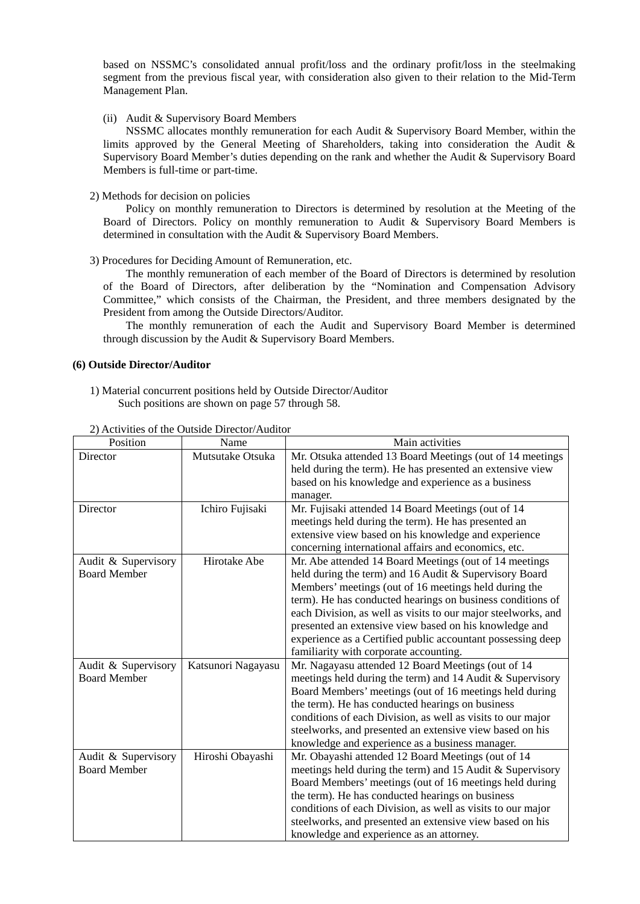based on NSSMC's consolidated annual profit/loss and the ordinary profit/loss in the steelmaking segment from the previous fiscal year, with consideration also given to their relation to the Mid-Term Management Plan.

(ii) Audit & Supervisory Board Members

NSSMC allocates monthly remuneration for each Audit & Supervisory Board Member, within the limits approved by the General Meeting of Shareholders, taking into consideration the Audit & Supervisory Board Member's duties depending on the rank and whether the Audit & Supervisory Board Members is full-time or part-time.

2) Methods for decision on policies

Policy on monthly remuneration to Directors is determined by resolution at the Meeting of the Board of Directors. Policy on monthly remuneration to Audit & Supervisory Board Members is determined in consultation with the Audit & Supervisory Board Members.

3) Procedures for Deciding Amount of Remuneration, etc.

The monthly remuneration of each member of the Board of Directors is determined by resolution of the Board of Directors, after deliberation by the "Nomination and Compensation Advisory Committee," which consists of the Chairman, the President, and three members designated by the President from among the Outside Directors/Auditor.

The monthly remuneration of each the Audit and Supervisory Board Member is determined through discussion by the Audit & Supervisory Board Members.

**(6) Outside Director/Auditor**

1) Material concurrent positions held by Outside Director/Auditor

Such positions are shown on page 57 through 58.

2) Activities of the Outside Director/Auditor

| Position | Name | Main activities |
|---|---|---|
| Director | Mutsutake Otsuka | Mr. Otsuka attended 13 Board Meetings (out of 14 meetings held during the term). He has presented an extensive view based on his knowledge and experience as a business manager. |
| Director | Ichiro Fujisaki | Mr. Fujisaki attended 14 Board Meetings (out of 14 meetings held during the term). He has presented an extensive view based on his knowledge and experience concerning international affairs and economics, etc. |
| Audit & Supervisory Board Member | Hirotake Abe | Mr. Abe attended 14 Board Meetings (out of 14 meetings held during the term) and 16 Audit & Supervisory Board Members' meetings (out of 16 meetings held during the term). He has conducted hearings on business conditions of each Division, as well as visits to our major steelworks, and presented an extensive view based on his knowledge and experience as a Certified public accountant possessing deep familiarity with corporate accounting. |
| Audit & Supervisory Board Member | Katsunori Nagayasu | Mr. Nagayasu attended 12 Board Meetings (out of 14 meetings held during the term) and 14 Audit & Supervisory Board Members' meetings (out of 16 meetings held during the term). He has conducted hearings on business conditions of each Division, as well as visits to our major steelworks, and presented an extensive view based on his knowledge and experience as a business manager. |
| Audit & Supervisory Board Member | Hiroshi Obayashi | Mr. Obayashi attended 12 Board Meetings (out of 14 meetings held during the term) and 15 Audit & Supervisory Board Members' meetings (out of 16 meetings held during the term). He has conducted hearings on business conditions of each Division, as well as visits to our major steelworks, and presented an extensive view based on his knowledge and experience as an attorney. |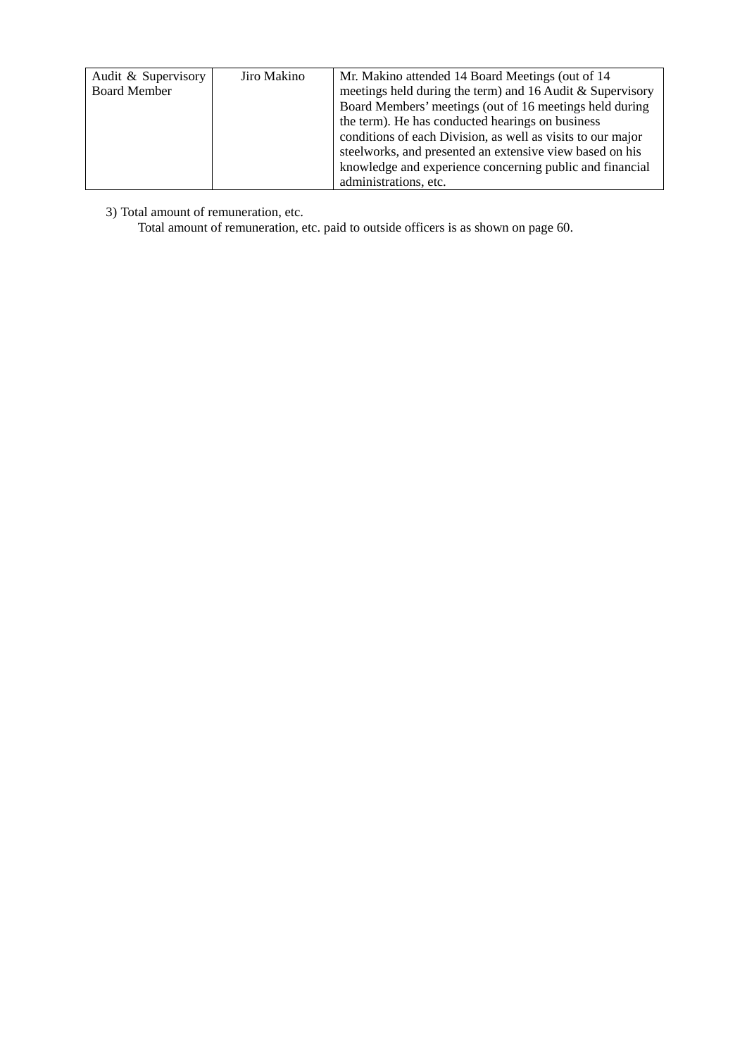| Audit & Supervisory Board Member | Jiro Makino | Mr. Makino attended 14 Board Meetings (out of 14 meetings held during the term) and 16 Audit & Supervisory Board Members' meetings (out of 16 meetings held during the term). He has conducted hearings on business conditions of each Division, as well as visits to our major steelworks, and presented an extensive view based on his knowledge and experience concerning public and financial administrations, etc. |
|---|---|---|

3) Total amount of remuneration, etc.

Total amount of remuneration, etc. paid to outside officers is as shown on page 60.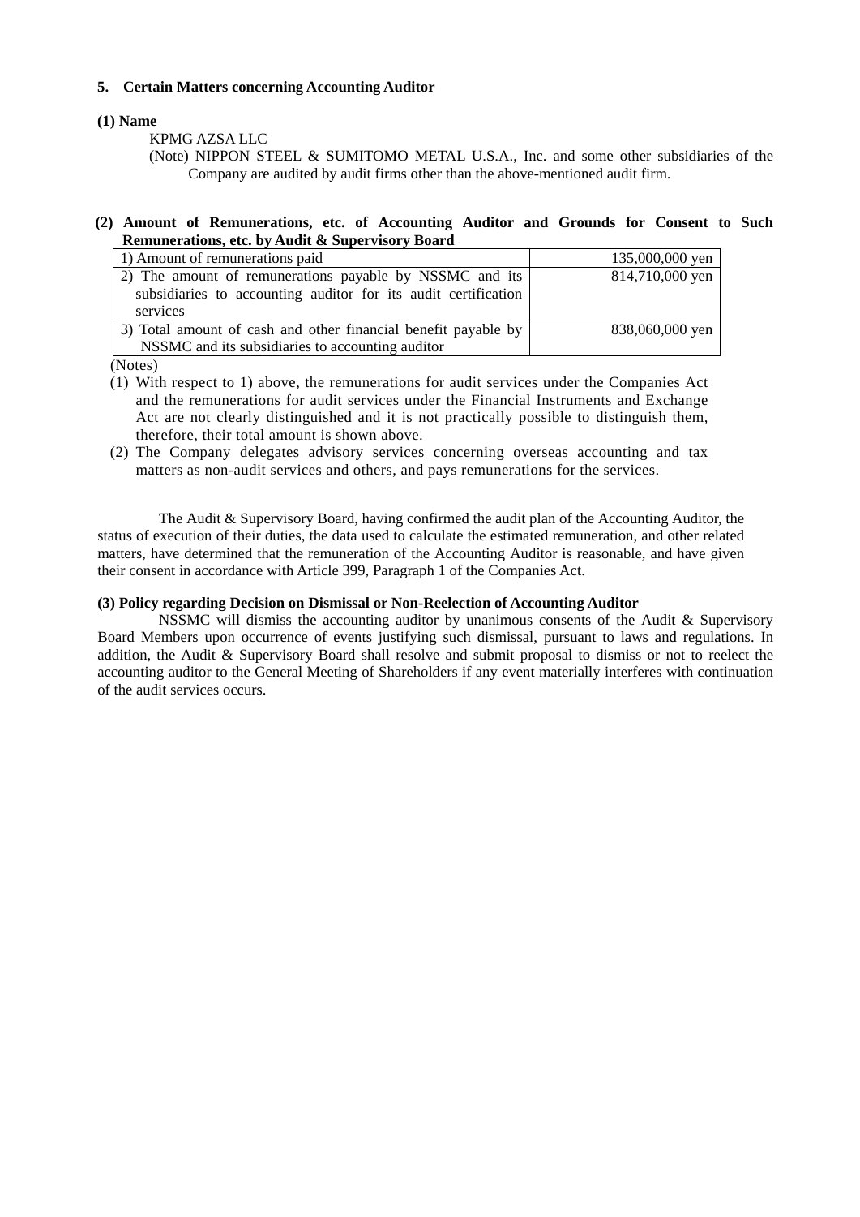## 5. Certain Matters concerning Accounting Auditor

### (1) Name

KPMG AZSA LLC

(Note) NIPPON STEEL & SUMITOMO METAL U.S.A., Inc. and some other subsidiaries of the Company are audited by audit firms other than the above-mentioned audit firm.

### (2) Amount of Remunerations, etc. of Accounting Auditor and Grounds for Consent to Such Remunerations, etc. by Audit & Supervisory Board

| Item | Amount |
|---|---|
| 1) Amount of remunerations paid | 135,000,000 yen |
| 2) The amount of remunerations payable by NSSMC and its subsidiaries to accounting auditor for its audit certification services | 814,710,000 yen |
| 3) Total amount of cash and other financial benefit payable by NSSMC and its subsidiaries to accounting auditor | 838,060,000 yen |

(Notes)

(1) With respect to 1) above, the remunerations for audit services under the Companies Act and the remunerations for audit services under the Financial Instruments and Exchange Act are not clearly distinguished and it is not practically possible to distinguish them, therefore, their total amount is shown above.

(2) The Company delegates advisory services concerning overseas accounting and tax matters as non-audit services and others, and pays remunerations for the services.

The Audit & Supervisory Board, having confirmed the audit plan of the Accounting Auditor, the status of execution of their duties, the data used to calculate the estimated remuneration, and other related matters, have determined that the remuneration of the Accounting Auditor is reasonable, and have given their consent in accordance with Article 399, Paragraph 1 of the Companies Act.

### (3) Policy regarding Decision on Dismissal or Non-Reelection of Accounting Auditor

NSSMC will dismiss the accounting auditor by unanimous consents of the Audit & Supervisory Board Members upon occurrence of events justifying such dismissal, pursuant to laws and regulations. In addition, the Audit & Supervisory Board shall resolve and submit proposal to dismiss or not to reelect the accounting auditor to the General Meeting of Shareholders if any event materially interferes with continuation of the audit services occurs.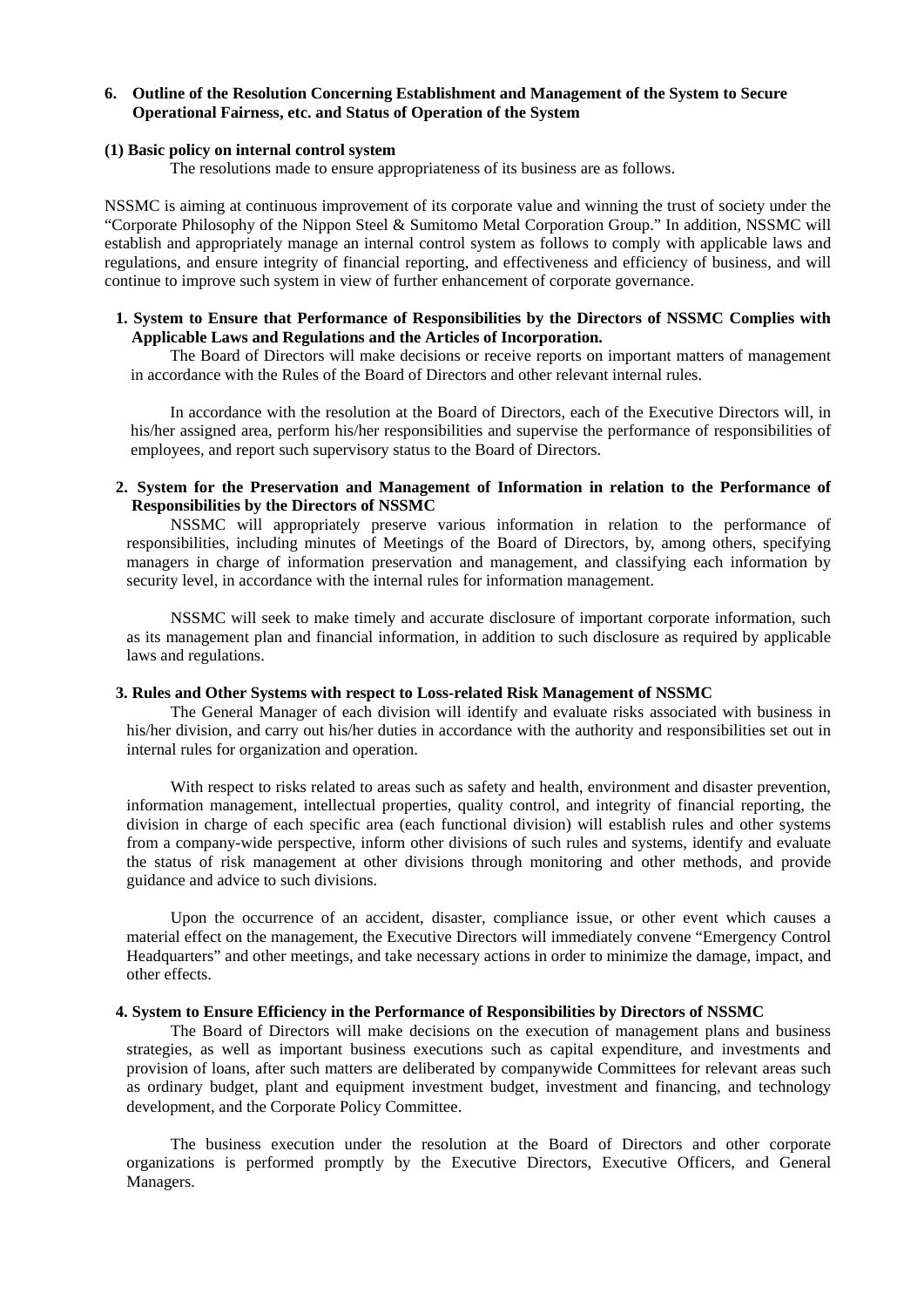## 6. Outline of the Resolution Concerning Establishment and Management of the System to Secure Operational Fairness, etc. and Status of Operation of the System

**(1) Basic policy on internal control system**

The resolutions made to ensure appropriateness of its business are as follows.

NSSMC is aiming at continuous improvement of its corporate value and winning the trust of society under the "Corporate Philosophy of the Nippon Steel & Sumitomo Metal Corporation Group." In addition, NSSMC will establish and appropriately manage an internal control system as follows to comply with applicable laws and regulations, and ensure integrity of financial reporting, and effectiveness and efficiency of business, and will continue to improve such system in view of further enhancement of corporate governance.

**1. System to Ensure that Performance of Responsibilities by the Directors of NSSMC Complies with Applicable Laws and Regulations and the Articles of Incorporation.**

The Board of Directors will make decisions or receive reports on important matters of management in accordance with the Rules of the Board of Directors and other relevant internal rules.

In accordance with the resolution at the Board of Directors, each of the Executive Directors will, in his/her assigned area, perform his/her responsibilities and supervise the performance of responsibilities of employees, and report such supervisory status to the Board of Directors.

**2. System for the Preservation and Management of Information in relation to the Performance of Responsibilities by the Directors of NSSMC**

NSSMC will appropriately preserve various information in relation to the performance of responsibilities, including minutes of Meetings of the Board of Directors, by, among others, specifying managers in charge of information preservation and management, and classifying each information by security level, in accordance with the internal rules for information management.

NSSMC will seek to make timely and accurate disclosure of important corporate information, such as its management plan and financial information, in addition to such disclosure as required by applicable laws and regulations.

**3. Rules and Other Systems with respect to Loss-related Risk Management of NSSMC**

The General Manager of each division will identify and evaluate risks associated with business in his/her division, and carry out his/her duties in accordance with the authority and responsibilities set out in internal rules for organization and operation.

With respect to risks related to areas such as safety and health, environment and disaster prevention, information management, intellectual properties, quality control, and integrity of financial reporting, the division in charge of each specific area (each functional division) will establish rules and other systems from a company-wide perspective, inform other divisions of such rules and systems, identify and evaluate the status of risk management at other divisions through monitoring and other methods, and provide guidance and advice to such divisions.

Upon the occurrence of an accident, disaster, compliance issue, or other event which causes a material effect on the management, the Executive Directors will immediately convene "Emergency Control Headquarters" and other meetings, and take necessary actions in order to minimize the damage, impact, and other effects.

**4. System to Ensure Efficiency in the Performance of Responsibilities by Directors of NSSMC**

The Board of Directors will make decisions on the execution of management plans and business strategies, as well as important business executions such as capital expenditure, and investments and provision of loans, after such matters are deliberated by companywide Committees for relevant areas such as ordinary budget, plant and equipment investment budget, investment and financing, and technology development, and the Corporate Policy Committee.

The business execution under the resolution at the Board of Directors and other corporate organizations is performed promptly by the Executive Directors, Executive Officers, and General Managers.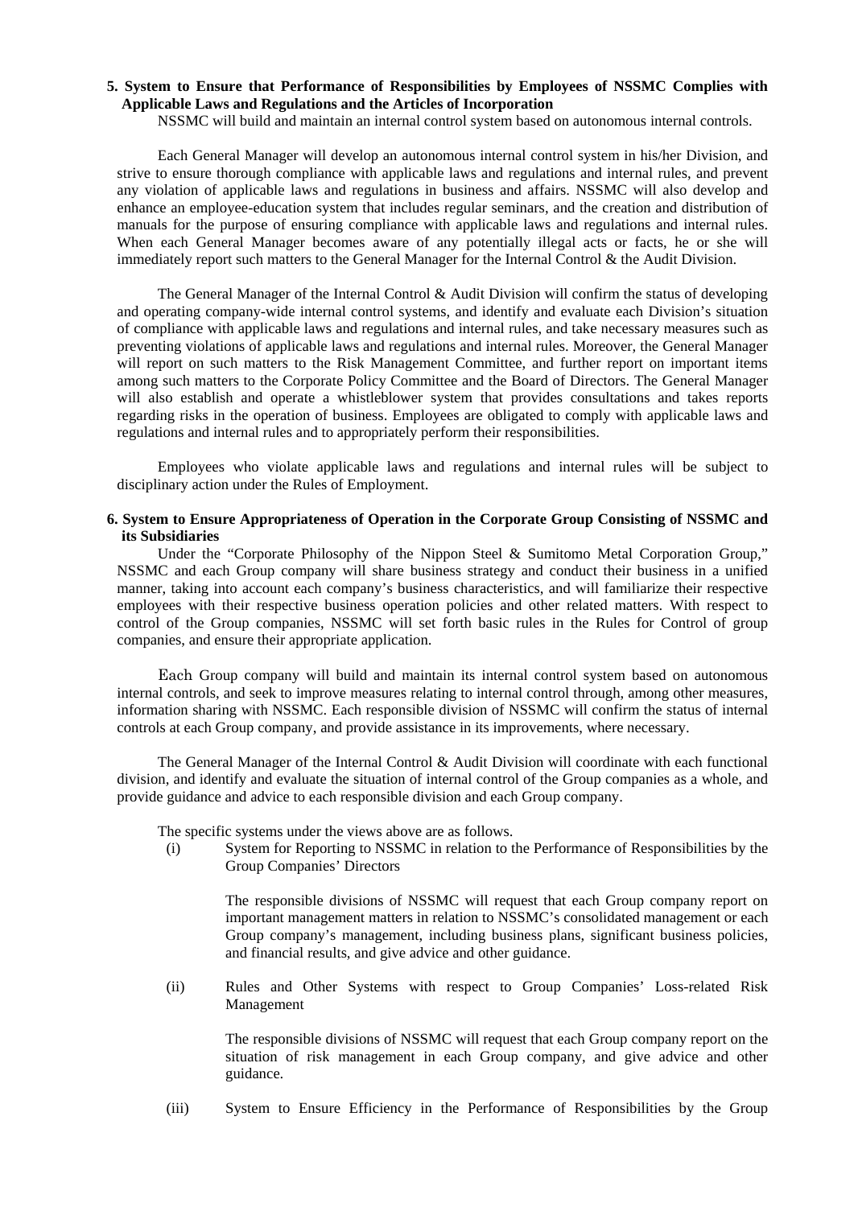**5. System to Ensure that Performance of Responsibilities by Employees of NSSMC Complies with Applicable Laws and Regulations and the Articles of Incorporation**

NSSMC will build and maintain an internal control system based on autonomous internal controls.

Each General Manager will develop an autonomous internal control system in his/her Division, and strive to ensure thorough compliance with applicable laws and regulations and internal rules, and prevent any violation of applicable laws and regulations in business and affairs. NSSMC will also develop and enhance an employee-education system that includes regular seminars, and the creation and distribution of manuals for the purpose of ensuring compliance with applicable laws and regulations and internal rules. When each General Manager becomes aware of any potentially illegal acts or facts, he or she will immediately report such matters to the General Manager for the Internal Control & the Audit Division.

The General Manager of the Internal Control & Audit Division will confirm the status of developing and operating company-wide internal control systems, and identify and evaluate each Division's situation of compliance with applicable laws and regulations and internal rules, and take necessary measures such as preventing violations of applicable laws and regulations and internal rules. Moreover, the General Manager will report on such matters to the Risk Management Committee, and further report on important items among such matters to the Corporate Policy Committee and the Board of Directors. The General Manager will also establish and operate a whistleblower system that provides consultations and takes reports regarding risks in the operation of business. Employees are obligated to comply with applicable laws and regulations and internal rules and to appropriately perform their responsibilities.

Employees who violate applicable laws and regulations and internal rules will be subject to disciplinary action under the Rules of Employment.

**6. System to Ensure Appropriateness of Operation in the Corporate Group Consisting of NSSMC and its Subsidiaries**

Under the "Corporate Philosophy of the Nippon Steel & Sumitomo Metal Corporation Group," NSSMC and each Group company will share business strategy and conduct their business in a unified manner, taking into account each company's business characteristics, and will familiarize their respective employees with their respective business operation policies and other related matters. With respect to control of the Group companies, NSSMC will set forth basic rules in the Rules for Control of group companies, and ensure their appropriate application.

Each Group company will build and maintain its internal control system based on autonomous internal controls, and seek to improve measures relating to internal control through, among other measures, information sharing with NSSMC. Each responsible division of NSSMC will confirm the status of internal controls at each Group company, and provide assistance in its improvements, where necessary.

The General Manager of the Internal Control & Audit Division will coordinate with each functional division, and identify and evaluate the situation of internal control of the Group companies as a whole, and provide guidance and advice to each responsible division and each Group company.

The specific systems under the views above are as follows.

(i) System for Reporting to NSSMC in relation to the Performance of Responsibilities by the Group Companies' Directors

The responsible divisions of NSSMC will request that each Group company report on important management matters in relation to NSSMC's consolidated management or each Group company's management, including business plans, significant business policies, and financial results, and give advice and other guidance.

(ii) Rules and Other Systems with respect to Group Companies' Loss-related Risk Management

The responsible divisions of NSSMC will request that each Group company report on the situation of risk management in each Group company, and give advice and other guidance.

(iii) System to Ensure Efficiency in the Performance of Responsibilities by the Group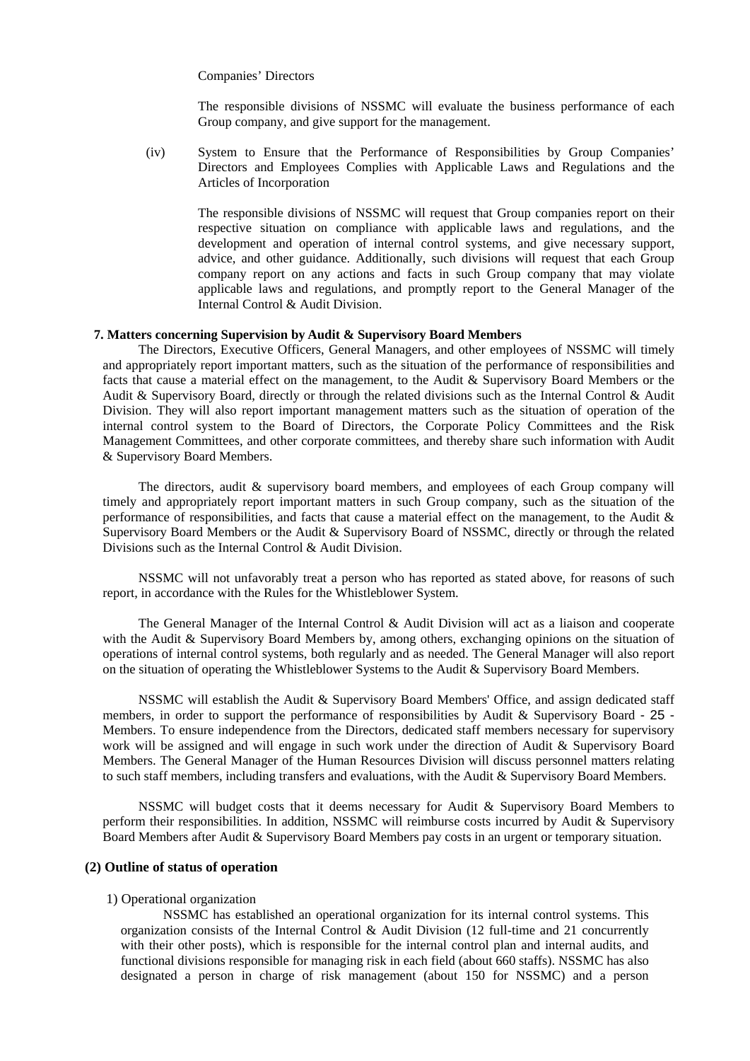Companies' Directors

The responsible divisions of NSSMC will evaluate the business performance of each Group company, and give support for the management.

(iv) System to Ensure that the Performance of Responsibilities by Group Companies' Directors and Employees Complies with Applicable Laws and Regulations and the Articles of Incorporation

The responsible divisions of NSSMC will request that Group companies report on their respective situation on compliance with applicable laws and regulations, and the development and operation of internal control systems, and give necessary support, advice, and other guidance. Additionally, such divisions will request that each Group company report on any actions and facts in such Group company that may violate applicable laws and regulations, and promptly report to the General Manager of the Internal Control & Audit Division.

**7. Matters concerning Supervision by Audit & Supervisory Board Members**

The Directors, Executive Officers, General Managers, and other employees of NSSMC will timely and appropriately report important matters, such as the situation of the performance of responsibilities and facts that cause a material effect on the management, to the Audit & Supervisory Board Members or the Audit & Supervisory Board, directly or through the related divisions such as the Internal Control & Audit Division. They will also report important management matters such as the situation of operation of the internal control system to the Board of Directors, the Corporate Policy Committees and the Risk Management Committees, and other corporate committees, and thereby share such information with Audit & Supervisory Board Members.

The directors, audit & supervisory board members, and employees of each Group company will timely and appropriately report important matters in such Group company, such as the situation of the performance of responsibilities, and facts that cause a material effect on the management, to the Audit & Supervisory Board Members or the Audit & Supervisory Board of NSSMC, directly or through the related Divisions such as the Internal Control & Audit Division.

NSSMC will not unfavorably treat a person who has reported as stated above, for reasons of such report, in accordance with the Rules for the Whistleblower System.

The General Manager of the Internal Control & Audit Division will act as a liaison and cooperate with the Audit & Supervisory Board Members by, among others, exchanging opinions on the situation of operations of internal control systems, both regularly and as needed. The General Manager will also report on the situation of operating the Whistleblower Systems to the Audit & Supervisory Board Members.

NSSMC will establish the Audit & Supervisory Board Members' Office, and assign dedicated staff members, in order to support the performance of responsibilities by Audit & Supervisory Board Members. To ensure independence from the Directors, dedicated staff members necessary for supervisory work will be assigned and will engage in such work under the direction of Audit & Supervisory Board Members. The General Manager of the Human Resources Division will discuss personnel matters relating to such staff members, including transfers and evaluations, with the Audit & Supervisory Board Members.

NSSMC will budget costs that it deems necessary for Audit & Supervisory Board Members to perform their responsibilities. In addition, NSSMC will reimburse costs incurred by Audit & Supervisory Board Members after Audit & Supervisory Board Members pay costs in an urgent or temporary situation.

**(2) Outline of status of operation**

1) Operational organization

NSSMC has established an operational organization for its internal control systems. This organization consists of the Internal Control & Audit Division (12 full-time and 21 concurrently with their other posts), which is responsible for the internal control plan and internal audits, and functional divisions responsible for managing risk in each field (about 660 staffs). NSSMC has also designated a person in charge of risk management (about 150 for NSSMC) and a person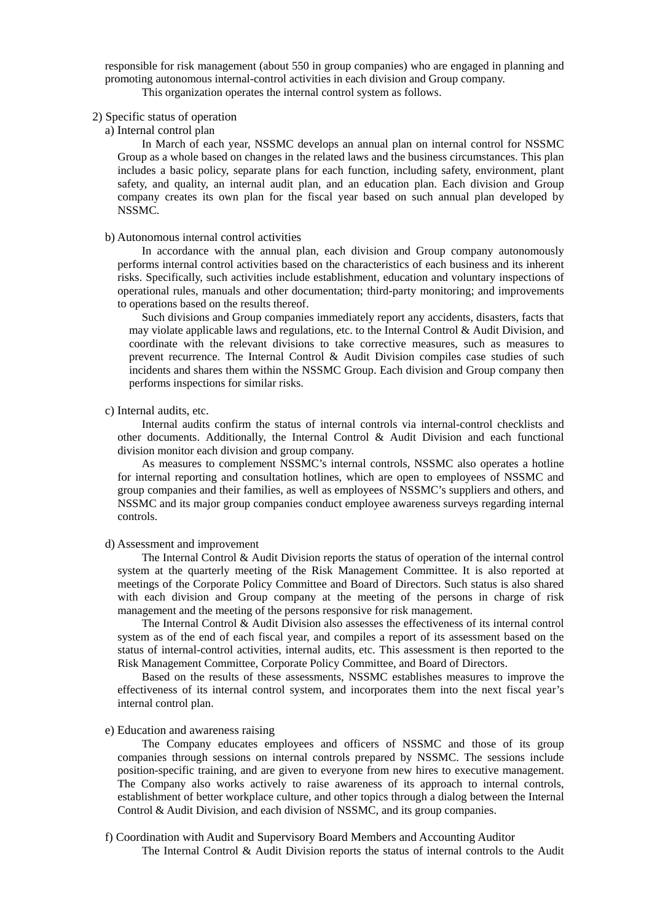responsible for risk management (about 550 in group companies) who are engaged in planning and promoting autonomous internal-control activities in each division and Group company.

This organization operates the internal control system as follows.

2) Specific status of operation

a) Internal control plan

In March of each year, NSSMC develops an annual plan on internal control for NSSMC Group as a whole based on changes in the related laws and the business circumstances. This plan includes a basic policy, separate plans for each function, including safety, environment, plant safety, and quality, an internal audit plan, and an education plan. Each division and Group company creates its own plan for the fiscal year based on such annual plan developed by NSSMC.

b) Autonomous internal control activities

In accordance with the annual plan, each division and Group company autonomously performs internal control activities based on the characteristics of each business and its inherent risks. Specifically, such activities include establishment, education and voluntary inspections of operational rules, manuals and other documentation; third-party monitoring; and improvements to operations based on the results thereof.

Such divisions and Group companies immediately report any accidents, disasters, facts that may violate applicable laws and regulations, etc. to the Internal Control & Audit Division, and coordinate with the relevant divisions to take corrective measures, such as measures to prevent recurrence. The Internal Control & Audit Division compiles case studies of such incidents and shares them within the NSSMC Group. Each division and Group company then performs inspections for similar risks.

c) Internal audits, etc.

Internal audits confirm the status of internal controls via internal-control checklists and other documents. Additionally, the Internal Control & Audit Division and each functional division monitor each division and group company.

As measures to complement NSSMC's internal controls, NSSMC also operates a hotline for internal reporting and consultation hotlines, which are open to employees of NSSMC and group companies and their families, as well as employees of NSSMC's suppliers and others, and NSSMC and its major group companies conduct employee awareness surveys regarding internal controls.

d) Assessment and improvement

The Internal Control & Audit Division reports the status of operation of the internal control system at the quarterly meeting of the Risk Management Committee. It is also reported at meetings of the Corporate Policy Committee and Board of Directors. Such status is also shared with each division and Group company at the meeting of the persons in charge of risk management and the meeting of the persons responsive for risk management.

The Internal Control & Audit Division also assesses the effectiveness of its internal control system as of the end of each fiscal year, and compiles a report of its assessment based on the status of internal-control activities, internal audits, etc. This assessment is then reported to the Risk Management Committee, Corporate Policy Committee, and Board of Directors.

Based on the results of these assessments, NSSMC establishes measures to improve the effectiveness of its internal control system, and incorporates them into the next fiscal year's internal control plan.

e) Education and awareness raising

The Company educates employees and officers of NSSMC and those of its group companies through sessions on internal controls prepared by NSSMC. The sessions include position-specific training, and are given to everyone from new hires to executive management. The Company also works actively to raise awareness of its approach to internal controls, establishment of better workplace culture, and other topics through a dialog between the Internal Control & Audit Division, and each division of NSSMC, and its group companies.

f) Coordination with Audit and Supervisory Board Members and Accounting Auditor

The Internal Control & Audit Division reports the status of internal controls to the Audit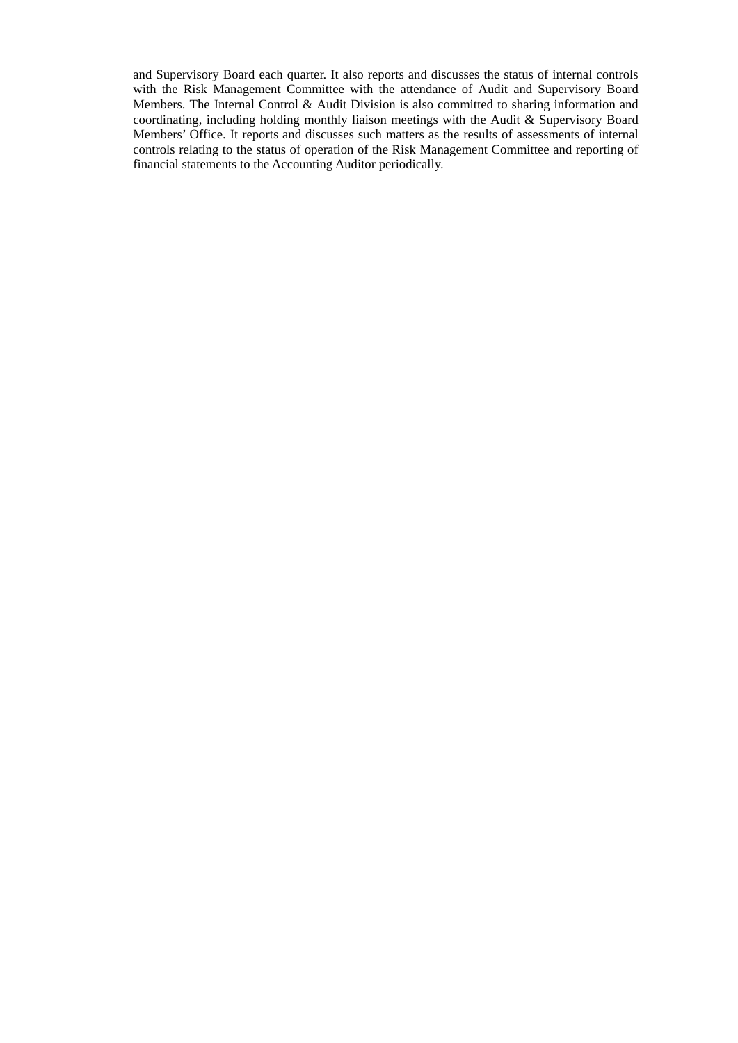and Supervisory Board each quarter. It also reports and discusses the status of internal controls with the Risk Management Committee with the attendance of Audit and Supervisory Board Members. The Internal Control & Audit Division is also committed to sharing information and coordinating, including holding monthly liaison meetings with the Audit & Supervisory Board Members' Office. It reports and discusses such matters as the results of assessments of internal controls relating to the status of operation of the Risk Management Committee and reporting of financial statements to the Accounting Auditor periodically.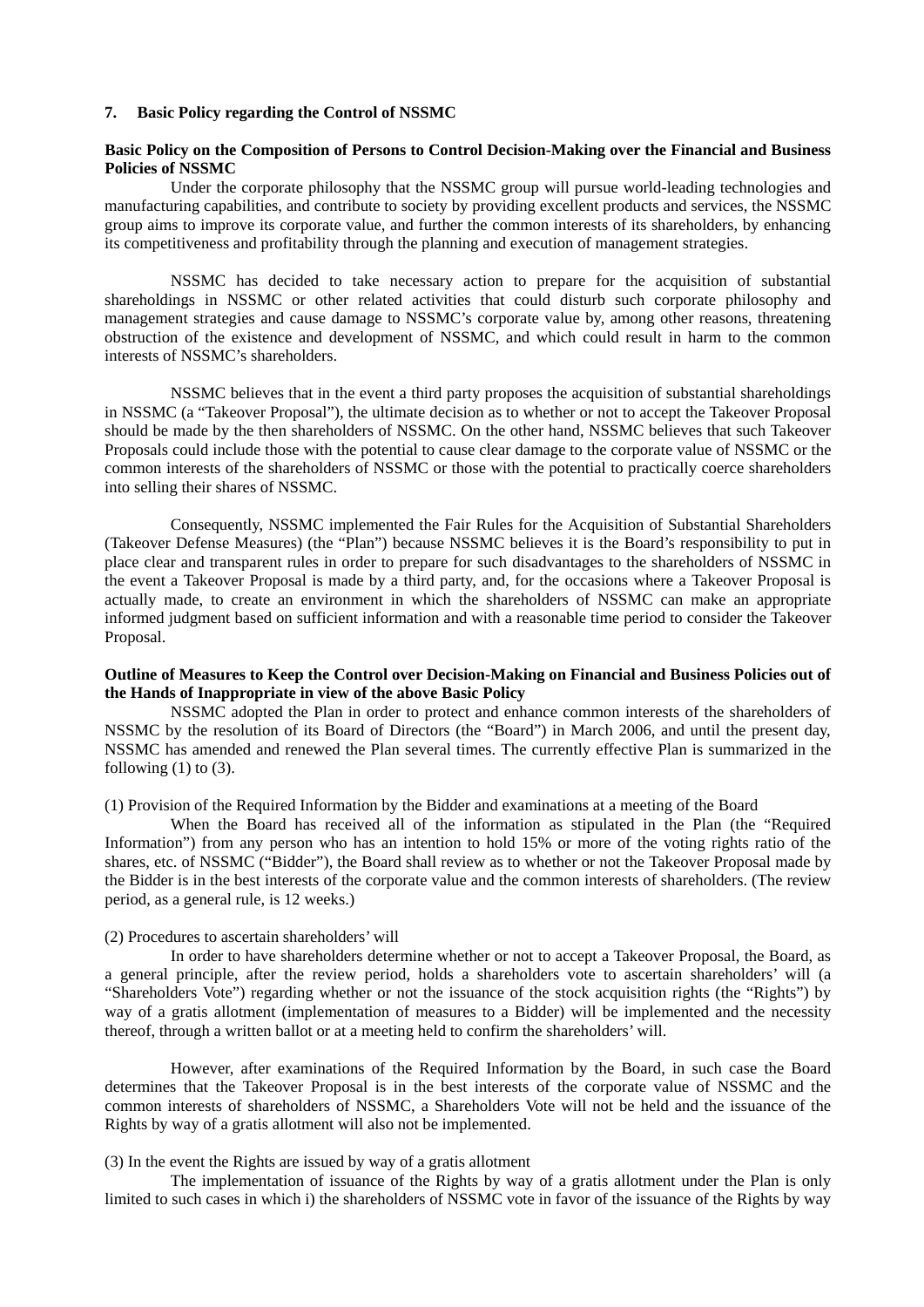## 7. Basic Policy regarding the Control of NSSMC

**Basic Policy on the Composition of Persons to Control Decision-Making over the Financial and Business Policies of NSSMC**

Under the corporate philosophy that the NSSMC group will pursue world-leading technologies and manufacturing capabilities, and contribute to society by providing excellent products and services, the NSSMC group aims to improve its corporate value, and further the common interests of its shareholders, by enhancing its competitiveness and profitability through the planning and execution of management strategies.

NSSMC has decided to take necessary action to prepare for the acquisition of substantial shareholdings in NSSMC or other related activities that could disturb such corporate philosophy and management strategies and cause damage to NSSMC's corporate value by, among other reasons, threatening obstruction of the existence and development of NSSMC, and which could result in harm to the common interests of NSSMC's shareholders.

NSSMC believes that in the event a third party proposes the acquisition of substantial shareholdings in NSSMC (a "Takeover Proposal"), the ultimate decision as to whether or not to accept the Takeover Proposal should be made by the then shareholders of NSSMC. On the other hand, NSSMC believes that such Takeover Proposals could include those with the potential to cause clear damage to the corporate value of NSSMC or the common interests of the shareholders of NSSMC or those with the potential to practically coerce shareholders into selling their shares of NSSMC.

Consequently, NSSMC implemented the Fair Rules for the Acquisition of Substantial Shareholders (Takeover Defense Measures) (the "Plan") because NSSMC believes it is the Board's responsibility to put in place clear and transparent rules in order to prepare for such disadvantages to the shareholders of NSSMC in the event a Takeover Proposal is made by a third party, and, for the occasions where a Takeover Proposal is actually made, to create an environment in which the shareholders of NSSMC can make an appropriate informed judgment based on sufficient information and with a reasonable time period to consider the Takeover Proposal.

**Outline of Measures to Keep the Control over Decision-Making on Financial and Business Policies out of the Hands of Inappropriate in view of the above Basic Policy**

NSSMC adopted the Plan in order to protect and enhance common interests of the shareholders of NSSMC by the resolution of its Board of Directors (the "Board") in March 2006, and until the present day, NSSMC has amended and renewed the Plan several times. The currently effective Plan is summarized in the following (1) to (3).

(1) Provision of the Required Information by the Bidder and examinations at a meeting of the Board

When the Board has received all of the information as stipulated in the Plan (the "Required Information") from any person who has an intention to hold 15% or more of the voting rights ratio of the shares, etc. of NSSMC ("Bidder"), the Board shall review as to whether or not the Takeover Proposal made by the Bidder is in the best interests of the corporate value and the common interests of shareholders. (The review period, as a general rule, is 12 weeks.)

(2) Procedures to ascertain shareholders' will

In order to have shareholders determine whether or not to accept a Takeover Proposal, the Board, as a general principle, after the review period, holds a shareholders vote to ascertain shareholders' will (a "Shareholders Vote") regarding whether or not the issuance of the stock acquisition rights (the "Rights") by way of a gratis allotment (implementation of measures to a Bidder) will be implemented and the necessity thereof, through a written ballot or at a meeting held to confirm the shareholders' will.

However, after examinations of the Required Information by the Board, in such case the Board determines that the Takeover Proposal is in the best interests of the corporate value of NSSMC and the common interests of shareholders of NSSMC, a Shareholders Vote will not be held and the issuance of the Rights by way of a gratis allotment will also not be implemented.

(3) In the event the Rights are issued by way of a gratis allotment

The implementation of issuance of the Rights by way of a gratis allotment under the Plan is only limited to such cases in which i) the shareholders of NSSMC vote in favor of the issuance of the Rights by way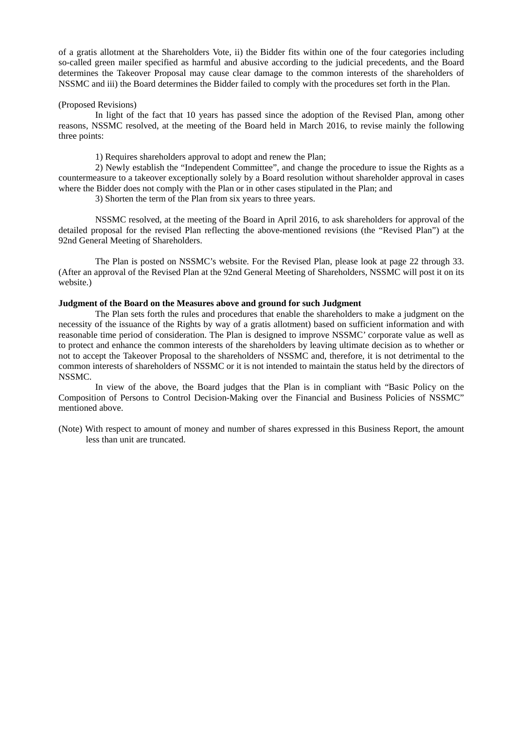of a gratis allotment at the Shareholders Vote, ii) the Bidder fits within one of the four categories including so-called green mailer specified as harmful and abusive according to the judicial precedents, and the Board determines the Takeover Proposal may cause clear damage to the common interests of the shareholders of NSSMC and iii) the Board determines the Bidder failed to comply with the procedures set forth in the Plan.

(Proposed Revisions)

In light of the fact that 10 years has passed since the adoption of the Revised Plan, among other reasons, NSSMC resolved, at the meeting of the Board held in March 2016, to revise mainly the following three points:

1) Requires shareholders approval to adopt and renew the Plan;

2) Newly establish the "Independent Committee", and change the procedure to issue the Rights as a countermeasure to a takeover exceptionally solely by a Board resolution without shareholder approval in cases where the Bidder does not comply with the Plan or in other cases stipulated in the Plan; and

3) Shorten the term of the Plan from six years to three years.

NSSMC resolved, at the meeting of the Board in April 2016, to ask shareholders for approval of the detailed proposal for the revised Plan reflecting the above-mentioned revisions (the "Revised Plan") at the 92nd General Meeting of Shareholders.

The Plan is posted on NSSMC's website. For the Revised Plan, please look at page 22 through 33. (After an approval of the Revised Plan at the 92nd General Meeting of Shareholders, NSSMC will post it on its website.)

**Judgment of the Board on the Measures above and ground for such Judgment**

The Plan sets forth the rules and procedures that enable the shareholders to make a judgment on the necessity of the issuance of the Rights by way of a gratis allotment) based on sufficient information and with reasonable time period of consideration. The Plan is designed to improve NSSMC' corporate value as well as to protect and enhance the common interests of the shareholders by leaving ultimate decision as to whether or not to accept the Takeover Proposal to the shareholders of NSSMC and, therefore, it is not detrimental to the common interests of shareholders of NSSMC or it is not intended to maintain the status held by the directors of NSSMC.

In view of the above, the Board judges that the Plan is in compliant with "Basic Policy on the Composition of Persons to Control Decision-Making over the Financial and Business Policies of NSSMC" mentioned above.

(Note) With respect to amount of money and number of shares expressed in this Business Report, the amount less than unit are truncated.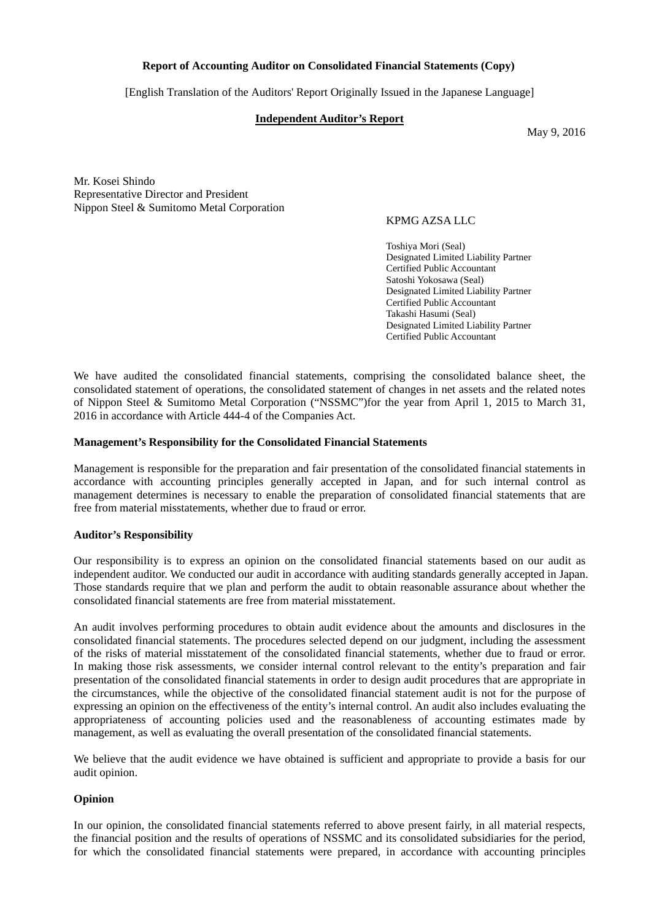**Report of Accounting Auditor on Consolidated Financial Statements (Copy)**

[English Translation of the Auditors' Report Originally Issued in the Japanese Language]

**Independent Auditor's Report**

May 9, 2016

Mr. Kosei Shindo
Representative Director and President
Nippon Steel & Sumitomo Metal Corporation

KPMG AZSA LLC

Toshiya Mori (Seal)
Designated Limited Liability Partner
Certified Public Accountant
Satoshi Yokosawa (Seal)
Designated Limited Liability Partner
Certified Public Accountant
Takashi Hasumi (Seal)
Designated Limited Liability Partner
Certified Public Accountant

We have audited the consolidated financial statements, comprising the consolidated balance sheet, the consolidated statement of operations, the consolidated statement of changes in net assets and the related notes of Nippon Steel & Sumitomo Metal Corporation ("NSSMC")for the year from April 1, 2015 to March 31, 2016 in accordance with Article 444-4 of the Companies Act.

**Management's Responsibility for the Consolidated Financial Statements**

Management is responsible for the preparation and fair presentation of the consolidated financial statements in accordance with accounting principles generally accepted in Japan, and for such internal control as management determines is necessary to enable the preparation of consolidated financial statements that are free from material misstatements, whether due to fraud or error.

**Auditor's Responsibility**

Our responsibility is to express an opinion on the consolidated financial statements based on our audit as independent auditor. We conducted our audit in accordance with auditing standards generally accepted in Japan. Those standards require that we plan and perform the audit to obtain reasonable assurance about whether the consolidated financial statements are free from material misstatement.

An audit involves performing procedures to obtain audit evidence about the amounts and disclosures in the consolidated financial statements. The procedures selected depend on our judgment, including the assessment of the risks of material misstatement of the consolidated financial statements, whether due to fraud or error. In making those risk assessments, we consider internal control relevant to the entity's preparation and fair presentation of the consolidated financial statements in order to design audit procedures that are appropriate in the circumstances, while the objective of the consolidated financial statement audit is not for the purpose of expressing an opinion on the effectiveness of the entity's internal control. An audit also includes evaluating the appropriateness of accounting policies used and the reasonableness of accounting estimates made by management, as well as evaluating the overall presentation of the consolidated financial statements.

We believe that the audit evidence we have obtained is sufficient and appropriate to provide a basis for our audit opinion.

**Opinion**

In our opinion, the consolidated financial statements referred to above present fairly, in all material respects, the financial position and the results of operations of NSSMC and its consolidated subsidiaries for the period, for which the consolidated financial statements were prepared, in accordance with accounting principles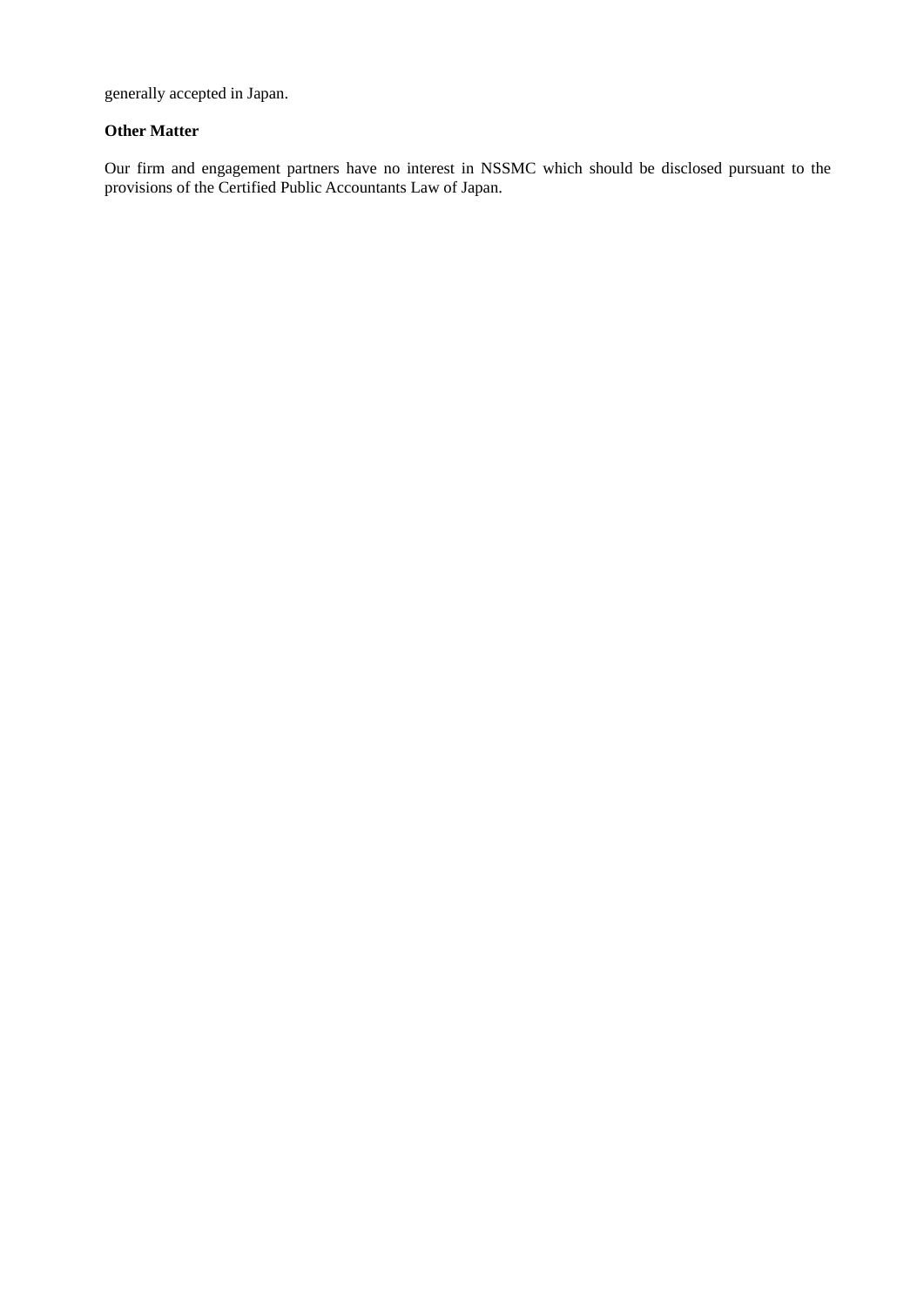generally accepted in Japan.

**Other Matter**

Our firm and engagement partners have no interest in NSSMC which should be disclosed pursuant to the provisions of the Certified Public Accountants Law of Japan.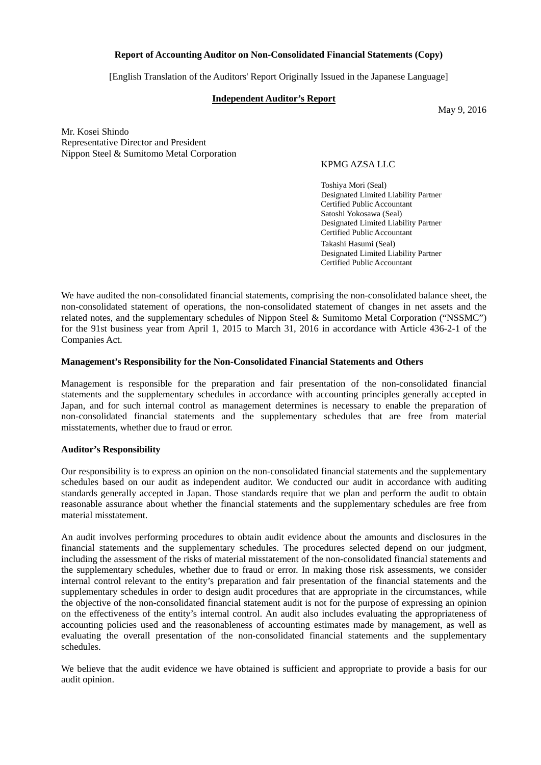**Report of Accounting Auditor on Non-Consolidated Financial Statements (Copy)**

[English Translation of the Auditors' Report Originally Issued in the Japanese Language]

**Independent Auditor's Report**

May 9, 2016

Mr. Kosei Shindo
Representative Director and President
Nippon Steel & Sumitomo Metal Corporation

KPMG AZSA LLC

Toshiya Mori (Seal)
Designated Limited Liability Partner
Certified Public Accountant
Satoshi Yokosawa (Seal)
Designated Limited Liability Partner
Certified Public Accountant
Takashi Hasumi (Seal)
Designated Limited Liability Partner
Certified Public Accountant

We have audited the non-consolidated financial statements, comprising the non-consolidated balance sheet, the non-consolidated statement of operations, the non-consolidated statement of changes in net assets and the related notes, and the supplementary schedules of Nippon Steel & Sumitomo Metal Corporation ("NSSMC") for the 91st business year from April 1, 2015 to March 31, 2016 in accordance with Article 436-2-1 of the Companies Act.

**Management's Responsibility for the Non-Consolidated Financial Statements and Others**

Management is responsible for the preparation and fair presentation of the non-consolidated financial statements and the supplementary schedules in accordance with accounting principles generally accepted in Japan, and for such internal control as management determines is necessary to enable the preparation of non-consolidated financial statements and the supplementary schedules that are free from material misstatements, whether due to fraud or error.

**Auditor's Responsibility**

Our responsibility is to express an opinion on the non-consolidated financial statements and the supplementary schedules based on our audit as independent auditor. We conducted our audit in accordance with auditing standards generally accepted in Japan. Those standards require that we plan and perform the audit to obtain reasonable assurance about whether the financial statements and the supplementary schedules are free from material misstatement.

An audit involves performing procedures to obtain audit evidence about the amounts and disclosures in the financial statements and the supplementary schedules. The procedures selected depend on our judgment, including the assessment of the risks of material misstatement of the non-consolidated financial statements and the supplementary schedules, whether due to fraud or error. In making those risk assessments, we consider internal control relevant to the entity's preparation and fair presentation of the financial statements and the supplementary schedules in order to design audit procedures that are appropriate in the circumstances, while the objective of the non-consolidated financial statement audit is not for the purpose of expressing an opinion on the effectiveness of the entity's internal control. An audit also includes evaluating the appropriateness of accounting policies used and the reasonableness of accounting estimates made by management, as well as evaluating the overall presentation of the non-consolidated financial statements and the supplementary schedules.

We believe that the audit evidence we have obtained is sufficient and appropriate to provide a basis for our audit opinion.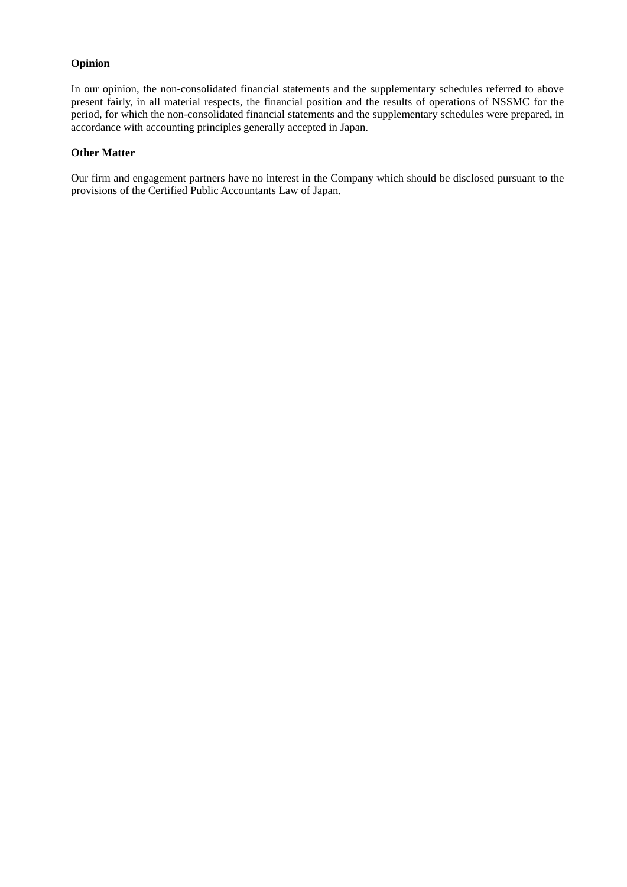**Opinion**

In our opinion, the non-consolidated financial statements and the supplementary schedules referred to above present fairly, in all material respects, the financial position and the results of operations of NSSMC for the period, for which the non-consolidated financial statements and the supplementary schedules were prepared, in accordance with accounting principles generally accepted in Japan.

**Other Matter**

Our firm and engagement partners have no interest in the Company which should be disclosed pursuant to the provisions of the Certified Public Accountants Law of Japan.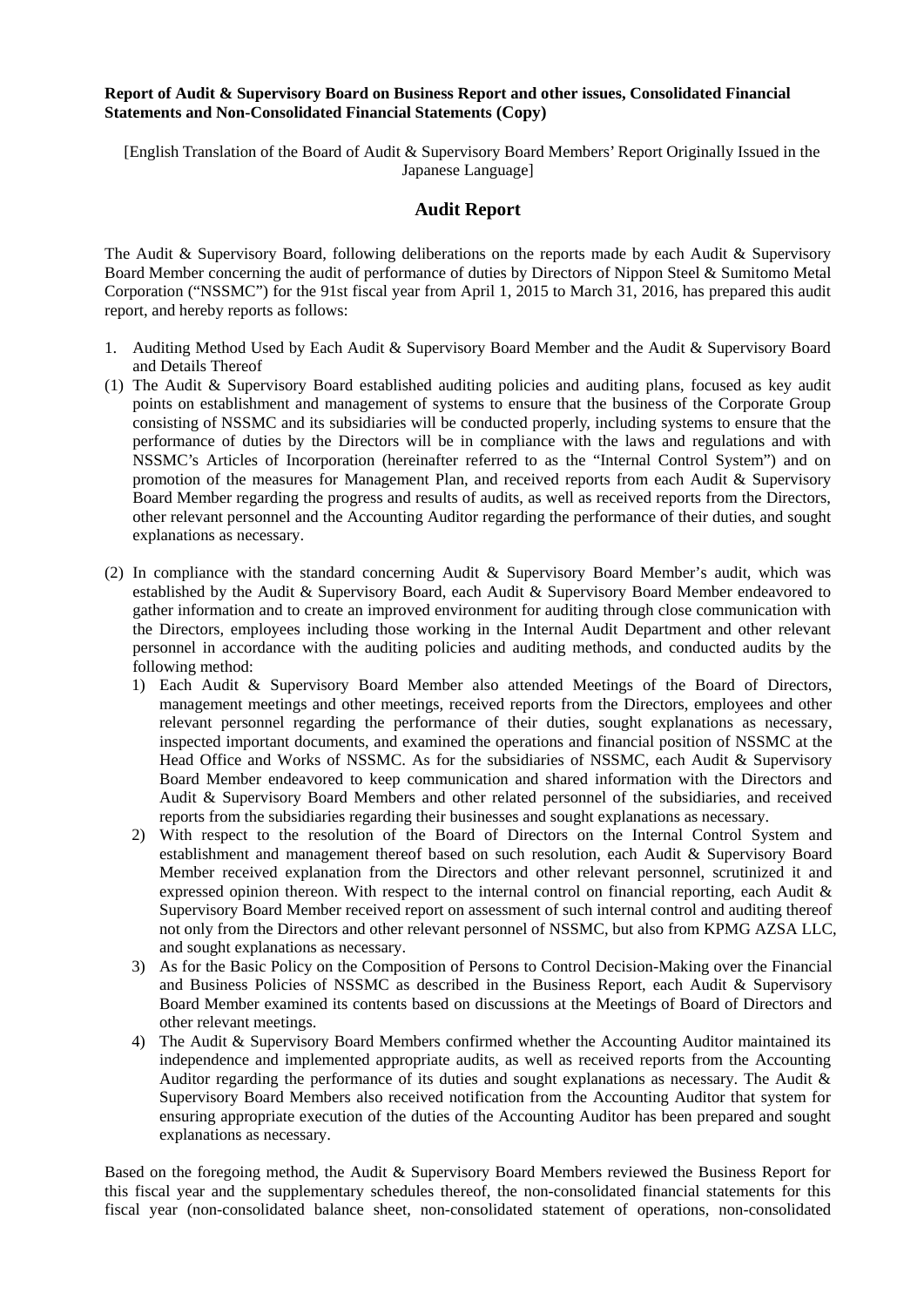**Report of Audit & Supervisory Board on Business Report and other issues, Consolidated Financial Statements and Non-Consolidated Financial Statements (Copy)**

[English Translation of the Board of Audit & Supervisory Board Members' Report Originally Issued in the Japanese Language]

## Audit Report

The Audit & Supervisory Board, following deliberations on the reports made by each Audit & Supervisory Board Member concerning the audit of performance of duties by Directors of Nippon Steel & Sumitomo Metal Corporation ("NSSMC") for the 91st fiscal year from April 1, 2015 to March 31, 2016, has prepared this audit report, and hereby reports as follows:

1. Auditing Method Used by Each Audit & Supervisory Board Member and the Audit & Supervisory Board and Details Thereof

(1) The Audit & Supervisory Board established auditing policies and auditing plans, focused as key audit points on establishment and management of systems to ensure that the business of the Corporate Group consisting of NSSMC and its subsidiaries will be conducted properly, including systems to ensure that the performance of duties by the Directors will be in compliance with the laws and regulations and with NSSMC's Articles of Incorporation (hereinafter referred to as the "Internal Control System") and on promotion of the measures for Management Plan, and received reports from each Audit & Supervisory Board Member regarding the progress and results of audits, as well as received reports from the Directors, other relevant personnel and the Accounting Auditor regarding the performance of their duties, and sought explanations as necessary.

(2) In compliance with the standard concerning Audit & Supervisory Board Member's audit, which was established by the Audit & Supervisory Board, each Audit & Supervisory Board Member endeavored to gather information and to create an improved environment for auditing through close communication with the Directors, employees including those working in the Internal Audit Department and other relevant personnel in accordance with the auditing policies and auditing methods, and conducted audits by the following method:

1) Each Audit & Supervisory Board Member also attended Meetings of the Board of Directors, management meetings and other meetings, received reports from the Directors, employees and other relevant personnel regarding the performance of their duties, sought explanations as necessary, inspected important documents, and examined the operations and financial position of NSSMC at the Head Office and Works of NSSMC. As for the subsidiaries of NSSMC, each Audit & Supervisory Board Member endeavored to keep communication and shared information with the Directors and Audit & Supervisory Board Members and other related personnel of the subsidiaries, and received reports from the subsidiaries regarding their businesses and sought explanations as necessary.

2) With respect to the resolution of the Board of Directors on the Internal Control System and establishment and management thereof based on such resolution, each Audit & Supervisory Board Member received explanation from the Directors and other relevant personnel, scrutinized it and expressed opinion thereon. With respect to the internal control on financial reporting, each Audit & Supervisory Board Member received report on assessment of such internal control and auditing thereof not only from the Directors and other relevant personnel of NSSMC, but also from KPMG AZSA LLC, and sought explanations as necessary.

3) As for the Basic Policy on the Composition of Persons to Control Decision-Making over the Financial and Business Policies of NSSMC as described in the Business Report, each Audit & Supervisory Board Member examined its contents based on discussions at the Meetings of Board of Directors and other relevant meetings.

4) The Audit & Supervisory Board Members confirmed whether the Accounting Auditor maintained its independence and implemented appropriate audits, as well as received reports from the Accounting Auditor regarding the performance of its duties and sought explanations as necessary. The Audit & Supervisory Board Members also received notification from the Accounting Auditor that system for ensuring appropriate execution of the duties of the Accounting Auditor has been prepared and sought explanations as necessary.

Based on the foregoing method, the Audit & Supervisory Board Members reviewed the Business Report for this fiscal year and the supplementary schedules thereof, the non-consolidated financial statements for this fiscal year (non-consolidated balance sheet, non-consolidated statement of operations, non-consolidated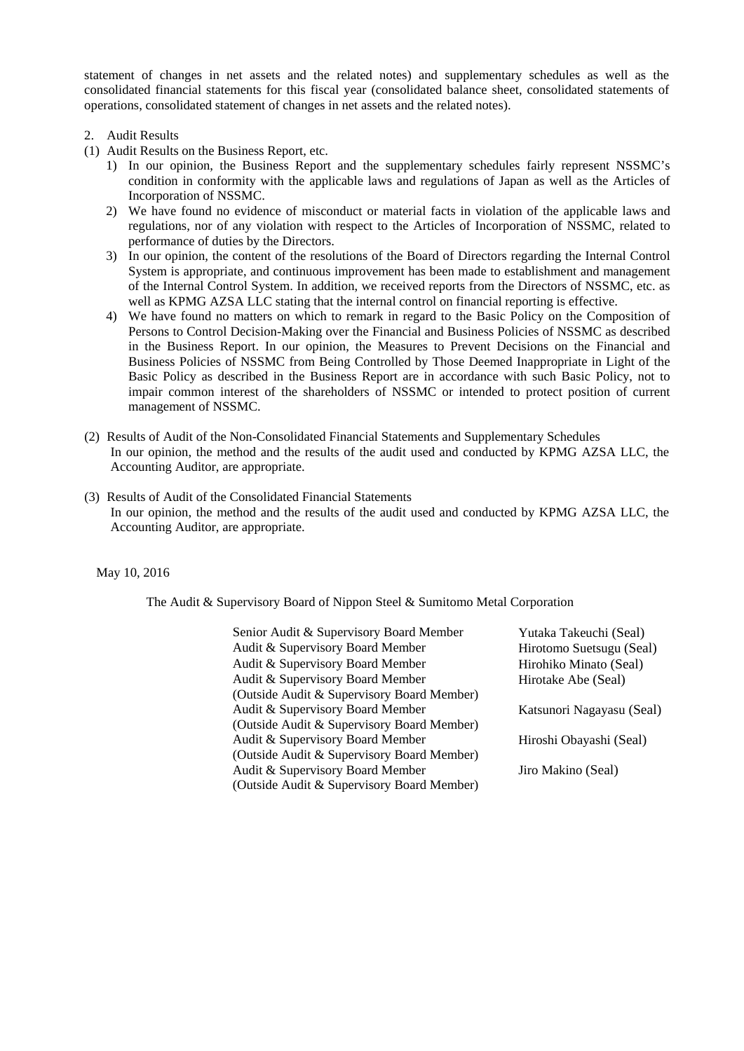statement of changes in net assets and the related notes) and supplementary schedules as well as the consolidated financial statements for this fiscal year (consolidated balance sheet, consolidated statements of operations, consolidated statement of changes in net assets and the related notes).

2. Audit Results

(1) Audit Results on the Business Report, etc.

1) In our opinion, the Business Report and the supplementary schedules fairly represent NSSMC's condition in conformity with the applicable laws and regulations of Japan as well as the Articles of Incorporation of NSSMC.

2) We have found no evidence of misconduct or material facts in violation of the applicable laws and regulations, nor of any violation with respect to the Articles of Incorporation of NSSMC, related to performance of duties by the Directors.

3) In our opinion, the content of the resolutions of the Board of Directors regarding the Internal Control System is appropriate, and continuous improvement has been made to establishment and management of the Internal Control System. In addition, we received reports from the Directors of NSSMC, etc. as well as KPMG AZSA LLC stating that the internal control on financial reporting is effective.

4) We have found no matters on which to remark in regard to the Basic Policy on the Composition of Persons to Control Decision-Making over the Financial and Business Policies of NSSMC as described in the Business Report. In our opinion, the Measures to Prevent Decisions on the Financial and Business Policies of NSSMC from Being Controlled by Those Deemed Inappropriate in Light of the Basic Policy as described in the Business Report are in accordance with such Basic Policy, not to impair common interest of the shareholders of NSSMC or intended to protect position of current management of NSSMC.

(2) Results of Audit of the Non-Consolidated Financial Statements and Supplementary Schedules

In our opinion, the method and the results of the audit used and conducted by KPMG AZSA LLC, the Accounting Auditor, are appropriate.

(3) Results of Audit of the Consolidated Financial Statements

In our opinion, the method and the results of the audit used and conducted by KPMG AZSA LLC, the Accounting Auditor, are appropriate.

May 10, 2016

The Audit & Supervisory Board of Nippon Steel & Sumitomo Metal Corporation

| | |
|---|---|
| Senior Audit & Supervisory Board Member | Yutaka Takeuchi (Seal) |
| Audit & Supervisory Board Member | Hirotomo Suetsugu (Seal) |
| Audit & Supervisory Board Member | Hirohiko Minato (Seal) |
| Audit & Supervisory Board Member (Outside Audit & Supervisory Board Member) | Hirotake Abe (Seal) |
| Audit & Supervisory Board Member (Outside Audit & Supervisory Board Member) | Katsunori Nagayasu (Seal) |
| Audit & Supervisory Board Member (Outside Audit & Supervisory Board Member) | Hiroshi Obayashi (Seal) |
| Audit & Supervisory Board Member (Outside Audit & Supervisory Board Member) | Jiro Makino (Seal) |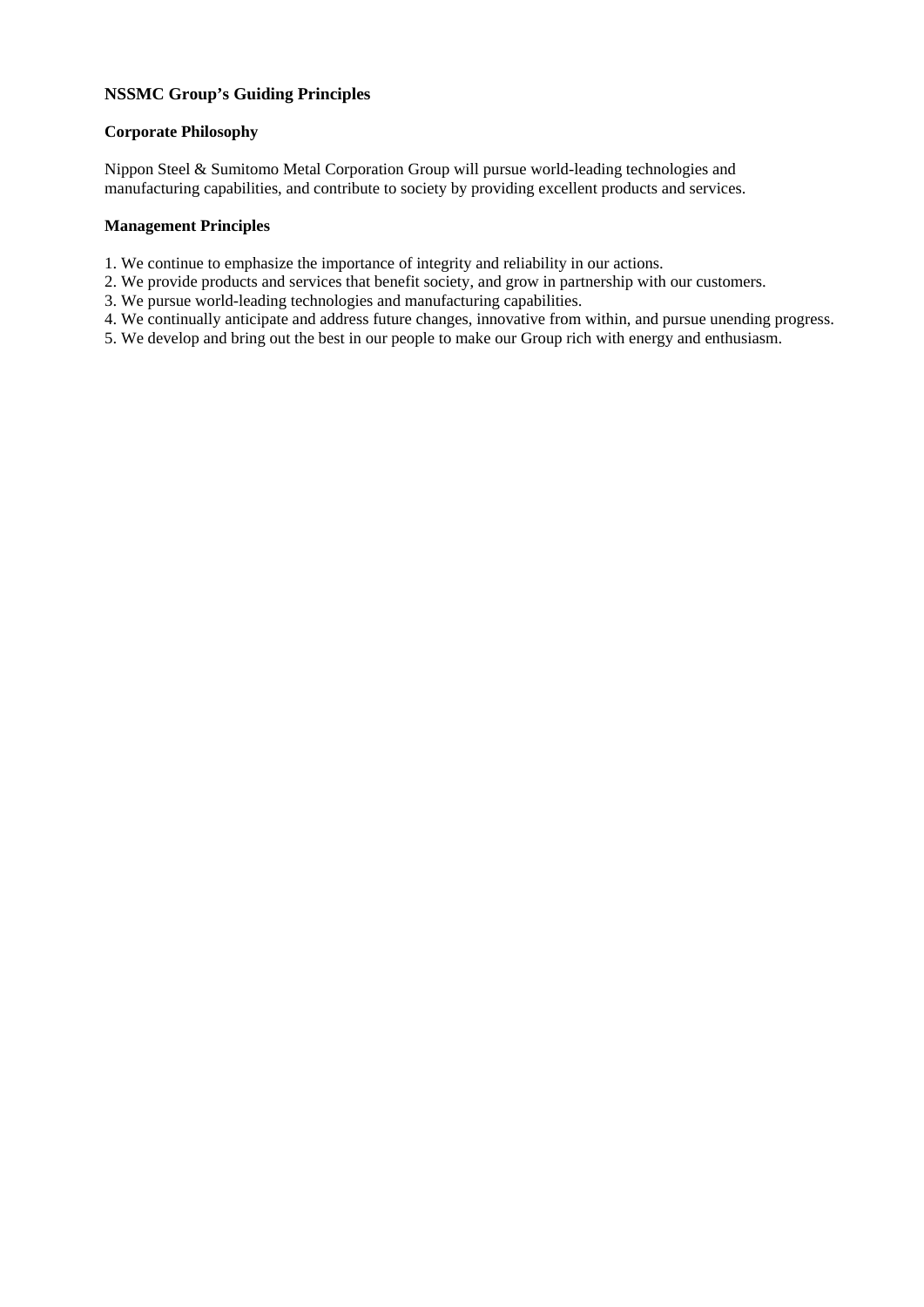## NSSMC Group's Guiding Principles

### Corporate Philosophy

Nippon Steel & Sumitomo Metal Corporation Group will pursue world-leading technologies and manufacturing capabilities, and contribute to society by providing excellent products and services.

### Management Principles

1. We continue to emphasize the importance of integrity and reliability in our actions.
2. We provide products and services that benefit society, and grow in partnership with our customers.
3. We pursue world-leading technologies and manufacturing capabilities.
4. We continually anticipate and address future changes, innovative from within, and pursue unending progress.
5. We develop and bring out the best in our people to make our Group rich with energy and enthusiasm.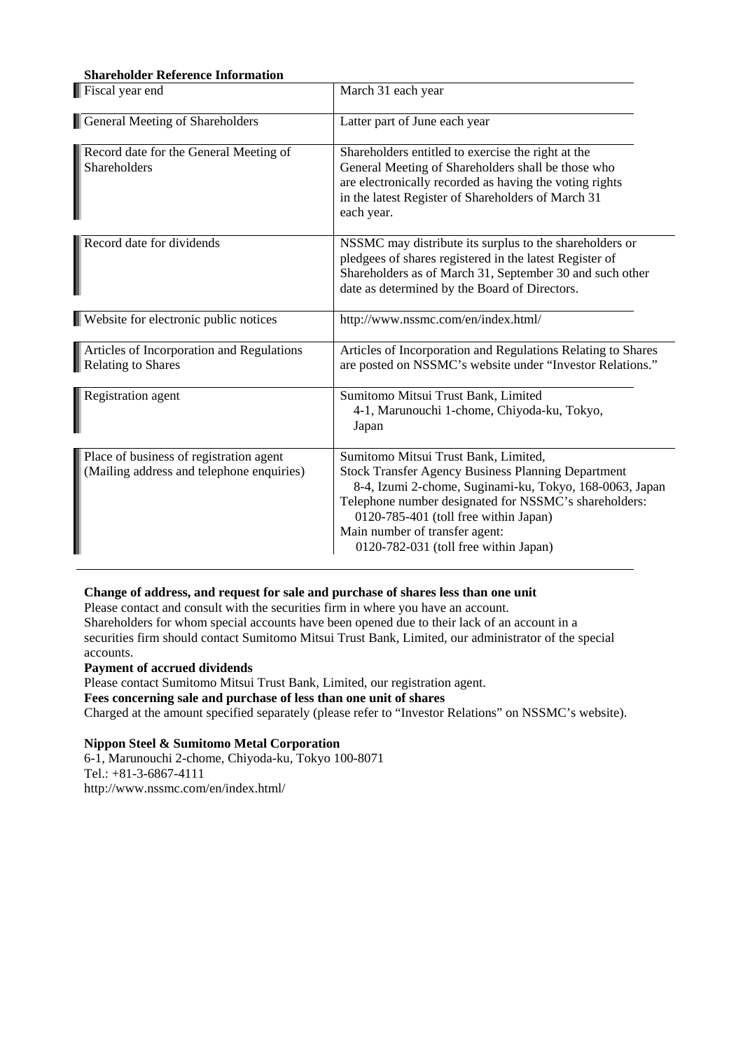**Shareholder Reference Information**

| | |
|---|---|
| Fiscal year end | March 31 each year |
| General Meeting of Shareholders | Latter part of June each year |
| Record date for the General Meeting of Shareholders | Shareholders entitled to exercise the right at the General Meeting of Shareholders shall be those who are electronically recorded as having the voting rights in the latest Register of Shareholders of March 31 each year. |
| Record date for dividends | NSSMC may distribute its surplus to the shareholders or pledgees of shares registered in the latest Register of Shareholders as of March 31, September 30 and such other date as determined by the Board of Directors. |
| Website for electronic public notices | http://www.nssmc.com/en/index.html/ |
| Articles of Incorporation and Regulations Relating to Shares | Articles of Incorporation and Regulations Relating to Shares are posted on NSSMC's website under "Investor Relations." |
| Registration agent | Sumitomo Mitsui Trust Bank, Limited<br>4-1, Marunouchi 1-chome, Chiyoda-ku, Tokyo, Japan |
| Place of business of registration agent (Mailing address and telephone enquiries) | Sumitomo Mitsui Trust Bank, Limited,<br>Stock Transfer Agency Business Planning Department<br>8-4, Izumi 2-chome, Suginami-ku, Tokyo, 168-0063, Japan<br>Telephone number designated for NSSMC's shareholders:<br>0120-785-401 (toll free within Japan)<br>Main number of transfer agent:<br>0120-782-031 (toll free within Japan) |

**Change of address, and request for sale and purchase of shares less than one unit**

Please contact and consult with the securities firm in where you have an account.
Shareholders for whom special accounts have been opened due to their lack of an account in a securities firm should contact Sumitomo Mitsui Trust Bank, Limited, our administrator of the special accounts.

**Payment of accrued dividends**

Please contact Sumitomo Mitsui Trust Bank, Limited, our registration agent.

**Fees concerning sale and purchase of less than one unit of shares**

Charged at the amount specified separately (please refer to "Investor Relations" on NSSMC's website).

**Nippon Steel & Sumitomo Metal Corporation**

6-1, Marunouchi 2-chome, Chiyoda-ku, Tokyo 100-8071
Tel.: +81-3-6867-4111
http://www.nssmc.com/en/index.html/